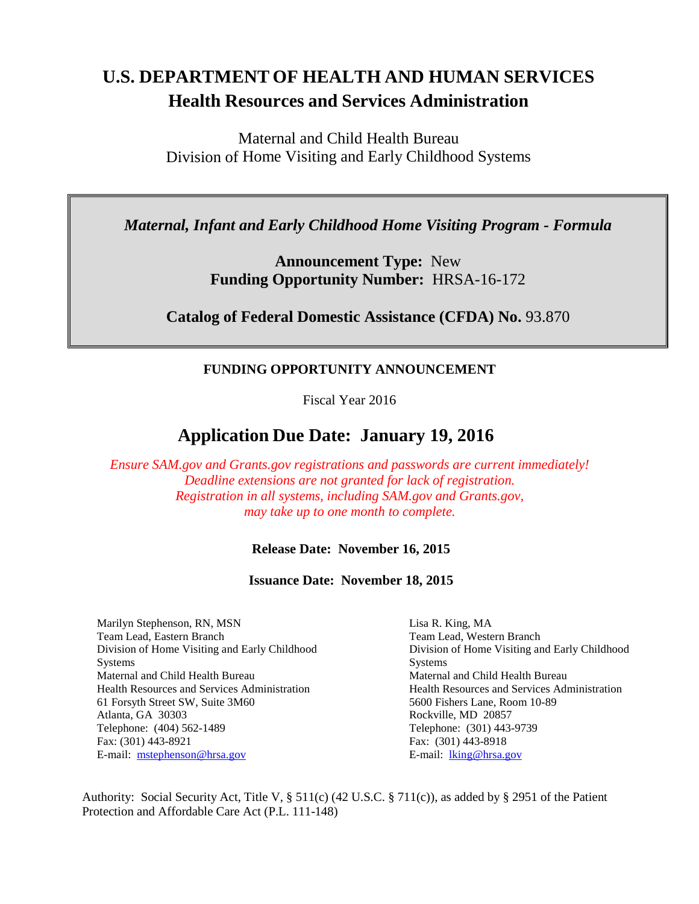# U.S. DEPARTMENT OF HEALTH AND HUMAN SERVICES
## Health Resources and Services Administration

Maternal and Child Health Bureau
Division of Home Visiting and Early Childhood Systems

***Maternal, Infant and Early Childhood Home Visiting Program - Formula***

**Announcement Type:** New
**Funding Opportunity Number:** HRSA-16-172

**Catalog of Federal Domestic Assistance (CFDA) No.** 93.870

**FUNDING OPPORTUNITY ANNOUNCEMENT**

Fiscal Year 2016

## Application Due Date: January 19, 2016

*Ensure SAM.gov and Grants.gov registrations and passwords are current immediately! Deadline extensions are not granted for lack of registration. Registration in all systems, including SAM.gov and Grants.gov, may take up to one month to complete.*

**Release Date: November 16, 2015**

**Issuance Date: November 18, 2015**

Marilyn Stephenson, RN, MSN
Team Lead, Eastern Branch
Division of Home Visiting and Early Childhood Systems
Maternal and Child Health Bureau
Health Resources and Services Administration
61 Forsyth Street SW, Suite 3M60
Atlanta, GA 30303
Telephone: (404) 562-1489
Fax: (301) 443-8921
E-mail: mstephenson@hrsa.gov

Lisa R. King, MA
Team Lead, Western Branch
Division of Home Visiting and Early Childhood Systems
Maternal and Child Health Bureau
Health Resources and Services Administration
5600 Fishers Lane, Room 10-89
Rockville, MD 20857
Telephone: (301) 443-9739
Fax: (301) 443-8918
E-mail: lking@hrsa.gov

Authority: Social Security Act, Title V, § 511(c) (42 U.S.C. § 711(c)), as added by § 2951 of the Patient Protection and Affordable Care Act (P.L. 111-148)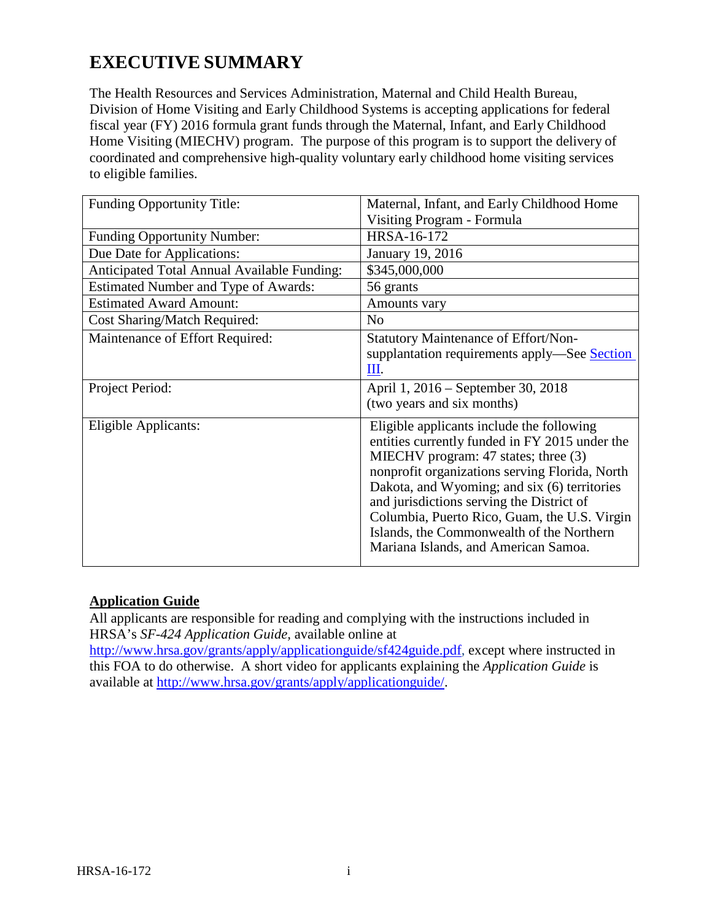# EXECUTIVE SUMMARY

The Health Resources and Services Administration, Maternal and Child Health Bureau, Division of Home Visiting and Early Childhood Systems is accepting applications for federal fiscal year (FY) 2016 formula grant funds through the Maternal, Infant, and Early Childhood Home Visiting (MIECHV) program. The purpose of this program is to support the delivery of coordinated and comprehensive high-quality voluntary early childhood home visiting services to eligible families.

| | |
|---|---|
| Funding Opportunity Title: | Maternal, Infant, and Early Childhood Home Visiting Program - Formula |
| Funding Opportunity Number: | HRSA-16-172 |
| Due Date for Applications: | January 19, 2016 |
| Anticipated Total Annual Available Funding: | $345,000,000 |
| Estimated Number and Type of Awards: | 56 grants |
| Estimated Award Amount: | Amounts vary |
| Cost Sharing/Match Required: | No |
| Maintenance of Effort Required: | Statutory Maintenance of Effort/Non-supplantation requirements apply—See Section III. |
| Project Period: | April 1, 2016 – September 30, 2018 (two years and six months) |
| Eligible Applicants: | Eligible applicants include the following entities currently funded in FY 2015 under the MIECHV program: 47 states; three (3) nonprofit organizations serving Florida, North Dakota, and Wyoming; and six (6) territories and jurisdictions serving the District of Columbia, Puerto Rico, Guam, the U.S. Virgin Islands, the Commonwealth of the Northern Mariana Islands, and American Samoa. |

**Application Guide**

All applicants are responsible for reading and complying with the instructions included in HRSA's *SF-424 Application Guide,* available online at http://www.hrsa.gov/grants/apply/applicationguide/sf424guide.pdf, except where instructed in this FOA to do otherwise. A short video for applicants explaining the *Application Guide* is available at http://www.hrsa.gov/grants/apply/applicationguide/.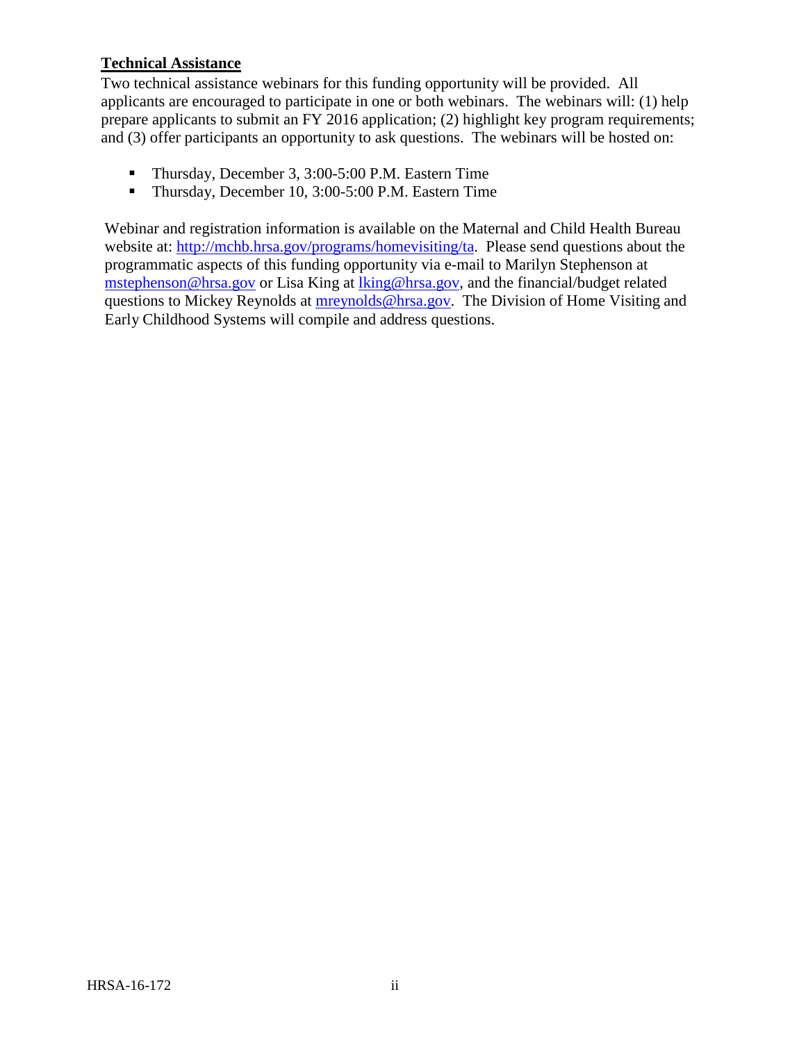**Technical Assistance**

Two technical assistance webinars for this funding opportunity will be provided. All applicants are encouraged to participate in one or both webinars. The webinars will: (1) help prepare applicants to submit an FY 2016 application; (2) highlight key program requirements; and (3) offer participants an opportunity to ask questions. The webinars will be hosted on:

- Thursday, December 3, 3:00-5:00 P.M. Eastern Time
- Thursday, December 10, 3:00-5:00 P.M. Eastern Time

Webinar and registration information is available on the Maternal and Child Health Bureau website at: [http://mchb.hrsa.gov/programs/homevisiting/ta](http://mchb.hrsa.gov/programs/homevisiting/ta). Please send questions about the programmatic aspects of this funding opportunity via e-mail to Marilyn Stephenson at [mstephenson@hrsa.gov](mailto:mstephenson@hrsa.gov) or Lisa King at [lking@hrsa.gov](mailto:lking@hrsa.gov), and the financial/budget related questions to Mickey Reynolds at [mreynolds@hrsa.gov](mailto:mreynolds@hrsa.gov). The Division of Home Visiting and Early Childhood Systems will compile and address questions.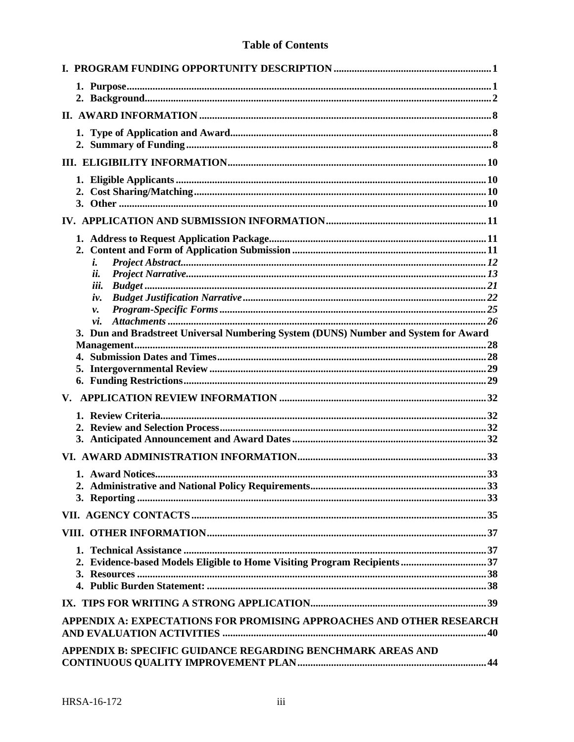## Table of Contents

**I. PROGRAM FUNDING OPPORTUNITY DESCRIPTION** ..... 1

- **1. Purpose** ..... 1
- **2. Background** ..... 2

**II. AWARD INFORMATION** ..... 8

- **1. Type of Application and Award** ..... 8
- **2. Summary of Funding** ..... 8

**III. ELIGIBILITY INFORMATION** ..... 10

- **1. Eligible Applicants** ..... 10
- **2. Cost Sharing/Matching** ..... 10
- **3. Other** ..... 10

**IV. APPLICATION AND SUBMISSION INFORMATION** ..... 11

- **1. Address to Request Application Package** ..... 11
- **2. Content and Form of Application Submission** ..... 11
  - ***i. Project Abstract*** ..... *12*
  - ***ii. Project Narrative*** ..... *13*
  - ***iii. Budget*** ..... *21*
  - ***iv. Budget Justification Narrative*** ..... *22*
  - ***v. Program-Specific Forms*** ..... *25*
  - ***vi. Attachments*** ..... *26*
- **3. Dun and Bradstreet Universal Numbering System (DUNS) Number and System for Award Management** ..... 28
- **4. Submission Dates and Times** ..... 28
- **5. Intergovernmental Review** ..... 29
- **6. Funding Restrictions** ..... 29

**V. APPLICATION REVIEW INFORMATION** ..... 32

- **1. Review Criteria** ..... 32
- **2. Review and Selection Process** ..... 32
- **3. Anticipated Announcement and Award Dates** ..... 32

**VI. AWARD ADMINISTRATION INFORMATION** ..... 33

- **1. Award Notices** ..... 33
- **2. Administrative and National Policy Requirements** ..... 33
- **3. Reporting** ..... 33

**VII. AGENCY CONTACTS** ..... 35

**VIII. OTHER INFORMATION** ..... 37

- **1. Technical Assistance** ..... 37
- **2. Evidence-based Models Eligible to Home Visiting Program Recipients** ..... 37
- **3. Resources** ..... 38
- **4. Public Burden Statement:** ..... 38

**IX. TIPS FOR WRITING A STRONG APPLICATION** ..... 39

**APPENDIX A: EXPECTATIONS FOR PROMISING APPROACHES AND OTHER RESEARCH AND EVALUATION ACTIVITIES** ..... 40

**APPENDIX B: SPECIFIC GUIDANCE REGARDING BENCHMARK AREAS AND CONTINUOUS QUALITY IMPROVEMENT PLAN** ..... 44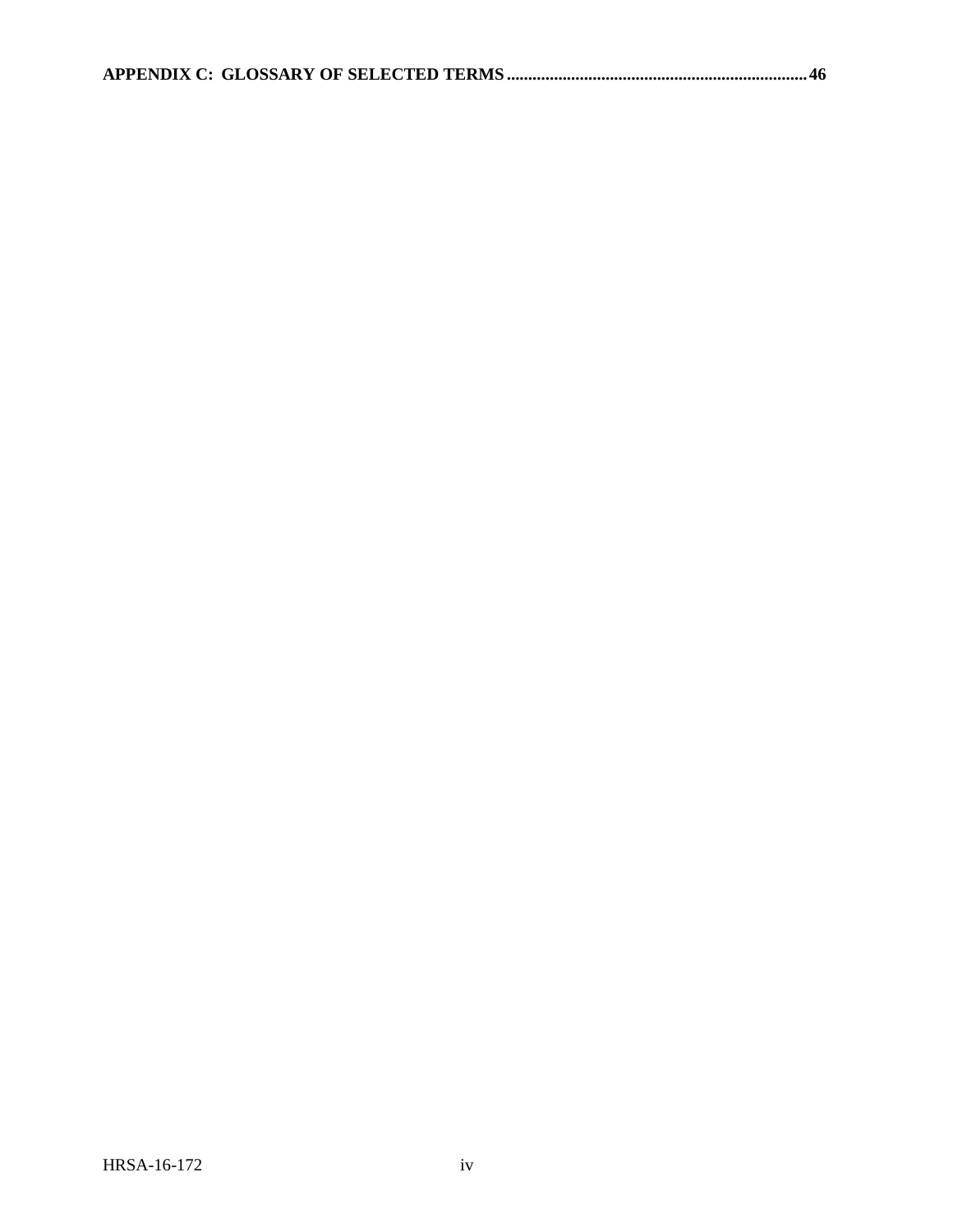**APPENDIX C: GLOSSARY OF SELECTED TERMS ....................................................................... 46**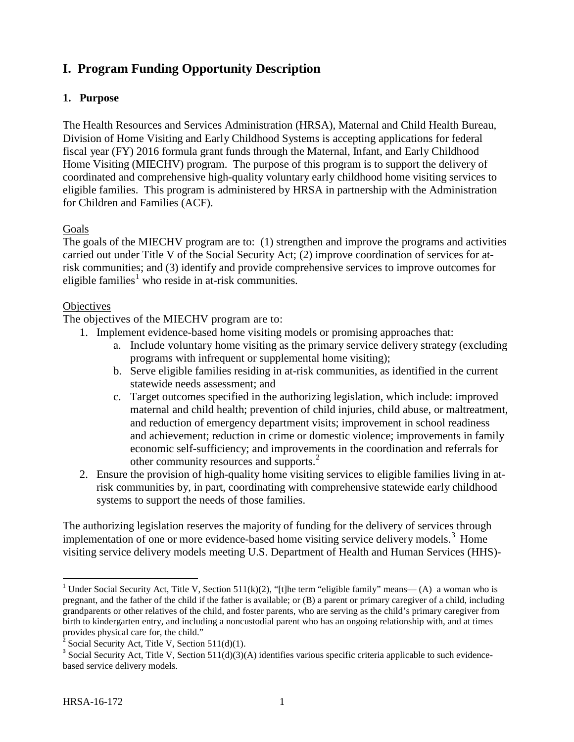# I. Program Funding Opportunity Description

## 1. Purpose

The Health Resources and Services Administration (HRSA), Maternal and Child Health Bureau, Division of Home Visiting and Early Childhood Systems is accepting applications for federal fiscal year (FY) 2016 formula grant funds through the Maternal, Infant, and Early Childhood Home Visiting (MIECHV) program. The purpose of this program is to support the delivery of coordinated and comprehensive high-quality voluntary early childhood home visiting services to eligible families. This program is administered by HRSA in partnership with the Administration for Children and Families (ACF).

Goals

The goals of the MIECHV program are to: (1) strengthen and improve the programs and activities carried out under Title V of the Social Security Act; (2) improve coordination of services for at-risk communities; and (3) identify and provide comprehensive services to improve outcomes for eligible families[1] who reside in at-risk communities.

Objectives

The objectives of the MIECHV program are to:

1. Implement evidence-based home visiting models or promising approaches that:
   a. Include voluntary home visiting as the primary service delivery strategy (excluding programs with infrequent or supplemental home visiting);
   b. Serve eligible families residing in at-risk communities, as identified in the current statewide needs assessment; and
   c. Target outcomes specified in the authorizing legislation, which include: improved maternal and child health; prevention of child injuries, child abuse, or maltreatment, and reduction of emergency department visits; improvement in school readiness and achievement; reduction in crime or domestic violence; improvements in family economic self-sufficiency; and improvements in the coordination and referrals for other community resources and supports.[2]
2. Ensure the provision of high-quality home visiting services to eligible families living in at-risk communities by, in part, coordinating with comprehensive statewide early childhood systems to support the needs of those families.

The authorizing legislation reserves the majority of funding for the delivery of services through implementation of one or more evidence-based home visiting service delivery models.[3] Home visiting service delivery models meeting U.S. Department of Health and Human Services (HHS)-

---

[1] Under Social Security Act, Title V, Section 511(k)(2), "[t]he term "eligible family" means— (A) a woman who is pregnant, and the father of the child if the father is available; or (B) a parent or primary caregiver of a child, including grandparents or other relatives of the child, and foster parents, who are serving as the child's primary caregiver from birth to kindergarten entry, and including a noncustodial parent who has an ongoing relationship with, and at times provides physical care for, the child."

[2] Social Security Act, Title V, Section 511(d)(1).

[3] Social Security Act, Title V, Section 511(d)(3)(A) identifies various specific criteria applicable to such evidence-based service delivery models.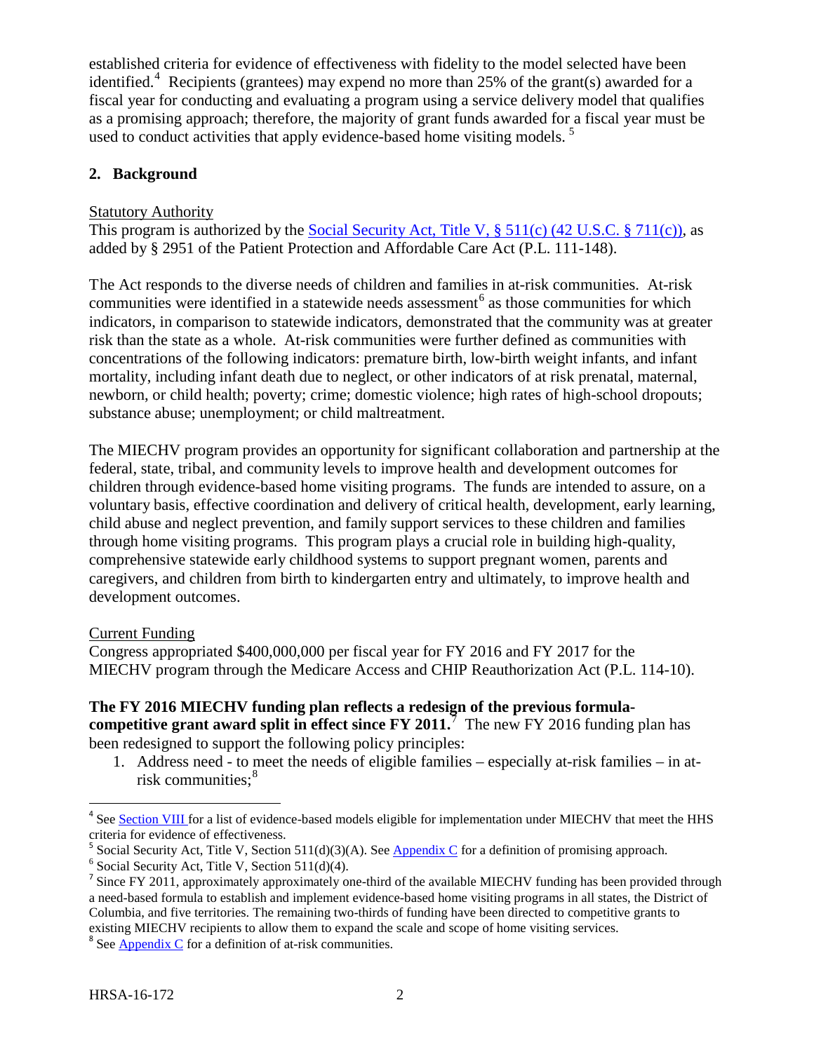established criteria for evidence of effectiveness with fidelity to the model selected have been identified.[4] Recipients (grantees) may expend no more than 25% of the grant(s) awarded for a fiscal year for conducting and evaluating a program using a service delivery model that qualifies as a promising approach; therefore, the majority of grant funds awarded for a fiscal year must be used to conduct activities that apply evidence-based home visiting models. [5]

## 2. Background

Statutory Authority

This program is authorized by the Social Security Act, Title V, § 511(c) (42 U.S.C. § 711(c)), as added by § 2951 of the Patient Protection and Affordable Care Act (P.L. 111-148).

The Act responds to the diverse needs of children and families in at-risk communities. At-risk communities were identified in a statewide needs assessment[6] as those communities for which indicators, in comparison to statewide indicators, demonstrated that the community was at greater risk than the state as a whole. At-risk communities were further defined as communities with concentrations of the following indicators: premature birth, low-birth weight infants, and infant mortality, including infant death due to neglect, or other indicators of at risk prenatal, maternal, newborn, or child health; poverty; crime; domestic violence; high rates of high-school dropouts; substance abuse; unemployment; or child maltreatment.

The MIECHV program provides an opportunity for significant collaboration and partnership at the federal, state, tribal, and community levels to improve health and development outcomes for children through evidence-based home visiting programs. The funds are intended to assure, on a voluntary basis, effective coordination and delivery of critical health, development, early learning, child abuse and neglect prevention, and family support services to these children and families through home visiting programs. This program plays a crucial role in building high-quality, comprehensive statewide early childhood systems to support pregnant women, parents and caregivers, and children from birth to kindergarten entry and ultimately, to improve health and development outcomes.

Current Funding

Congress appropriated $400,000,000 per fiscal year for FY 2016 and FY 2017 for the MIECHV program through the Medicare Access and CHIP Reauthorization Act (P.L. 114-10).

**The FY 2016 MIECHV funding plan reflects a redesign of the previous formula-competitive grant award split in effect since FY 2011.**[7] The new FY 2016 funding plan has been redesigned to support the following policy principles:

1. Address need - to meet the needs of eligible families – especially at-risk families – in at-risk communities;[8]

[4] See Section VIII for a list of evidence-based models eligible for implementation under MIECHV that meet the HHS criteria for evidence of effectiveness.

[5] Social Security Act, Title V, Section 511(d)(3)(A). See Appendix C for a definition of promising approach.

[6] Social Security Act, Title V, Section 511(d)(4).

[7] Since FY 2011, approximately approximately one-third of the available MIECHV funding has been provided through a need-based formula to establish and implement evidence-based home visiting programs in all states, the District of Columbia, and five territories. The remaining two-thirds of funding have been directed to competitive grants to existing MIECHV recipients to allow them to expand the scale and scope of home visiting services.

[8] See Appendix C for a definition of at-risk communities.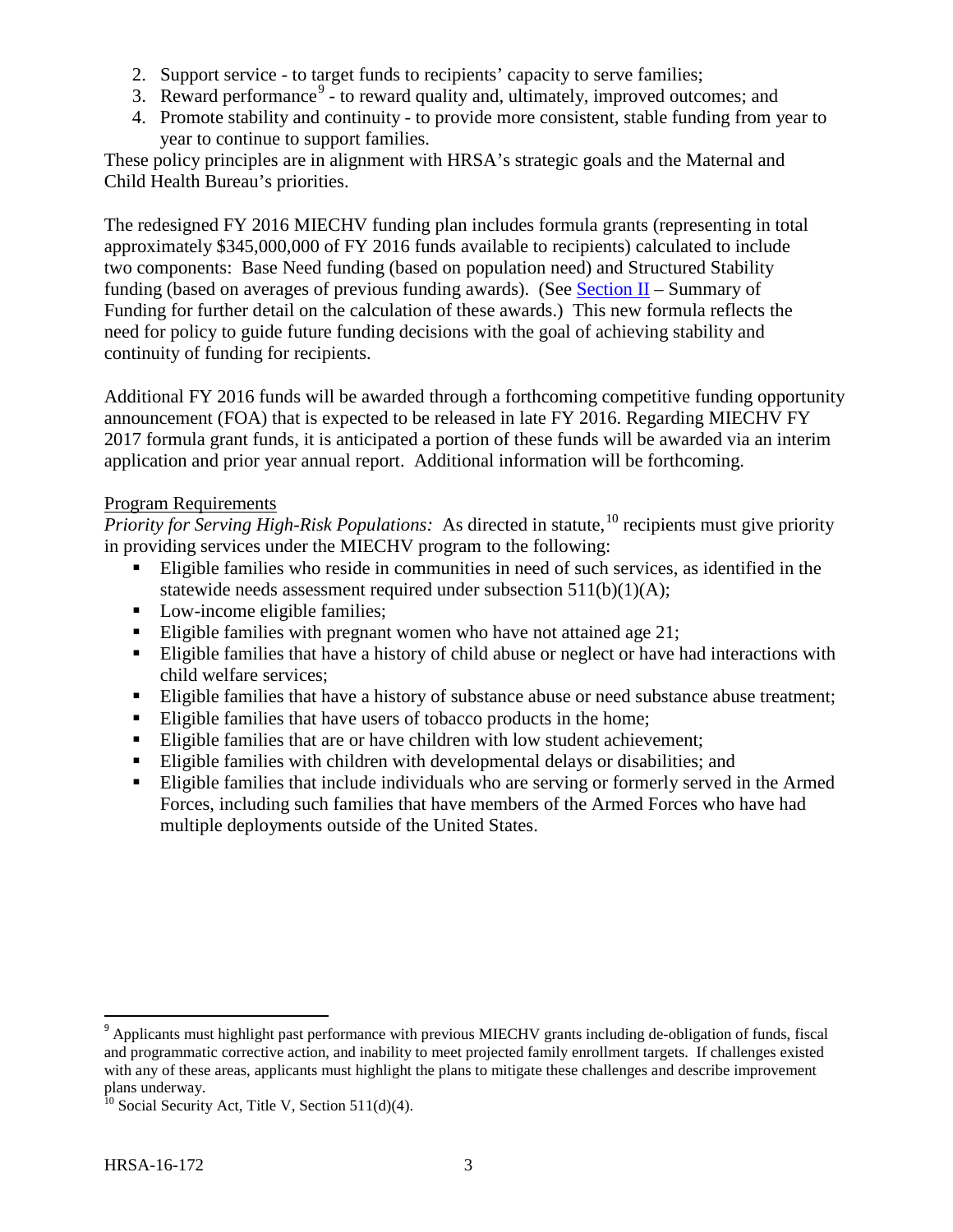2. Support service - to target funds to recipients' capacity to serve families;
3. Reward performance[9] - to reward quality and, ultimately, improved outcomes; and
4. Promote stability and continuity - to provide more consistent, stable funding from year to year to continue to support families.

These policy principles are in alignment with HRSA's strategic goals and the Maternal and Child Health Bureau's priorities.

The redesigned FY 2016 MIECHV funding plan includes formula grants (representing in total approximately $345,000,000 of FY 2016 funds available to recipients) calculated to include two components: Base Need funding (based on population need) and Structured Stability funding (based on averages of previous funding awards). (See Section II – Summary of Funding for further detail on the calculation of these awards.) This new formula reflects the need for policy to guide future funding decisions with the goal of achieving stability and continuity of funding for recipients.

Additional FY 2016 funds will be awarded through a forthcoming competitive funding opportunity announcement (FOA) that is expected to be released in late FY 2016. Regarding MIECHV FY 2017 formula grant funds, it is anticipated a portion of these funds will be awarded via an interim application and prior year annual report. Additional information will be forthcoming.

Program Requirements

*Priority for Serving High-Risk Populations:* As directed in statute,[10] recipients must give priority in providing services under the MIECHV program to the following:

- Eligible families who reside in communities in need of such services, as identified in the statewide needs assessment required under subsection 511(b)(1)(A);
- Low-income eligible families;
- Eligible families with pregnant women who have not attained age 21;
- Eligible families that have a history of child abuse or neglect or have had interactions with child welfare services;
- Eligible families that have a history of substance abuse or need substance abuse treatment;
- Eligible families that have users of tobacco products in the home;
- Eligible families that are or have children with low student achievement;
- Eligible families with children with developmental delays or disabilities; and
- Eligible families that include individuals who are serving or formerly served in the Armed Forces, including such families that have members of the Armed Forces who have had multiple deployments outside of the United States.

[9] Applicants must highlight past performance with previous MIECHV grants including de-obligation of funds, fiscal and programmatic corrective action, and inability to meet projected family enrollment targets. If challenges existed with any of these areas, applicants must highlight the plans to mitigate these challenges and describe improvement plans underway.

[10] Social Security Act, Title V, Section 511(d)(4).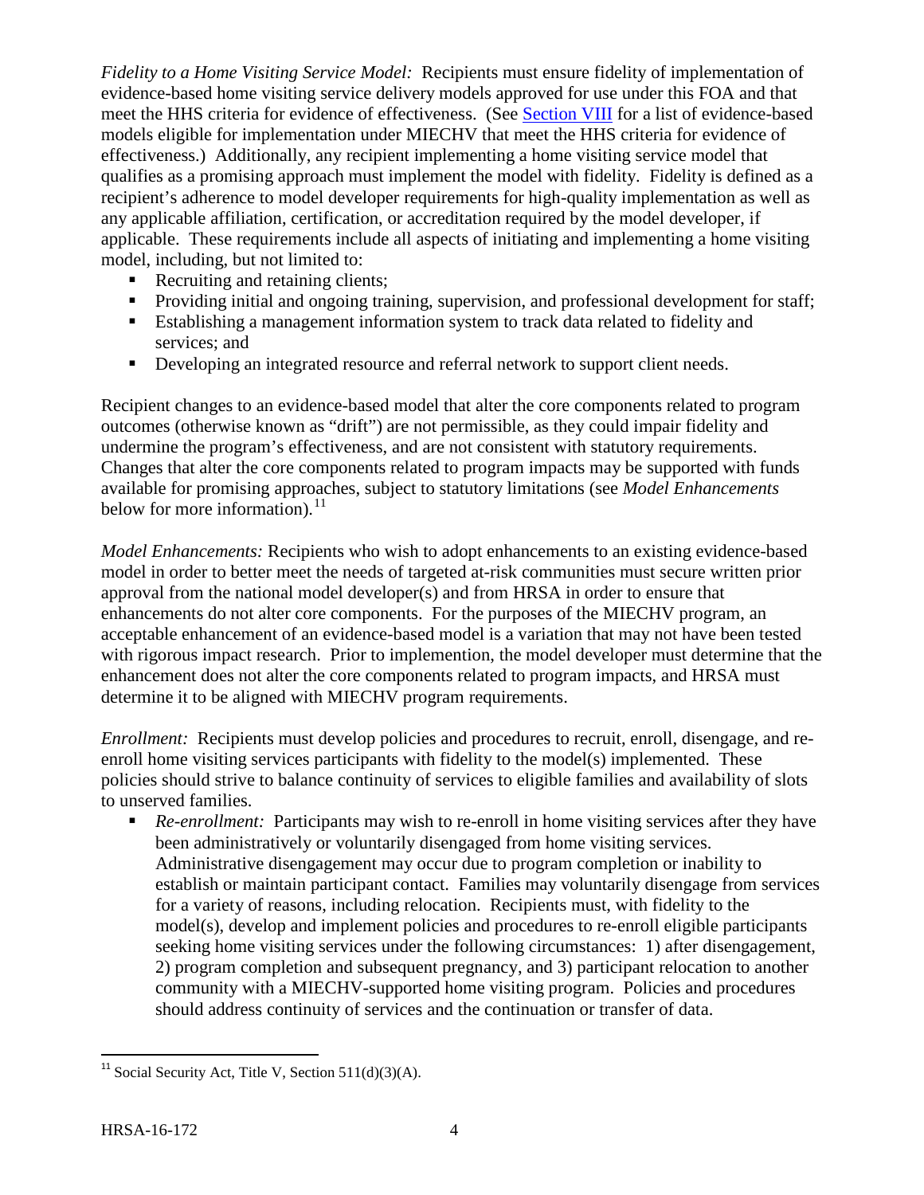*Fidelity to a Home Visiting Service Model:* Recipients must ensure fidelity of implementation of evidence-based home visiting service delivery models approved for use under this FOA and that meet the HHS criteria for evidence of effectiveness. (See Section VIII for a list of evidence-based models eligible for implementation under MIECHV that meet the HHS criteria for evidence of effectiveness.) Additionally, any recipient implementing a home visiting service model that qualifies as a promising approach must implement the model with fidelity. Fidelity is defined as a recipient's adherence to model developer requirements for high-quality implementation as well as any applicable affiliation, certification, or accreditation required by the model developer, if applicable. These requirements include all aspects of initiating and implementing a home visiting model, including, but not limited to:

- Recruiting and retaining clients;
- Providing initial and ongoing training, supervision, and professional development for staff;
- Establishing a management information system to track data related to fidelity and services; and
- Developing an integrated resource and referral network to support client needs.

Recipient changes to an evidence-based model that alter the core components related to program outcomes (otherwise known as "drift") are not permissible, as they could impair fidelity and undermine the program's effectiveness, and are not consistent with statutory requirements. Changes that alter the core components related to program impacts may be supported with funds available for promising approaches, subject to statutory limitations (see *Model Enhancements* below for more information).[11]

*Model Enhancements:* Recipients who wish to adopt enhancements to an existing evidence-based model in order to better meet the needs of targeted at-risk communities must secure written prior approval from the national model developer(s) and from HRSA in order to ensure that enhancements do not alter core components. For the purposes of the MIECHV program, an acceptable enhancement of an evidence-based model is a variation that may not have been tested with rigorous impact research. Prior to implemention, the model developer must determine that the enhancement does not alter the core components related to program impacts, and HRSA must determine it to be aligned with MIECHV program requirements.

*Enrollment:* Recipients must develop policies and procedures to recruit, enroll, disengage, and re-enroll home visiting services participants with fidelity to the model(s) implemented. These policies should strive to balance continuity of services to eligible families and availability of slots to unserved families.

- *Re-enrollment:* Participants may wish to re-enroll in home visiting services after they have been administratively or voluntarily disengaged from home visiting services. Administrative disengagement may occur due to program completion or inability to establish or maintain participant contact. Families may voluntarily disengage from services for a variety of reasons, including relocation. Recipients must, with fidelity to the model(s), develop and implement policies and procedures to re-enroll eligible participants seeking home visiting services under the following circumstances: 1) after disengagement, 2) program completion and subsequent pregnancy, and 3) participant relocation to another community with a MIECHV-supported home visiting program. Policies and procedures should address continuity of services and the continuation or transfer of data.

[11] Social Security Act, Title V, Section 511(d)(3)(A).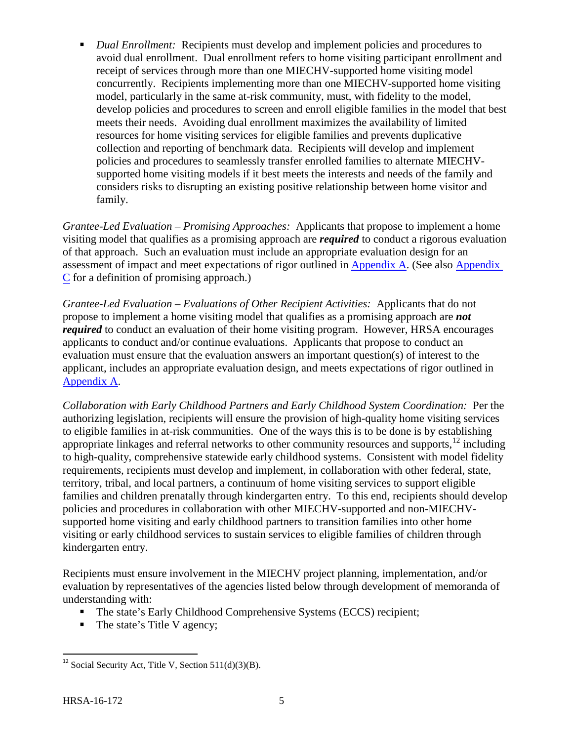- *Dual Enrollment:* Recipients must develop and implement policies and procedures to avoid dual enrollment. Dual enrollment refers to home visiting participant enrollment and receipt of services through more than one MIECHV-supported home visiting model concurrently. Recipients implementing more than one MIECHV-supported home visiting model, particularly in the same at-risk community, must, with fidelity to the model, develop policies and procedures to screen and enroll eligible families in the model that best meets their needs. Avoiding dual enrollment maximizes the availability of limited resources for home visiting services for eligible families and prevents duplicative collection and reporting of benchmark data. Recipients will develop and implement policies and procedures to seamlessly transfer enrolled families to alternate MIECHV-supported home visiting models if it best meets the interests and needs of the family and considers risks to disrupting an existing positive relationship between home visitor and family.

*Grantee-Led Evaluation – Promising Approaches:* Applicants that propose to implement a home visiting model that qualifies as a promising approach are ***required*** to conduct a rigorous evaluation of that approach. Such an evaluation must include an appropriate evaluation design for an assessment of impact and meet expectations of rigor outlined in Appendix A. (See also Appendix C for a definition of promising approach.)

*Grantee-Led Evaluation – Evaluations of Other Recipient Activities:* Applicants that do not propose to implement a home visiting model that qualifies as a promising approach are ***not required*** to conduct an evaluation of their home visiting program. However, HRSA encourages applicants to conduct and/or continue evaluations. Applicants that propose to conduct an evaluation must ensure that the evaluation answers an important question(s) of interest to the applicant, includes an appropriate evaluation design, and meets expectations of rigor outlined in Appendix A.

*Collaboration with Early Childhood Partners and Early Childhood System Coordination:* Per the authorizing legislation, recipients will ensure the provision of high-quality home visiting services to eligible families in at-risk communities. One of the ways this is to be done is by establishing appropriate linkages and referral networks to other community resources and supports,[12] including to high-quality, comprehensive statewide early childhood systems. Consistent with model fidelity requirements, recipients must develop and implement, in collaboration with other federal, state, territory, tribal, and local partners, a continuum of home visiting services to support eligible families and children prenatally through kindergarten entry. To this end, recipients should develop policies and procedures in collaboration with other MIECHV-supported and non-MIECHV-supported home visiting and early childhood partners to transition families into other home visiting or early childhood services to sustain services to eligible families of children through kindergarten entry.

Recipients must ensure involvement in the MIECHV project planning, implementation, and/or evaluation by representatives of the agencies listed below through development of memoranda of understanding with:

- The state's Early Childhood Comprehensive Systems (ECCS) recipient;
- The state's Title V agency;

[12] Social Security Act, Title V, Section 511(d)(3)(B).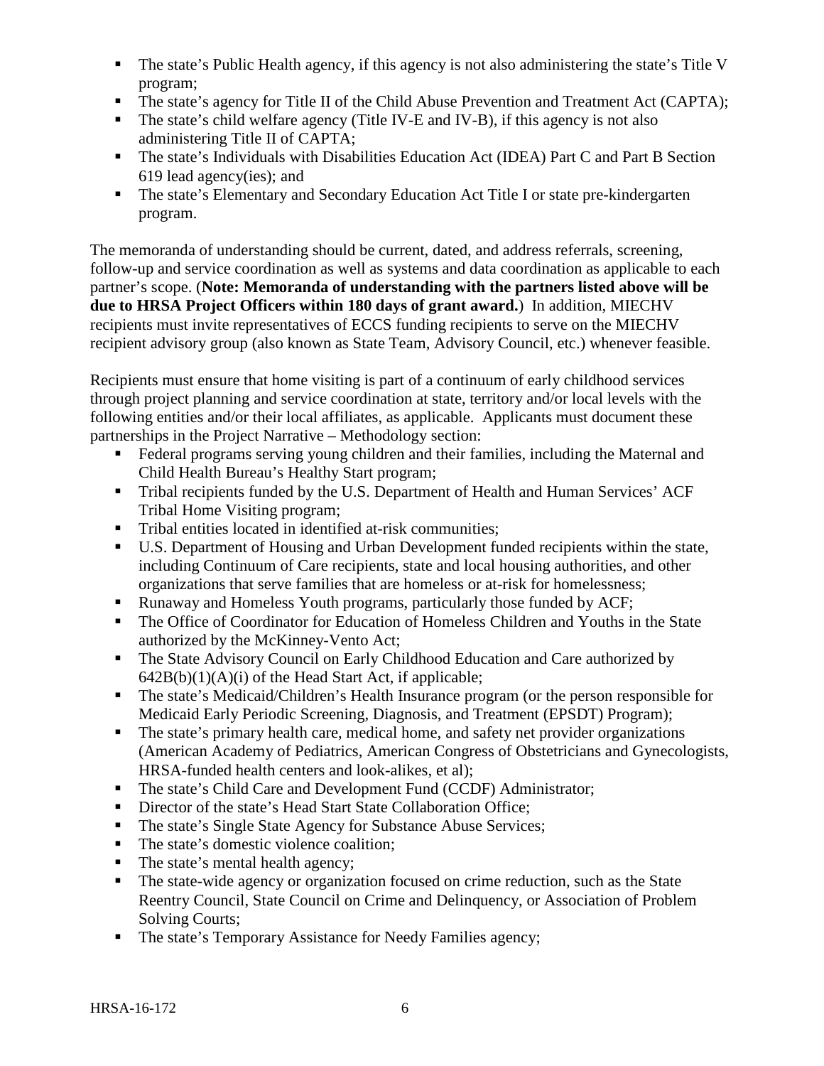- The state's Public Health agency, if this agency is not also administering the state's Title V program;
- The state's agency for Title II of the Child Abuse Prevention and Treatment Act (CAPTA);
- The state's child welfare agency (Title IV-E and IV-B), if this agency is not also administering Title II of CAPTA;
- The state's Individuals with Disabilities Education Act (IDEA) Part C and Part B Section 619 lead agency(ies); and
- The state's Elementary and Secondary Education Act Title I or state pre-kindergarten program.

The memoranda of understanding should be current, dated, and address referrals, screening, follow-up and service coordination as well as systems and data coordination as applicable to each partner's scope. (**Note: Memoranda of understanding with the partners listed above will be due to HRSA Project Officers within 180 days of grant award.**) In addition, MIECHV recipients must invite representatives of ECCS funding recipients to serve on the MIECHV recipient advisory group (also known as State Team, Advisory Council, etc.) whenever feasible.

Recipients must ensure that home visiting is part of a continuum of early childhood services through project planning and service coordination at state, territory and/or local levels with the following entities and/or their local affiliates, as applicable. Applicants must document these partnerships in the Project Narrative – Methodology section:

- Federal programs serving young children and their families, including the Maternal and Child Health Bureau's Healthy Start program;
- Tribal recipients funded by the U.S. Department of Health and Human Services' ACF Tribal Home Visiting program;
- Tribal entities located in identified at-risk communities;
- U.S. Department of Housing and Urban Development funded recipients within the state, including Continuum of Care recipients, state and local housing authorities, and other organizations that serve families that are homeless or at-risk for homelessness;
- Runaway and Homeless Youth programs, particularly those funded by ACF;
- The Office of Coordinator for Education of Homeless Children and Youths in the State authorized by the McKinney-Vento Act;
- The State Advisory Council on Early Childhood Education and Care authorized by 642B(b)(1)(A)(i) of the Head Start Act, if applicable;
- The state's Medicaid/Children's Health Insurance program (or the person responsible for Medicaid Early Periodic Screening, Diagnosis, and Treatment (EPSDT) Program);
- The state's primary health care, medical home, and safety net provider organizations (American Academy of Pediatrics, American Congress of Obstetricians and Gynecologists, HRSA-funded health centers and look-alikes, et al);
- The state's Child Care and Development Fund (CCDF) Administrator;
- Director of the state's Head Start State Collaboration Office;
- The state's Single State Agency for Substance Abuse Services;
- The state's domestic violence coalition;
- The state's mental health agency;
- The state-wide agency or organization focused on crime reduction, such as the State Reentry Council, State Council on Crime and Delinquency, or Association of Problem Solving Courts;
- The state's Temporary Assistance for Needy Families agency;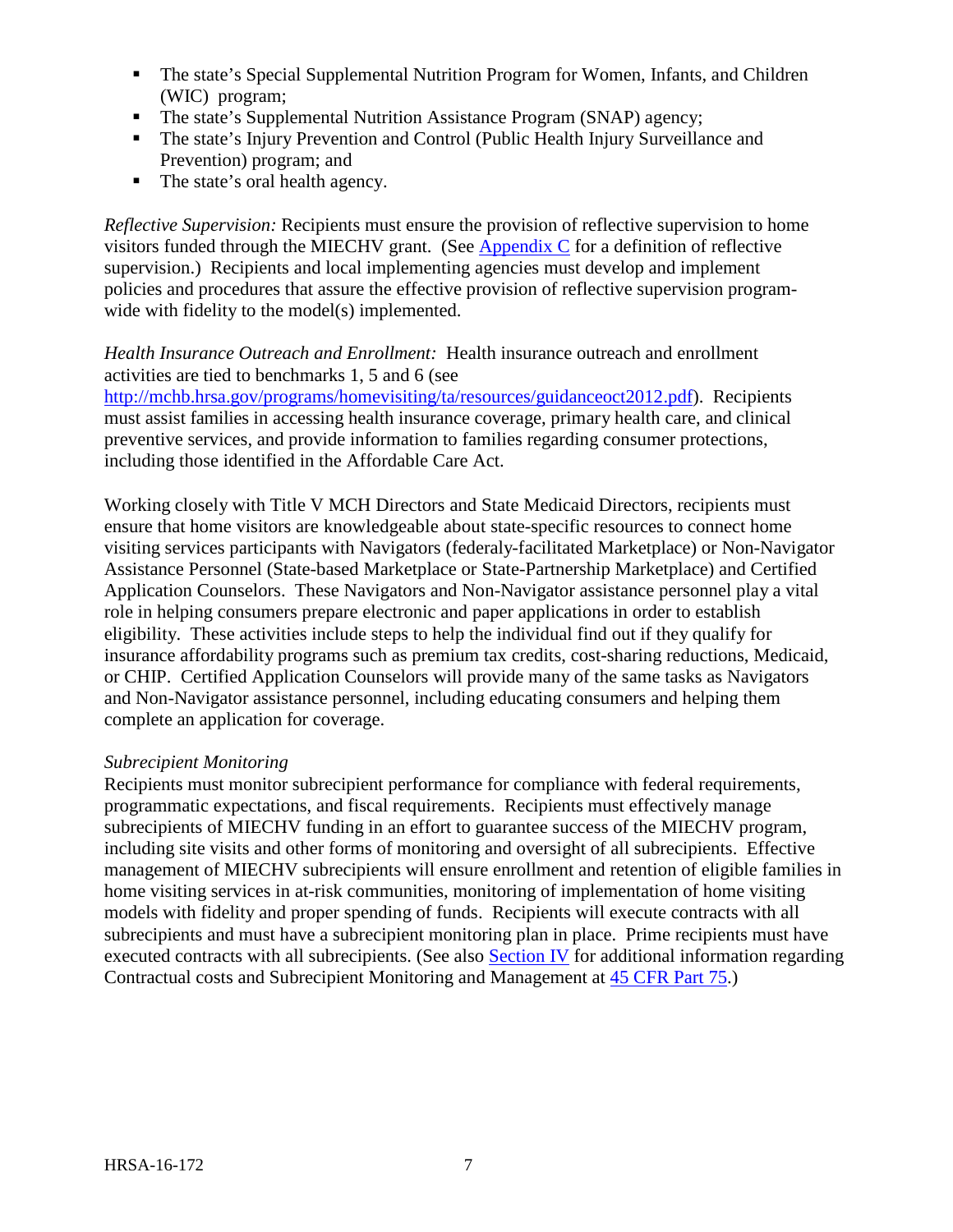- The state's Special Supplemental Nutrition Program for Women, Infants, and Children (WIC) program;
- The state's Supplemental Nutrition Assistance Program (SNAP) agency;
- The state's Injury Prevention and Control (Public Health Injury Surveillance and Prevention) program; and
- The state's oral health agency.

*Reflective Supervision:* Recipients must ensure the provision of reflective supervision to home visitors funded through the MIECHV grant. (See [Appendix C](#) for a definition of reflective supervision.) Recipients and local implementing agencies must develop and implement policies and procedures that assure the effective provision of reflective supervision program-wide with fidelity to the model(s) implemented.

*Health Insurance Outreach and Enrollment:* Health insurance outreach and enrollment activities are tied to benchmarks 1, 5 and 6 (see [http://mchb.hrsa.gov/programs/homevisiting/ta/resources/guidanceoct2012.pdf](http://mchb.hrsa.gov/programs/homevisiting/ta/resources/guidanceoct2012.pdf)). Recipients must assist families in accessing health insurance coverage, primary health care, and clinical preventive services, and provide information to families regarding consumer protections, including those identified in the Affordable Care Act.

Working closely with Title V MCH Directors and State Medicaid Directors, recipients must ensure that home visitors are knowledgeable about state-specific resources to connect home visiting services participants with Navigators (federaly-facilitated Marketplace) or Non-Navigator Assistance Personnel (State-based Marketplace or State-Partnership Marketplace) and Certified Application Counselors. These Navigators and Non-Navigator assistance personnel play a vital role in helping consumers prepare electronic and paper applications in order to establish eligibility. These activities include steps to help the individual find out if they qualify for insurance affordability programs such as premium tax credits, cost-sharing reductions, Medicaid, or CHIP. Certified Application Counselors will provide many of the same tasks as Navigators and Non-Navigator assistance personnel, including educating consumers and helping them complete an application for coverage.

*Subrecipient Monitoring*

Recipients must monitor subrecipient performance for compliance with federal requirements, programmatic expectations, and fiscal requirements. Recipients must effectively manage subrecipients of MIECHV funding in an effort to guarantee success of the MIECHV program, including site visits and other forms of monitoring and oversight of all subrecipients. Effective management of MIECHV subrecipients will ensure enrollment and retention of eligible families in home visiting services in at-risk communities, monitoring of implementation of home visiting models with fidelity and proper spending of funds. Recipients will execute contracts with all subrecipients and must have a subrecipient monitoring plan in place. Prime recipients must have executed contracts with all subrecipients. (See also [Section IV](#) for additional information regarding Contractual costs and Subrecipient Monitoring and Management at [45 CFR Part 75](#).)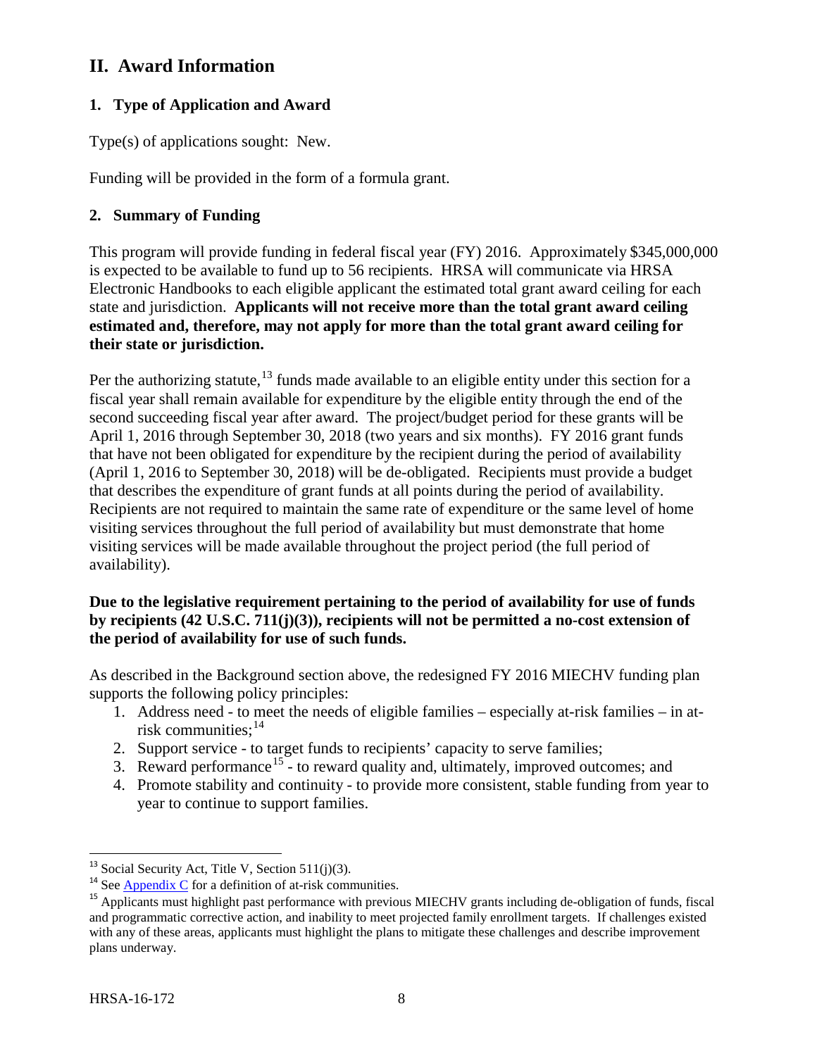## II. Award Information

### 1. Type of Application and Award

Type(s) of applications sought: New.

Funding will be provided in the form of a formula grant.

### 2. Summary of Funding

This program will provide funding in federal fiscal year (FY) 2016. Approximately $345,000,000 is expected to be available to fund up to 56 recipients. HRSA will communicate via HRSA Electronic Handbooks to each eligible applicant the estimated total grant award ceiling for each state and jurisdiction. **Applicants will not receive more than the total grant award ceiling estimated and, therefore, may not apply for more than the total grant award ceiling for their state or jurisdiction.**

Per the authorizing statute,[13] funds made available to an eligible entity under this section for a fiscal year shall remain available for expenditure by the eligible entity through the end of the second succeeding fiscal year after award. The project/budget period for these grants will be April 1, 2016 through September 30, 2018 (two years and six months). FY 2016 grant funds that have not been obligated for expenditure by the recipient during the period of availability (April 1, 2016 to September 30, 2018) will be de-obligated. Recipients must provide a budget that describes the expenditure of grant funds at all points during the period of availability. Recipients are not required to maintain the same rate of expenditure or the same level of home visiting services throughout the full period of availability but must demonstrate that home visiting services will be made available throughout the project period (the full period of availability).

**Due to the legislative requirement pertaining to the period of availability for use of funds by recipients (42 U.S.C. 711(j)(3)), recipients will not be permitted a no-cost extension of the period of availability for use of such funds.**

As described in the Background section above, the redesigned FY 2016 MIECHV funding plan supports the following policy principles:

1. Address need - to meet the needs of eligible families – especially at-risk families – in at-risk communities;[14]
2. Support service - to target funds to recipients' capacity to serve families;
3. Reward performance[15] - to reward quality and, ultimately, improved outcomes; and
4. Promote stability and continuity - to provide more consistent, stable funding from year to year to continue to support families.

---

[13] Social Security Act, Title V, Section 511(j)(3).

[14] See Appendix C for a definition of at-risk communities.

[15] Applicants must highlight past performance with previous MIECHV grants including de-obligation of funds, fiscal and programmatic corrective action, and inability to meet projected family enrollment targets. If challenges existed with any of these areas, applicants must highlight the plans to mitigate these challenges and describe improvement plans underway.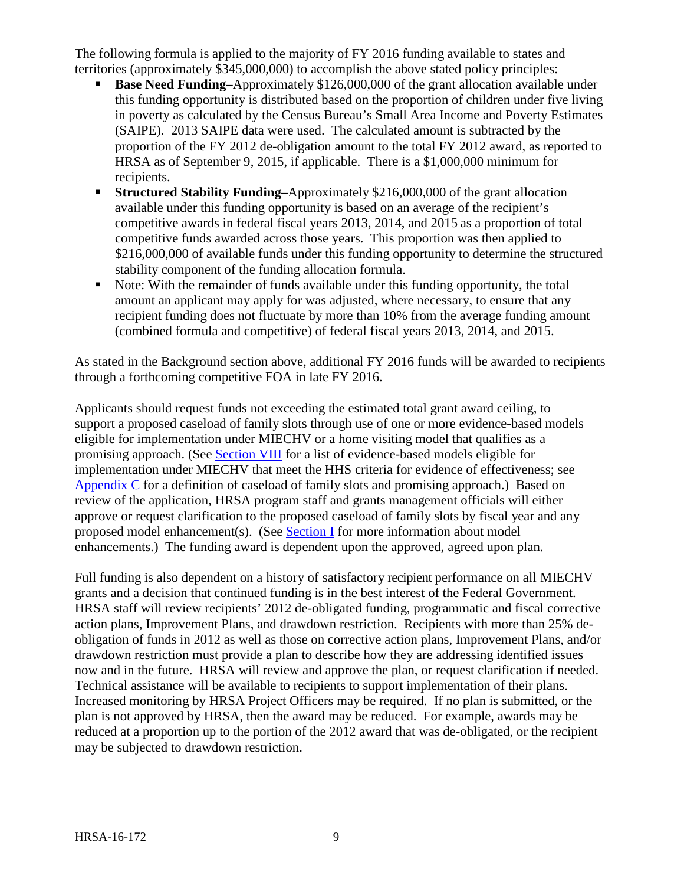The following formula is applied to the majority of FY 2016 funding available to states and territories (approximately $345,000,000) to accomplish the above stated policy principles:

- **Base Need Funding–**Approximately $126,000,000 of the grant allocation available under this funding opportunity is distributed based on the proportion of children under five living in poverty as calculated by the Census Bureau's Small Area Income and Poverty Estimates (SAIPE). 2013 SAIPE data were used. The calculated amount is subtracted by the proportion of the FY 2012 de-obligation amount to the total FY 2012 award, as reported to HRSA as of September 9, 2015, if applicable. There is a $1,000,000 minimum for recipients.
- **Structured Stability Funding–**Approximately $216,000,000 of the grant allocation available under this funding opportunity is based on an average of the recipient's competitive awards in federal fiscal years 2013, 2014, and 2015 as a proportion of total competitive funds awarded across those years. This proportion was then applied to $216,000,000 of available funds under this funding opportunity to determine the structured stability component of the funding allocation formula.
- Note: With the remainder of funds available under this funding opportunity, the total amount an applicant may apply for was adjusted, where necessary, to ensure that any recipient funding does not fluctuate by more than 10% from the average funding amount (combined formula and competitive) of federal fiscal years 2013, 2014, and 2015.

As stated in the Background section above, additional FY 2016 funds will be awarded to recipients through a forthcoming competitive FOA in late FY 2016.

Applicants should request funds not exceeding the estimated total grant award ceiling, to support a proposed caseload of family slots through use of one or more evidence-based models eligible for implementation under MIECHV or a home visiting model that qualifies as a promising approach. (See Section VIII for a list of evidence-based models eligible for implementation under MIECHV that meet the HHS criteria for evidence of effectiveness; see Appendix C for a definition of caseload of family slots and promising approach.) Based on review of the application, HRSA program staff and grants management officials will either approve or request clarification to the proposed caseload of family slots by fiscal year and any proposed model enhancement(s). (See Section I for more information about model enhancements.) The funding award is dependent upon the approved, agreed upon plan.

Full funding is also dependent on a history of satisfactory recipient performance on all MIECHV grants and a decision that continued funding is in the best interest of the Federal Government. HRSA staff will review recipients' 2012 de-obligated funding, programmatic and fiscal corrective action plans, Improvement Plans, and drawdown restriction. Recipients with more than 25% de-obligation of funds in 2012 as well as those on corrective action plans, Improvement Plans, and/or drawdown restriction must provide a plan to describe how they are addressing identified issues now and in the future. HRSA will review and approve the plan, or request clarification if needed. Technical assistance will be available to recipients to support implementation of their plans. Increased monitoring by HRSA Project Officers may be required. If no plan is submitted, or the plan is not approved by HRSA, then the award may be reduced. For example, awards may be reduced at a proportion up to the portion of the 2012 award that was de-obligated, or the recipient may be subjected to drawdown restriction.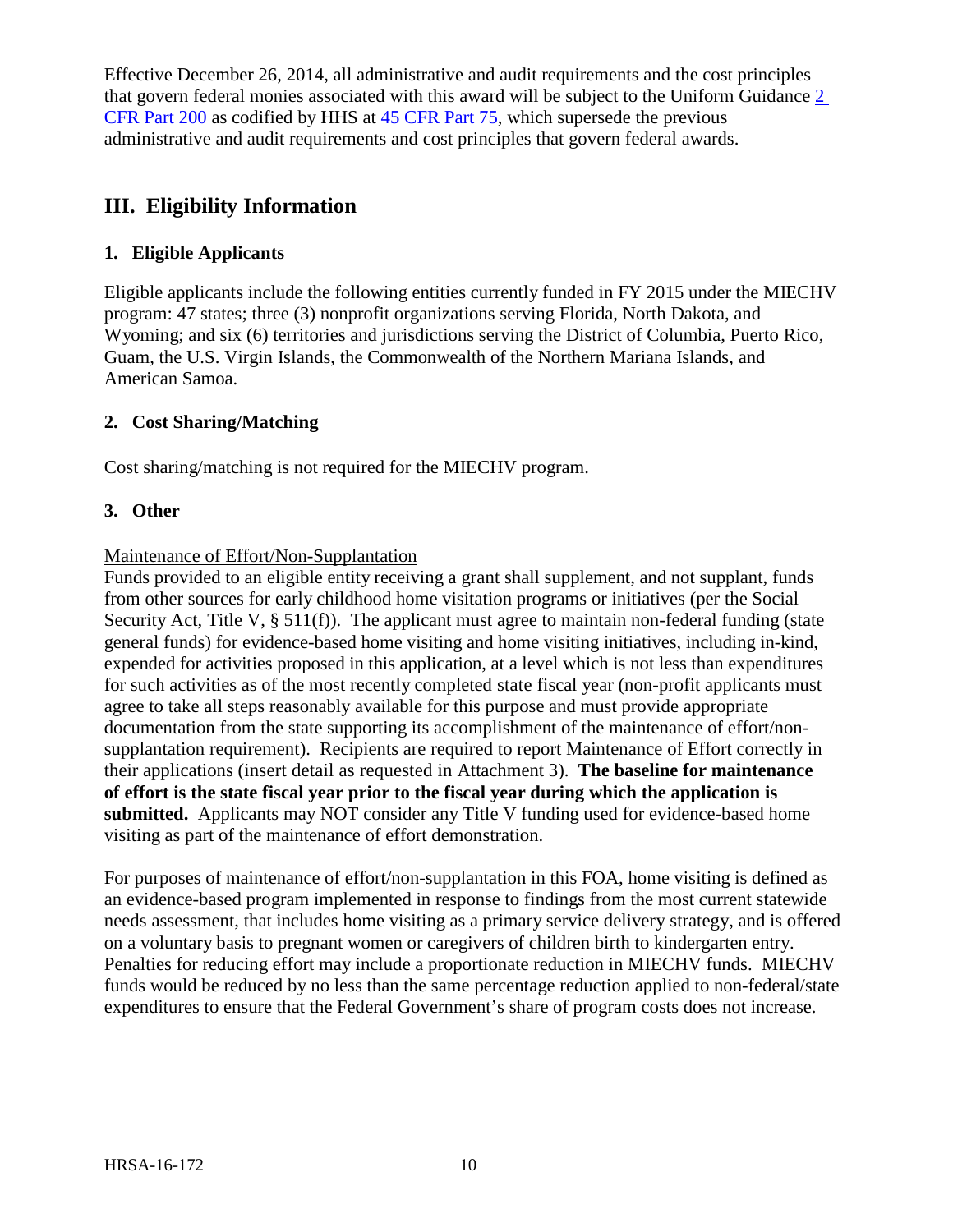Effective December 26, 2014, all administrative and audit requirements and the cost principles that govern federal monies associated with this award will be subject to the Uniform Guidance [2 CFR Part 200] as codified by HHS at [45 CFR Part 75], which supersede the previous administrative and audit requirements and cost principles that govern federal awards.

## III. Eligibility Information

### 1. Eligible Applicants

Eligible applicants include the following entities currently funded in FY 2015 under the MIECHV program: 47 states; three (3) nonprofit organizations serving Florida, North Dakota, and Wyoming; and six (6) territories and jurisdictions serving the District of Columbia, Puerto Rico, Guam, the U.S. Virgin Islands, the Commonwealth of the Northern Mariana Islands, and American Samoa.

### 2. Cost Sharing/Matching

Cost sharing/matching is not required for the MIECHV program.

### 3. Other

Maintenance of Effort/Non-Supplantation

Funds provided to an eligible entity receiving a grant shall supplement, and not supplant, funds from other sources for early childhood home visitation programs or initiatives (per the Social Security Act, Title V, § 511(f)). The applicant must agree to maintain non-federal funding (state general funds) for evidence-based home visiting and home visiting initiatives, including in-kind, expended for activities proposed in this application, at a level which is not less than expenditures for such activities as of the most recently completed state fiscal year (non-profit applicants must agree to take all steps reasonably available for this purpose and must provide appropriate documentation from the state supporting its accomplishment of the maintenance of effort/non-supplantation requirement). Recipients are required to report Maintenance of Effort correctly in their applications (insert detail as requested in Attachment 3). **The baseline for maintenance of effort is the state fiscal year prior to the fiscal year during which the application is submitted.** Applicants may NOT consider any Title V funding used for evidence-based home visiting as part of the maintenance of effort demonstration.

For purposes of maintenance of effort/non-supplantation in this FOA, home visiting is defined as an evidence-based program implemented in response to findings from the most current statewide needs assessment, that includes home visiting as a primary service delivery strategy, and is offered on a voluntary basis to pregnant women or caregivers of children birth to kindergarten entry. Penalties for reducing effort may include a proportionate reduction in MIECHV funds. MIECHV funds would be reduced by no less than the same percentage reduction applied to non-federal/state expenditures to ensure that the Federal Government's share of program costs does not increase.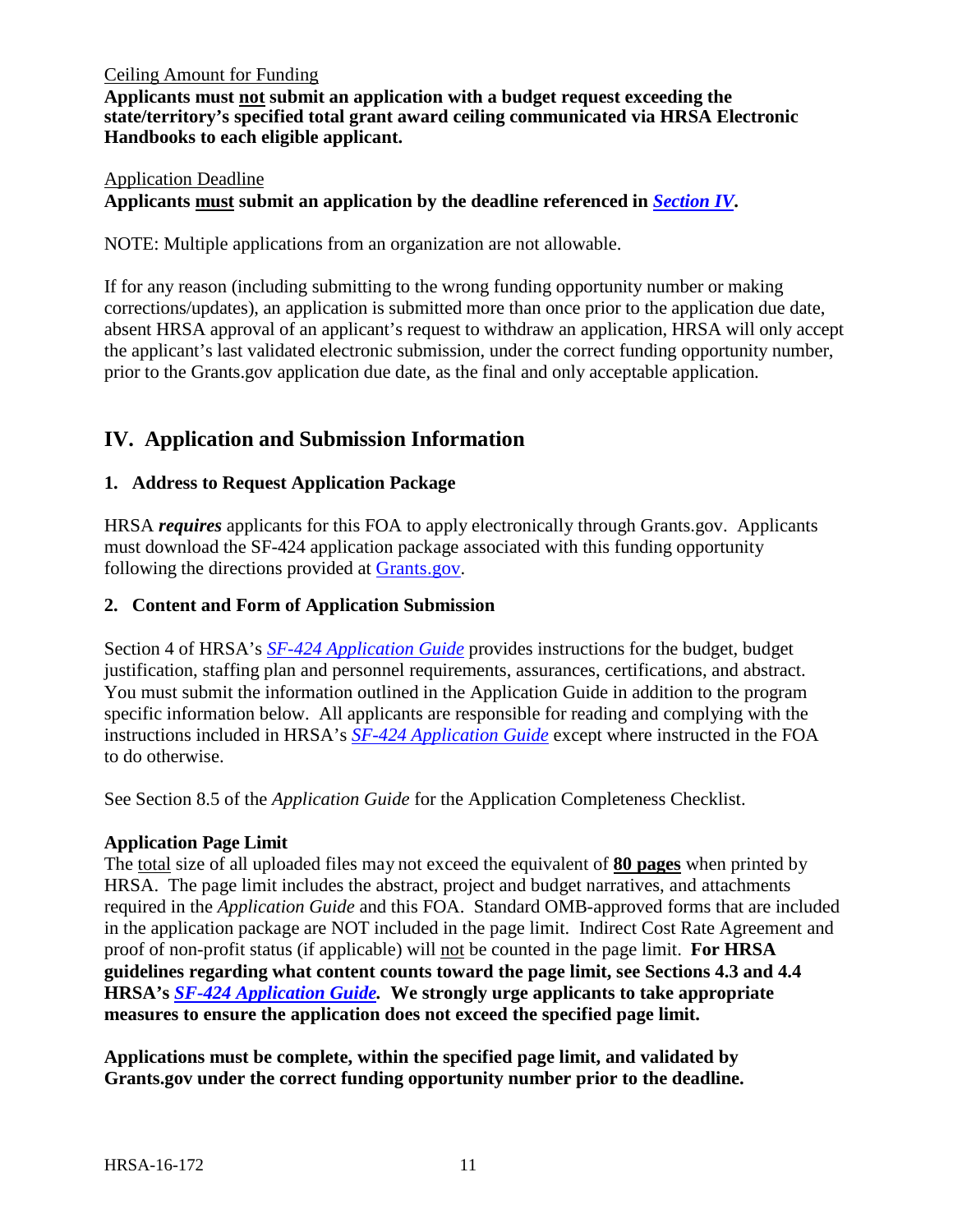Ceiling Amount for Funding

**Applicants must not submit an application with a budget request exceeding the state/territory's specified total grant award ceiling communicated via HRSA Electronic Handbooks to each eligible applicant.**

Application Deadline

**Applicants must submit an application by the deadline referenced in *Section IV*.**

NOTE: Multiple applications from an organization are not allowable.

If for any reason (including submitting to the wrong funding opportunity number or making corrections/updates), an application is submitted more than once prior to the application due date, absent HRSA approval of an applicant's request to withdraw an application, HRSA will only accept the applicant's last validated electronic submission, under the correct funding opportunity number, prior to the Grants.gov application due date, as the final and only acceptable application.

## IV. Application and Submission Information

### 1. Address to Request Application Package

HRSA ***requires*** applicants for this FOA to apply electronically through Grants.gov. Applicants must download the SF-424 application package associated with this funding opportunity following the directions provided at Grants.gov.

### 2. Content and Form of Application Submission

Section 4 of HRSA's *SF-424 Application Guide* provides instructions for the budget, budget justification, staffing plan and personnel requirements, assurances, certifications, and abstract. You must submit the information outlined in the Application Guide in addition to the program specific information below. All applicants are responsible for reading and complying with the instructions included in HRSA's *SF-424 Application Guide* except where instructed in the FOA to do otherwise.

See Section 8.5 of the *Application Guide* for the Application Completeness Checklist.

**Application Page Limit**

The total size of all uploaded files may not exceed the equivalent of **80 pages** when printed by HRSA. The page limit includes the abstract, project and budget narratives, and attachments required in the *Application Guide* and this FOA. Standard OMB-approved forms that are included in the application package are NOT included in the page limit. Indirect Cost Rate Agreement and proof of non-profit status (if applicable) will not be counted in the page limit. **For HRSA guidelines regarding what content counts toward the page limit, see Sections 4.3 and 4.4 HRSA's *SF-424 Application Guide.* We strongly urge applicants to take appropriate measures to ensure the application does not exceed the specified page limit.**

**Applications must be complete, within the specified page limit, and validated by Grants.gov under the correct funding opportunity number prior to the deadline.**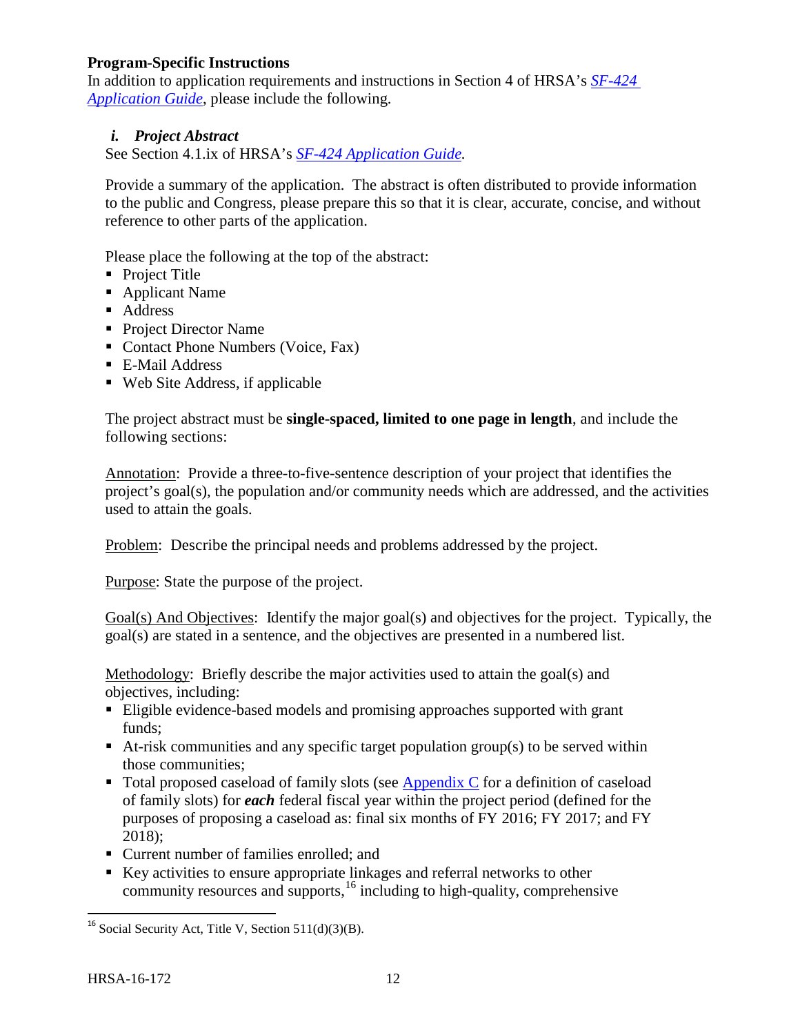**Program-Specific Instructions**
In addition to application requirements and instructions in Section 4 of HRSA's *SF-424 Application Guide*, please include the following.

### *i. Project Abstract*

See Section 4.1.ix of HRSA's *SF-424 Application Guide*.

Provide a summary of the application. The abstract is often distributed to provide information to the public and Congress, please prepare this so that it is clear, accurate, concise, and without reference to other parts of the application.

Please place the following at the top of the abstract:

- Project Title
- Applicant Name
- Address
- Project Director Name
- Contact Phone Numbers (Voice, Fax)
- E-Mail Address
- Web Site Address, if applicable

The project abstract must be **single-spaced, limited to one page in length**, and include the following sections:

Annotation: Provide a three-to-five-sentence description of your project that identifies the project's goal(s), the population and/or community needs which are addressed, and the activities used to attain the goals.

Problem: Describe the principal needs and problems addressed by the project.

Purpose: State the purpose of the project.

Goal(s) And Objectives: Identify the major goal(s) and objectives for the project. Typically, the goal(s) are stated in a sentence, and the objectives are presented in a numbered list.

Methodology: Briefly describe the major activities used to attain the goal(s) and objectives, including:

- Eligible evidence-based models and promising approaches supported with grant funds;
- At-risk communities and any specific target population group(s) to be served within those communities;
- Total proposed caseload of family slots (see Appendix C for a definition of caseload of family slots) for ***each*** federal fiscal year within the project period (defined for the purposes of proposing a caseload as: final six months of FY 2016; FY 2017; and FY 2018);
- Current number of families enrolled; and
- Key activities to ensure appropriate linkages and referral networks to other community resources and supports,[16] including to high-quality, comprehensive

[16] Social Security Act, Title V, Section 511(d)(3)(B).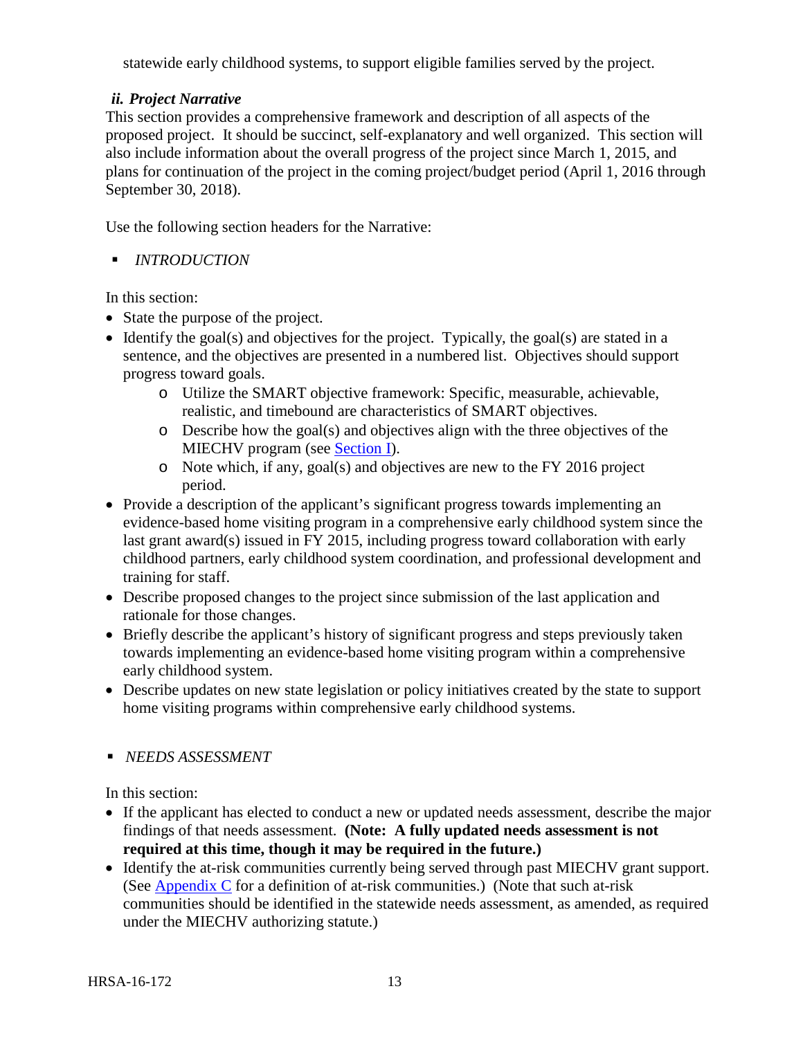statewide early childhood systems, to support eligible families served by the project.

### *ii. Project Narrative*

This section provides a comprehensive framework and description of all aspects of the proposed project. It should be succinct, self-explanatory and well organized. This section will also include information about the overall progress of the project since March 1, 2015, and plans for continuation of the project in the coming project/budget period (April 1, 2016 through September 30, 2018).

Use the following section headers for the Narrative:

- *INTRODUCTION*

In this section:

- State the purpose of the project.
- Identify the goal(s) and objectives for the project. Typically, the goal(s) are stated in a sentence, and the objectives are presented in a numbered list. Objectives should support progress toward goals.
  - Utilize the SMART objective framework: Specific, measurable, achievable, realistic, and timebound are characteristics of SMART objectives.
  - Describe how the goal(s) and objectives align with the three objectives of the MIECHV program (see Section I).
  - Note which, if any, goal(s) and objectives are new to the FY 2016 project period.
- Provide a description of the applicant's significant progress towards implementing an evidence-based home visiting program in a comprehensive early childhood system since the last grant award(s) issued in FY 2015, including progress toward collaboration with early childhood partners, early childhood system coordination, and professional development and training for staff.
- Describe proposed changes to the project since submission of the last application and rationale for those changes.
- Briefly describe the applicant's history of significant progress and steps previously taken towards implementing an evidence-based home visiting program within a comprehensive early childhood system.
- Describe updates on new state legislation or policy initiatives created by the state to support home visiting programs within comprehensive early childhood systems.

- *NEEDS ASSESSMENT*

In this section:

- If the applicant has elected to conduct a new or updated needs assessment, describe the major findings of that needs assessment. **(Note: A fully updated needs assessment is not required at this time, though it may be required in the future.)**
- Identify the at-risk communities currently being served through past MIECHV grant support. (See Appendix C for a definition of at-risk communities.) (Note that such at-risk communities should be identified in the statewide needs assessment, as amended, as required under the MIECHV authorizing statute.)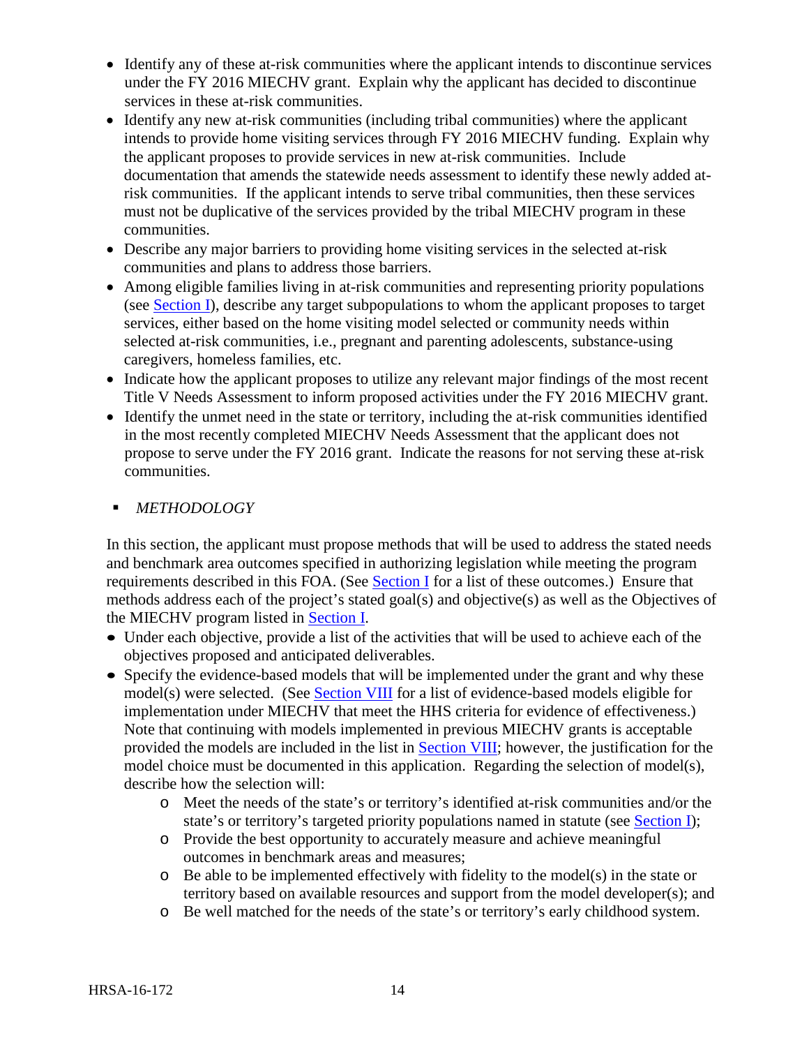- Identify any of these at-risk communities where the applicant intends to discontinue services under the FY 2016 MIECHV grant. Explain why the applicant has decided to discontinue services in these at-risk communities.
- Identify any new at-risk communities (including tribal communities) where the applicant intends to provide home visiting services through FY 2016 MIECHV funding. Explain why the applicant proposes to provide services in new at-risk communities. Include documentation that amends the statewide needs assessment to identify these newly added at-risk communities. If the applicant intends to serve tribal communities, then these services must not be duplicative of the services provided by the tribal MIECHV program in these communities.
- Describe any major barriers to providing home visiting services in the selected at-risk communities and plans to address those barriers.
- Among eligible families living in at-risk communities and representing priority populations (see Section I), describe any target subpopulations to whom the applicant proposes to target services, either based on the home visiting model selected or community needs within selected at-risk communities, i.e., pregnant and parenting adolescents, substance-using caregivers, homeless families, etc.
- Indicate how the applicant proposes to utilize any relevant major findings of the most recent Title V Needs Assessment to inform proposed activities under the FY 2016 MIECHV grant.
- Identify the unmet need in the state or territory, including the at-risk communities identified in the most recently completed MIECHV Needs Assessment that the applicant does not propose to serve under the FY 2016 grant. Indicate the reasons for not serving these at-risk communities.

- *METHODOLOGY*

In this section, the applicant must propose methods that will be used to address the stated needs and benchmark area outcomes specified in authorizing legislation while meeting the program requirements described in this FOA. (See Section I for a list of these outcomes.) Ensure that methods address each of the project's stated goal(s) and objective(s) as well as the Objectives of the MIECHV program listed in Section I.

- Under each objective, provide a list of the activities that will be used to achieve each of the objectives proposed and anticipated deliverables.
- Specify the evidence-based models that will be implemented under the grant and why these model(s) were selected. (See Section VIII for a list of evidence-based models eligible for implementation under MIECHV that meet the HHS criteria for evidence of effectiveness.) Note that continuing with models implemented in previous MIECHV grants is acceptable provided the models are included in the list in Section VIII; however, the justification for the model choice must be documented in this application. Regarding the selection of model(s), describe how the selection will:
    - Meet the needs of the state's or territory's identified at-risk communities and/or the state's or territory's targeted priority populations named in statute (see Section I);
    - Provide the best opportunity to accurately measure and achieve meaningful outcomes in benchmark areas and measures;
    - Be able to be implemented effectively with fidelity to the model(s) in the state or territory based on available resources and support from the model developer(s); and
    - Be well matched for the needs of the state's or territory's early childhood system.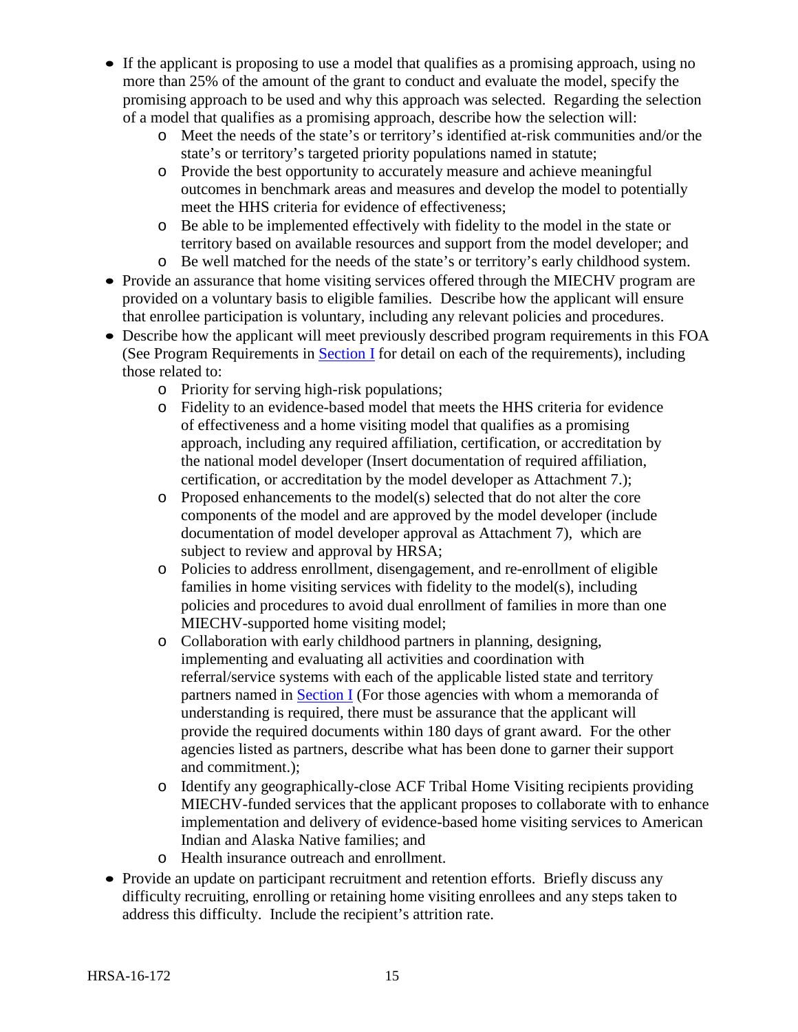- If the applicant is proposing to use a model that qualifies as a promising approach, using no more than 25% of the amount of the grant to conduct and evaluate the model, specify the promising approach to be used and why this approach was selected. Regarding the selection of a model that qualifies as a promising approach, describe how the selection will:
  - Meet the needs of the state's or territory's identified at-risk communities and/or the state's or territory's targeted priority populations named in statute;
  - Provide the best opportunity to accurately measure and achieve meaningful outcomes in benchmark areas and measures and develop the model to potentially meet the HHS criteria for evidence of effectiveness;
  - Be able to be implemented effectively with fidelity to the model in the state or territory based on available resources and support from the model developer; and
  - Be well matched for the needs of the state's or territory's early childhood system.
- Provide an assurance that home visiting services offered through the MIECHV program are provided on a voluntary basis to eligible families. Describe how the applicant will ensure that enrollee participation is voluntary, including any relevant policies and procedures.
- Describe how the applicant will meet previously described program requirements in this FOA (See Program Requirements in Section I for detail on each of the requirements), including those related to:
  - Priority for serving high-risk populations;
  - Fidelity to an evidence-based model that meets the HHS criteria for evidence of effectiveness and a home visiting model that qualifies as a promising approach, including any required affiliation, certification, or accreditation by the national model developer (Insert documentation of required affiliation, certification, or accreditation by the model developer as Attachment 7.);
  - Proposed enhancements to the model(s) selected that do not alter the core components of the model and are approved by the model developer (include documentation of model developer approval as Attachment 7), which are subject to review and approval by HRSA;
  - Policies to address enrollment, disengagement, and re-enrollment of eligible families in home visiting services with fidelity to the model(s), including policies and procedures to avoid dual enrollment of families in more than one MIECHV-supported home visiting model;
  - Collaboration with early childhood partners in planning, designing, implementing and evaluating all activities and coordination with referral/service systems with each of the applicable listed state and territory partners named in Section I (For those agencies with whom a memoranda of understanding is required, there must be assurance that the applicant will provide the required documents within 180 days of grant award. For the other agencies listed as partners, describe what has been done to garner their support and commitment.);
  - Identify any geographically-close ACF Tribal Home Visiting recipients providing MIECHV-funded services that the applicant proposes to collaborate with to enhance implementation and delivery of evidence-based home visiting services to American Indian and Alaska Native families; and
  - Health insurance outreach and enrollment.
- Provide an update on participant recruitment and retention efforts. Briefly discuss any difficulty recruiting, enrolling or retaining home visiting enrollees and any steps taken to address this difficulty. Include the recipient's attrition rate.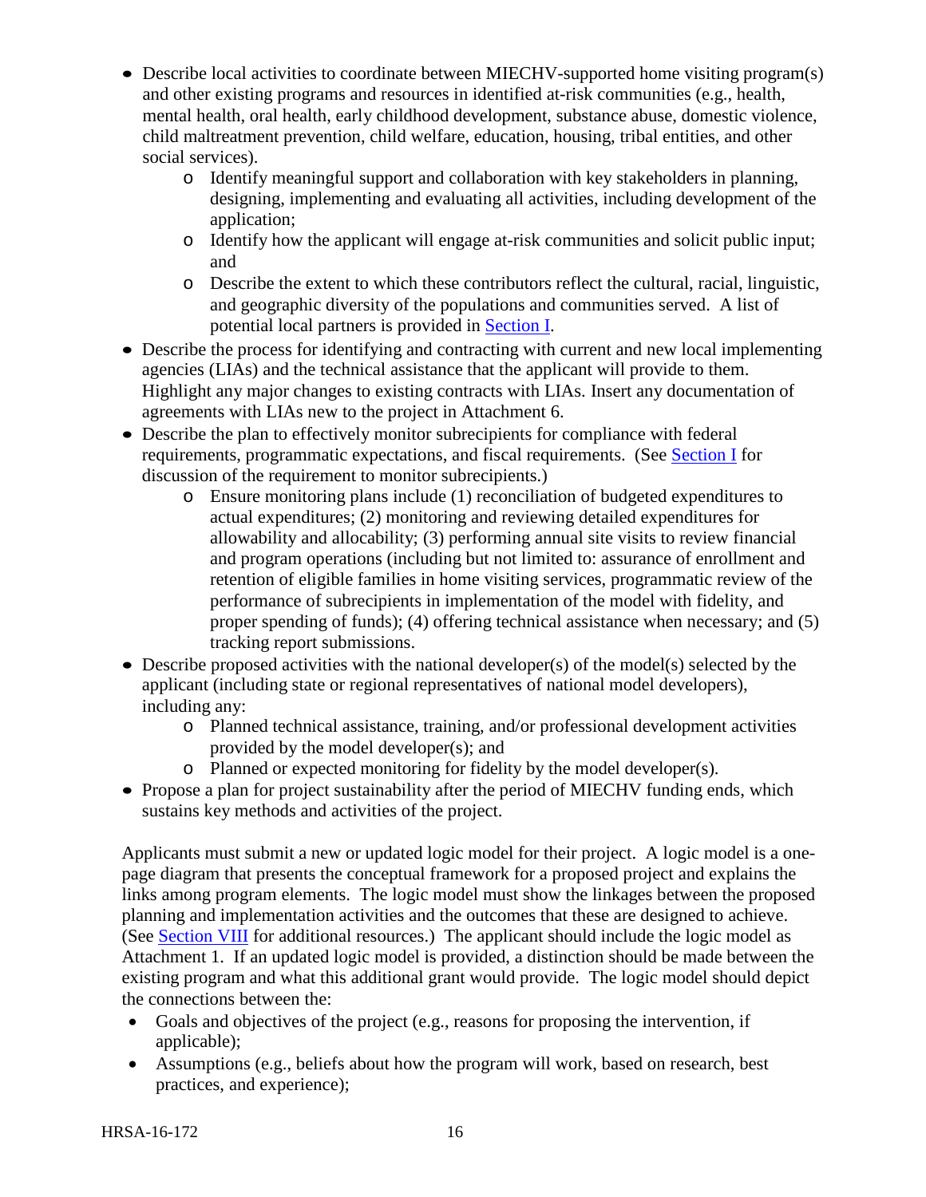- Describe local activities to coordinate between MIECHV-supported home visiting program(s) and other existing programs and resources in identified at-risk communities (e.g., health, mental health, oral health, early childhood development, substance abuse, domestic violence, child maltreatment prevention, child welfare, education, housing, tribal entities, and other social services).
    - Identify meaningful support and collaboration with key stakeholders in planning, designing, implementing and evaluating all activities, including development of the application;
    - Identify how the applicant will engage at-risk communities and solicit public input; and
    - Describe the extent to which these contributors reflect the cultural, racial, linguistic, and geographic diversity of the populations and communities served. A list of potential local partners is provided in Section I.
- Describe the process for identifying and contracting with current and new local implementing agencies (LIAs) and the technical assistance that the applicant will provide to them. Highlight any major changes to existing contracts with LIAs. Insert any documentation of agreements with LIAs new to the project in Attachment 6.
- Describe the plan to effectively monitor subrecipients for compliance with federal requirements, programmatic expectations, and fiscal requirements. (See Section I for discussion of the requirement to monitor subrecipients.)
    - Ensure monitoring plans include (1) reconciliation of budgeted expenditures to actual expenditures; (2) monitoring and reviewing detailed expenditures for allowability and allocability; (3) performing annual site visits to review financial and program operations (including but not limited to: assurance of enrollment and retention of eligible families in home visiting services, programmatic review of the performance of subrecipients in implementation of the model with fidelity, and proper spending of funds); (4) offering technical assistance when necessary; and (5) tracking report submissions.
- Describe proposed activities with the national developer(s) of the model(s) selected by the applicant (including state or regional representatives of national model developers), including any:
    - Planned technical assistance, training, and/or professional development activities provided by the model developer(s); and
    - Planned or expected monitoring for fidelity by the model developer(s).
- Propose a plan for project sustainability after the period of MIECHV funding ends, which sustains key methods and activities of the project.

Applicants must submit a new or updated logic model for their project. A logic model is a one-page diagram that presents the conceptual framework for a proposed project and explains the links among program elements. The logic model must show the linkages between the proposed planning and implementation activities and the outcomes that these are designed to achieve. (See Section VIII for additional resources.) The applicant should include the logic model as Attachment 1. If an updated logic model is provided, a distinction should be made between the existing program and what this additional grant would provide. The logic model should depict the connections between the:

- Goals and objectives of the project (e.g., reasons for proposing the intervention, if applicable);
- Assumptions (e.g., beliefs about how the program will work, based on research, best practices, and experience);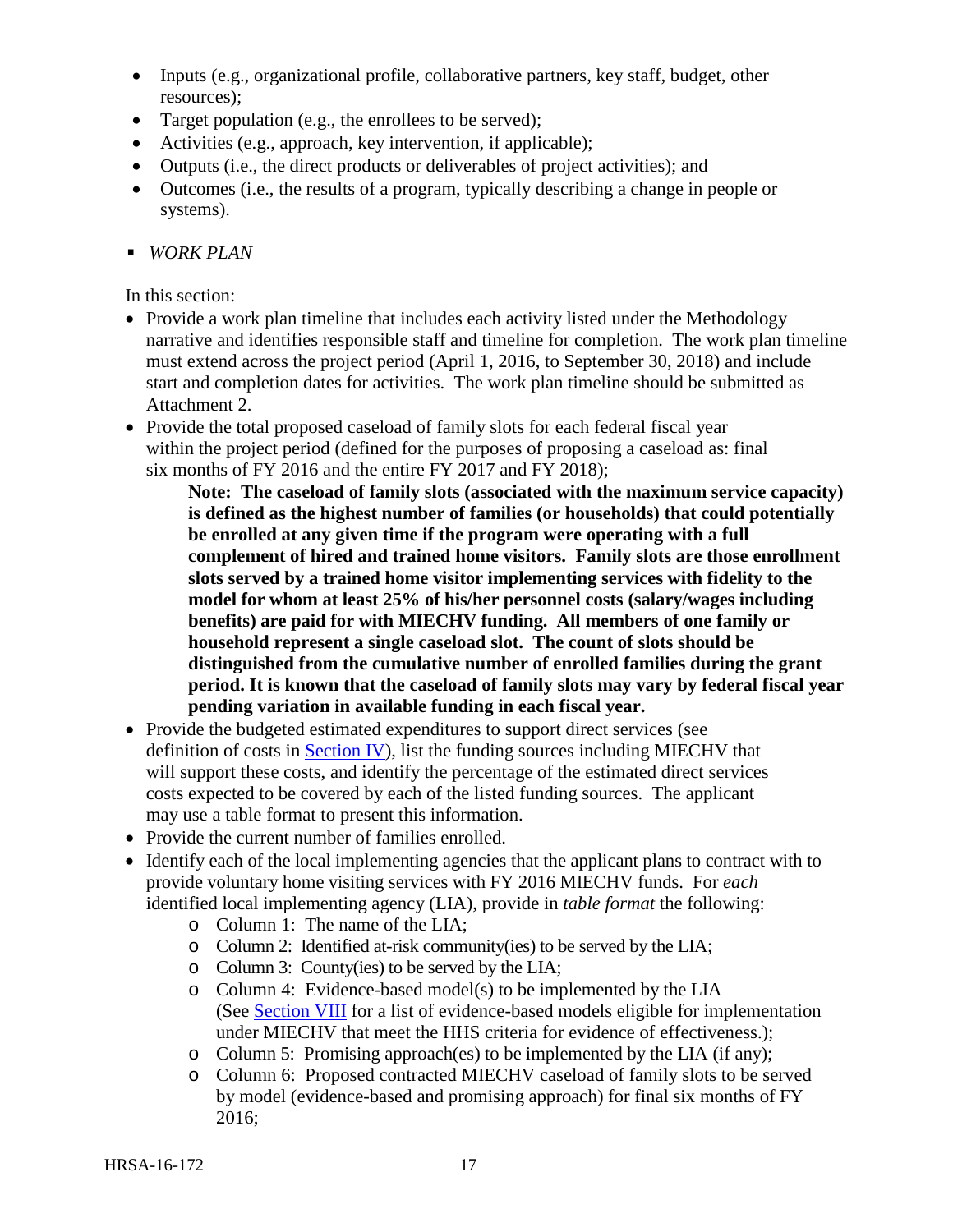- Inputs (e.g., organizational profile, collaborative partners, key staff, budget, other resources);
- Target population (e.g., the enrollees to be served);
- Activities (e.g., approach, key intervention, if applicable);
- Outputs (i.e., the direct products or deliverables of project activities); and
- Outcomes (i.e., the results of a program, typically describing a change in people or systems).

▪ *WORK PLAN*

In this section:

- Provide a work plan timeline that includes each activity listed under the Methodology narrative and identifies responsible staff and timeline for completion. The work plan timeline must extend across the project period (April 1, 2016, to September 30, 2018) and include start and completion dates for activities. The work plan timeline should be submitted as Attachment 2.
- Provide the total proposed caseload of family slots for each federal fiscal year within the project period (defined for the purposes of proposing a caseload as: final six months of FY 2016 and the entire FY 2017 and FY 2018);

  **Note: The caseload of family slots (associated with the maximum service capacity) is defined as the highest number of families (or households) that could potentially be enrolled at any given time if the program were operating with a full complement of hired and trained home visitors. Family slots are those enrollment slots served by a trained home visitor implementing services with fidelity to the model for whom at least 25% of his/her personnel costs (salary/wages including benefits) are paid for with MIECHV funding. All members of one family or household represent a single caseload slot. The count of slots should be distinguished from the cumulative number of enrolled families during the grant period. It is known that the caseload of family slots may vary by federal fiscal year pending variation in available funding in each fiscal year.**
- Provide the budgeted estimated expenditures to support direct services (see definition of costs in Section IV), list the funding sources including MIECHV that will support these costs, and identify the percentage of the estimated direct services costs expected to be covered by each of the listed funding sources. The applicant may use a table format to present this information.
- Provide the current number of families enrolled.
- Identify each of the local implementing agencies that the applicant plans to contract with to provide voluntary home visiting services with FY 2016 MIECHV funds. For *each* identified local implementing agency (LIA), provide in *table format* the following:
  - o Column 1: The name of the LIA;
  - o Column 2: Identified at-risk community(ies) to be served by the LIA;
  - o Column 3: County(ies) to be served by the LIA;
  - o Column 4: Evidence-based model(s) to be implemented by the LIA (See Section VIII for a list of evidence-based models eligible for implementation under MIECHV that meet the HHS criteria for evidence of effectiveness.);
  - o Column 5: Promising approach(es) to be implemented by the LIA (if any);
  - o Column 6: Proposed contracted MIECHV caseload of family slots to be served by model (evidence-based and promising approach) for final six months of FY 2016;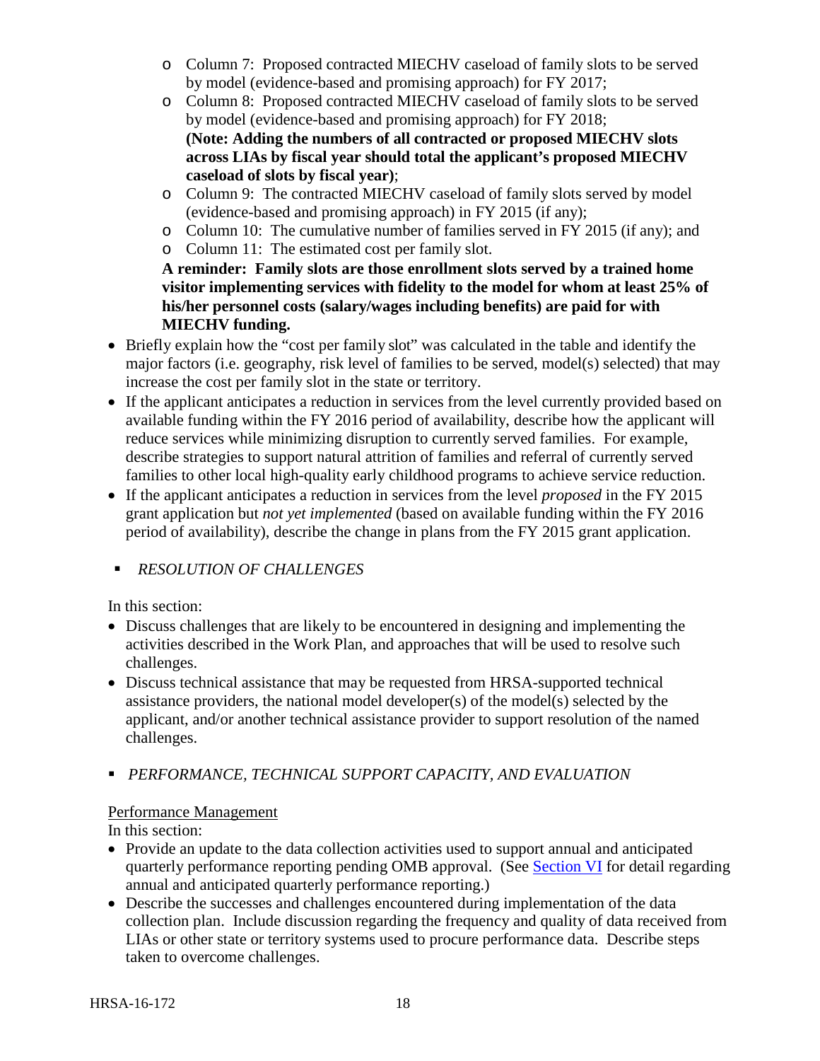- Column 7: Proposed contracted MIECHV caseload of family slots to be served by model (evidence-based and promising approach) for FY 2017;
  - Column 8: Proposed contracted MIECHV caseload of family slots to be served by model (evidence-based and promising approach) for FY 2018; **(Note: Adding the numbers of all contracted or proposed MIECHV slots across LIAs by fiscal year should total the applicant's proposed MIECHV caseload of slots by fiscal year)**;
  - Column 9: The contracted MIECHV caseload of family slots served by model (evidence-based and promising approach) in FY 2015 (if any);
  - Column 10: The cumulative number of families served in FY 2015 (if any); and
  - Column 11: The estimated cost per family slot.

  **A reminder: Family slots are those enrollment slots served by a trained home visitor implementing services with fidelity to the model for whom at least 25% of his/her personnel costs (salary/wages including benefits) are paid for with MIECHV funding.**
- Briefly explain how the "cost per family slot" was calculated in the table and identify the major factors (i.e. geography, risk level of families to be served, model(s) selected) that may increase the cost per family slot in the state or territory.
- If the applicant anticipates a reduction in services from the level currently provided based on available funding within the FY 2016 period of availability, describe how the applicant will reduce services while minimizing disruption to currently served families. For example, describe strategies to support natural attrition of families and referral of currently served families to other local high-quality early childhood programs to achieve service reduction.
- If the applicant anticipates a reduction in services from the level *proposed* in the FY 2015 grant application but *not yet implemented* (based on available funding within the FY 2016 period of availability), describe the change in plans from the FY 2015 grant application.

- *RESOLUTION OF CHALLENGES*

In this section:
- Discuss challenges that are likely to be encountered in designing and implementing the activities described in the Work Plan, and approaches that will be used to resolve such challenges.
- Discuss technical assistance that may be requested from HRSA-supported technical assistance providers, the national model developer(s) of the model(s) selected by the applicant, and/or another technical assistance provider to support resolution of the named challenges.

- *PERFORMANCE, TECHNICAL SUPPORT CAPACITY, AND EVALUATION*

<u>Performance Management</u>

In this section:
- Provide an update to the data collection activities used to support annual and anticipated quarterly performance reporting pending OMB approval. (See Section VI for detail regarding annual and anticipated quarterly performance reporting.)
- Describe the successes and challenges encountered during implementation of the data collection plan. Include discussion regarding the frequency and quality of data received from LIAs or other state or territory systems used to procure performance data. Describe steps taken to overcome challenges.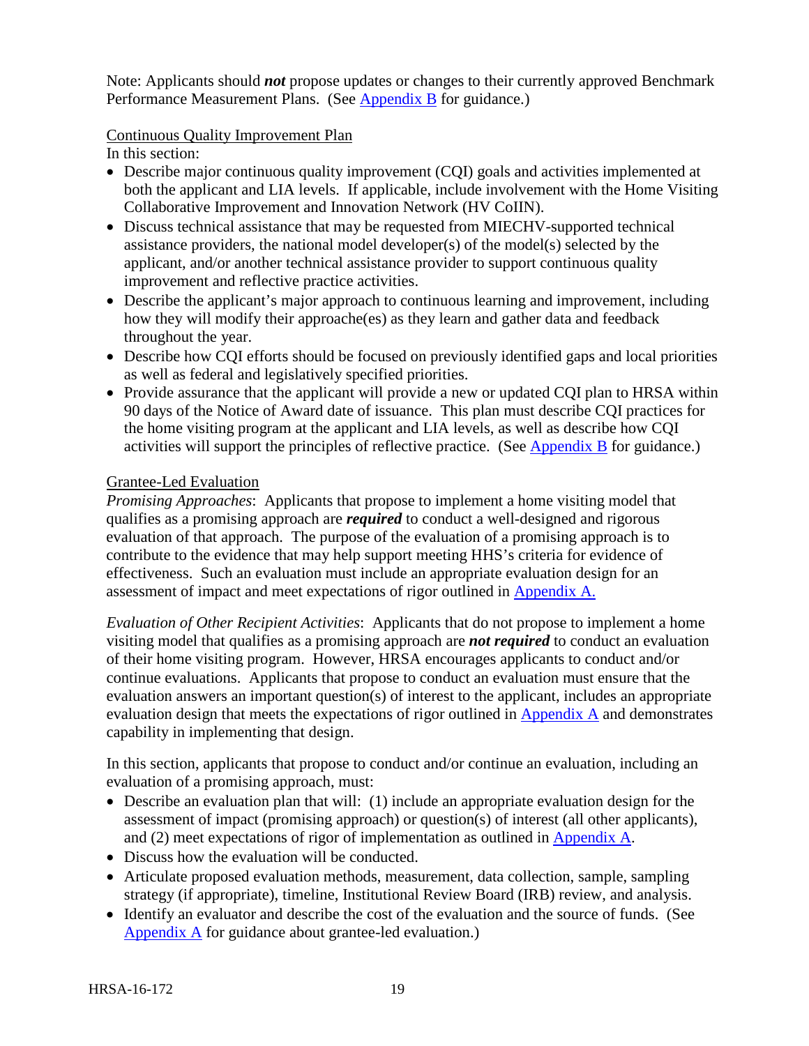Note: Applicants should ***not*** propose updates or changes to their currently approved Benchmark Performance Measurement Plans. (See Appendix B for guidance.)

Continuous Quality Improvement Plan

In this section:

- Describe major continuous quality improvement (CQI) goals and activities implemented at both the applicant and LIA levels. If applicable, include involvement with the Home Visiting Collaborative Improvement and Innovation Network (HV CoIIN).
- Discuss technical assistance that may be requested from MIECHV-supported technical assistance providers, the national model developer(s) of the model(s) selected by the applicant, and/or another technical assistance provider to support continuous quality improvement and reflective practice activities.
- Describe the applicant's major approach to continuous learning and improvement, including how they will modify their approache(es) as they learn and gather data and feedback throughout the year.
- Describe how CQI efforts should be focused on previously identified gaps and local priorities as well as federal and legislatively specified priorities.
- Provide assurance that the applicant will provide a new or updated CQI plan to HRSA within 90 days of the Notice of Award date of issuance. This plan must describe CQI practices for the home visiting program at the applicant and LIA levels, as well as describe how CQI activities will support the principles of reflective practice. (See Appendix B for guidance.)

Grantee-Led Evaluation

*Promising Approaches*: Applicants that propose to implement a home visiting model that qualifies as a promising approach are ***required*** to conduct a well-designed and rigorous evaluation of that approach. The purpose of the evaluation of a promising approach is to contribute to the evidence that may help support meeting HHS's criteria for evidence of effectiveness. Such an evaluation must include an appropriate evaluation design for an assessment of impact and meet expectations of rigor outlined in Appendix A.

*Evaluation of Other Recipient Activities*: Applicants that do not propose to implement a home visiting model that qualifies as a promising approach are ***not required*** to conduct an evaluation of their home visiting program. However, HRSA encourages applicants to conduct and/or continue evaluations. Applicants that propose to conduct an evaluation must ensure that the evaluation answers an important question(s) of interest to the applicant, includes an appropriate evaluation design that meets the expectations of rigor outlined in Appendix A and demonstrates capability in implementing that design.

In this section, applicants that propose to conduct and/or continue an evaluation, including an evaluation of a promising approach, must:

- Describe an evaluation plan that will: (1) include an appropriate evaluation design for the assessment of impact (promising approach) or question(s) of interest (all other applicants), and (2) meet expectations of rigor of implementation as outlined in Appendix A.
- Discuss how the evaluation will be conducted.
- Articulate proposed evaluation methods, measurement, data collection, sample, sampling strategy (if appropriate), timeline, Institutional Review Board (IRB) review, and analysis.
- Identify an evaluator and describe the cost of the evaluation and the source of funds. (See Appendix A for guidance about grantee-led evaluation.)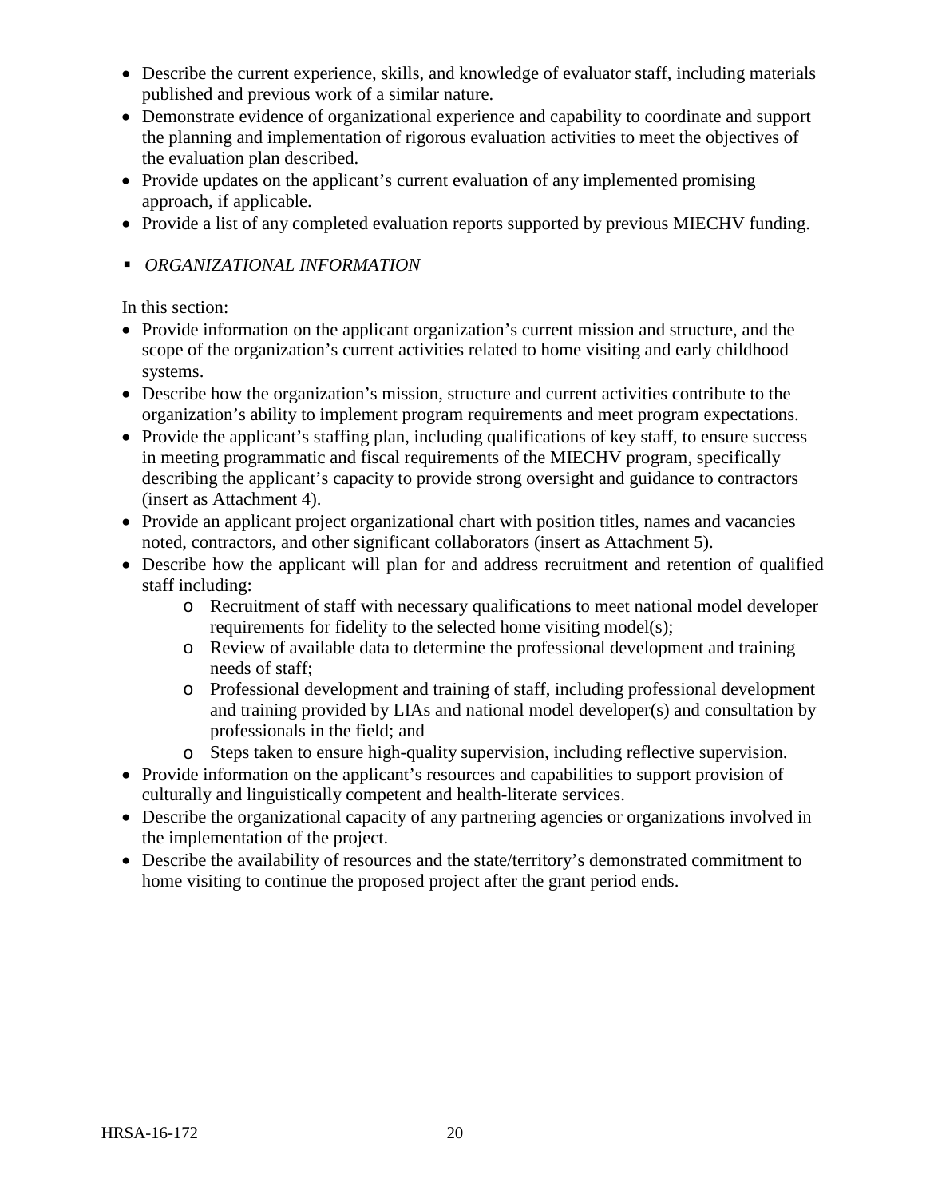- Describe the current experience, skills, and knowledge of evaluator staff, including materials published and previous work of a similar nature.
- Demonstrate evidence of organizational experience and capability to coordinate and support the planning and implementation of rigorous evaluation activities to meet the objectives of the evaluation plan described.
- Provide updates on the applicant's current evaluation of any implemented promising approach, if applicable.
- Provide a list of any completed evaluation reports supported by previous MIECHV funding.

- *ORGANIZATIONAL INFORMATION*

In this section:

- Provide information on the applicant organization's current mission and structure, and the scope of the organization's current activities related to home visiting and early childhood systems.
- Describe how the organization's mission, structure and current activities contribute to the organization's ability to implement program requirements and meet program expectations.
- Provide the applicant's staffing plan, including qualifications of key staff, to ensure success in meeting programmatic and fiscal requirements of the MIECHV program, specifically describing the applicant's capacity to provide strong oversight and guidance to contractors (insert as Attachment 4).
- Provide an applicant project organizational chart with position titles, names and vacancies noted, contractors, and other significant collaborators (insert as Attachment 5).
- Describe how the applicant will plan for and address recruitment and retention of qualified staff including:
  - Recruitment of staff with necessary qualifications to meet national model developer requirements for fidelity to the selected home visiting model(s);
  - Review of available data to determine the professional development and training needs of staff;
  - Professional development and training of staff, including professional development and training provided by LIAs and national model developer(s) and consultation by professionals in the field; and
  - Steps taken to ensure high-quality supervision, including reflective supervision.
- Provide information on the applicant's resources and capabilities to support provision of culturally and linguistically competent and health-literate services.
- Describe the organizational capacity of any partnering agencies or organizations involved in the implementation of the project.
- Describe the availability of resources and the state/territory's demonstrated commitment to home visiting to continue the proposed project after the grant period ends.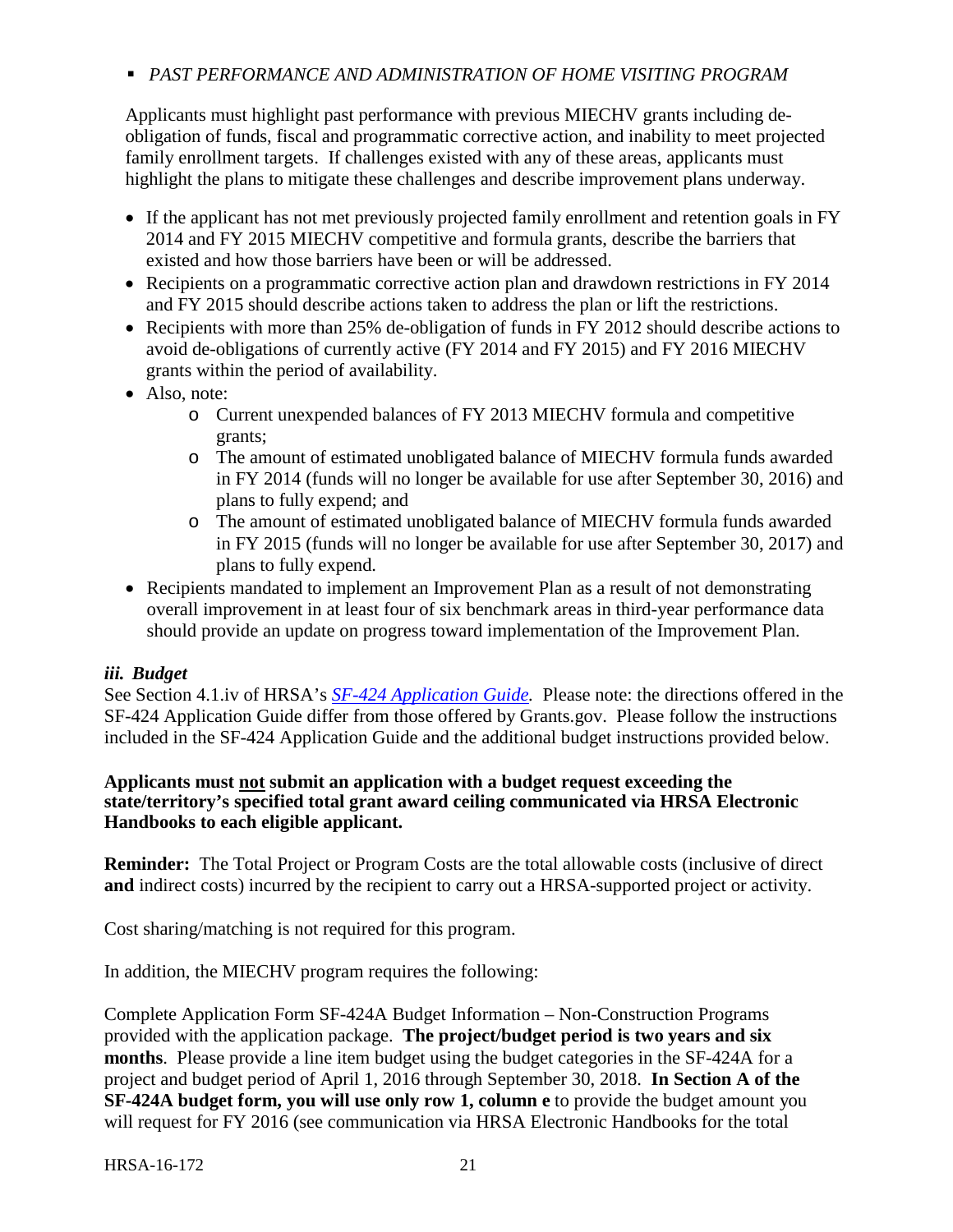- *PAST PERFORMANCE AND ADMINISTRATION OF HOME VISITING PROGRAM*

Applicants must highlight past performance with previous MIECHV grants including de-obligation of funds, fiscal and programmatic corrective action, and inability to meet projected family enrollment targets. If challenges existed with any of these areas, applicants must highlight the plans to mitigate these challenges and describe improvement plans underway.

- If the applicant has not met previously projected family enrollment and retention goals in FY 2014 and FY 2015 MIECHV competitive and formula grants, describe the barriers that existed and how those barriers have been or will be addressed.
- Recipients on a programmatic corrective action plan and drawdown restrictions in FY 2014 and FY 2015 should describe actions taken to address the plan or lift the restrictions.
- Recipients with more than 25% de-obligation of funds in FY 2012 should describe actions to avoid de-obligations of currently active (FY 2014 and FY 2015) and FY 2016 MIECHV grants within the period of availability.
- Also, note:
  - Current unexpended balances of FY 2013 MIECHV formula and competitive grants;
  - The amount of estimated unobligated balance of MIECHV formula funds awarded in FY 2014 (funds will no longer be available for use after September 30, 2016) and plans to fully expend; and
  - The amount of estimated unobligated balance of MIECHV formula funds awarded in FY 2015 (funds will no longer be available for use after September 30, 2017) and plans to fully expend.
- Recipients mandated to implement an Improvement Plan as a result of not demonstrating overall improvement in at least four of six benchmark areas in third-year performance data should provide an update on progress toward implementation of the Improvement Plan.

### *iii. Budget*

See Section 4.1.iv of HRSA's *SF-424 Application Guide.* Please note: the directions offered in the SF-424 Application Guide differ from those offered by Grants.gov. Please follow the instructions included in the SF-424 Application Guide and the additional budget instructions provided below.

**Applicants must not submit an application with a budget request exceeding the state/territory's specified total grant award ceiling communicated via HRSA Electronic Handbooks to each eligible applicant.**

**Reminder:** The Total Project or Program Costs are the total allowable costs (inclusive of direct **and** indirect costs) incurred by the recipient to carry out a HRSA-supported project or activity.

Cost sharing/matching is not required for this program.

In addition, the MIECHV program requires the following:

Complete Application Form SF-424A Budget Information – Non-Construction Programs provided with the application package. **The project/budget period is two years and six months**. Please provide a line item budget using the budget categories in the SF-424A for a project and budget period of April 1, 2016 through September 30, 2018. **In Section A of the SF-424A budget form, you will use only row 1, column e** to provide the budget amount you will request for FY 2016 (see communication via HRSA Electronic Handbooks for the total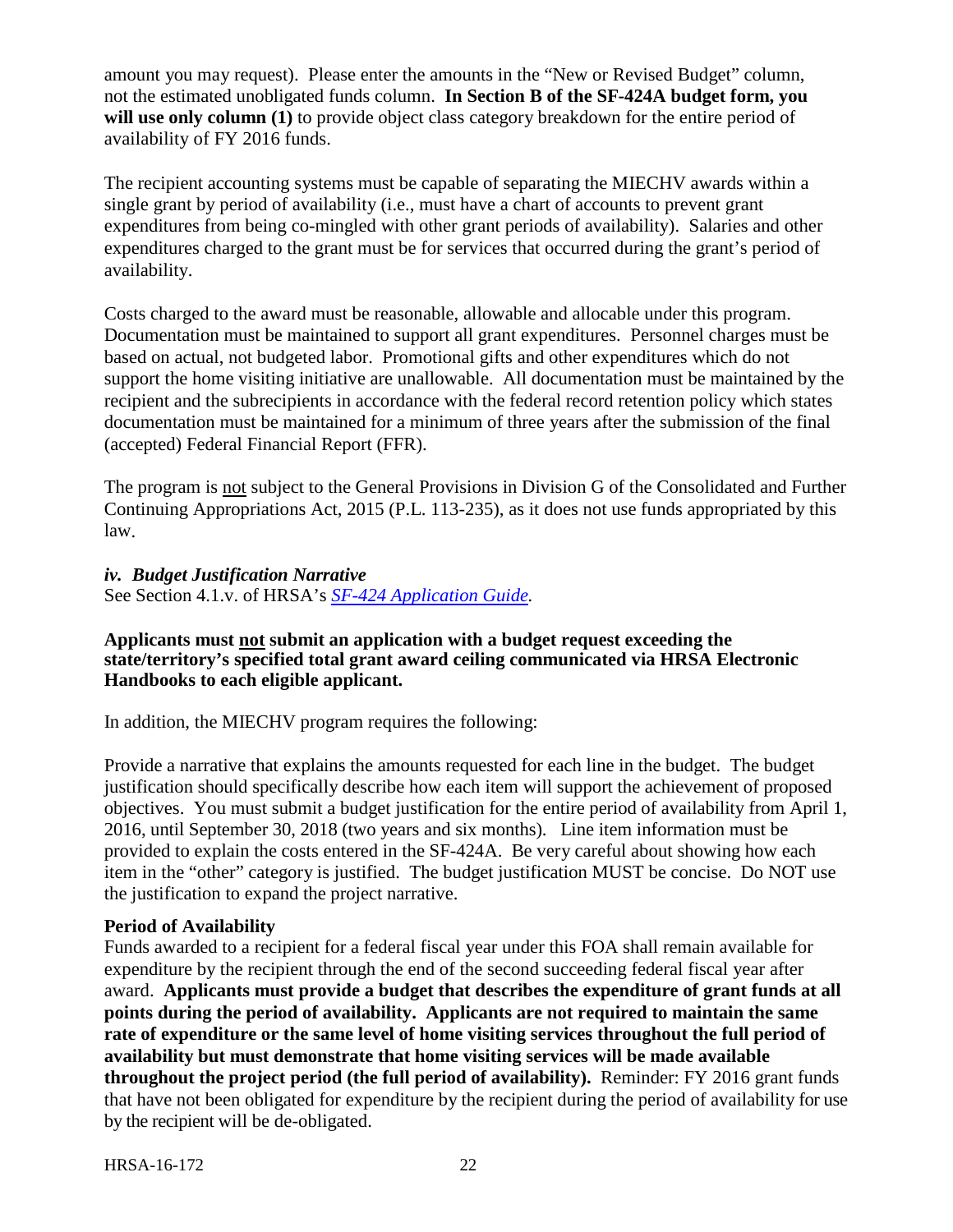amount you may request). Please enter the amounts in the "New or Revised Budget" column, not the estimated unobligated funds column. **In Section B of the SF-424A budget form, you will use only column (1)** to provide object class category breakdown for the entire period of availability of FY 2016 funds.

The recipient accounting systems must be capable of separating the MIECHV awards within a single grant by period of availability (i.e., must have a chart of accounts to prevent grant expenditures from being co-mingled with other grant periods of availability). Salaries and other expenditures charged to the grant must be for services that occurred during the grant's period of availability.

Costs charged to the award must be reasonable, allowable and allocable under this program. Documentation must be maintained to support all grant expenditures. Personnel charges must be based on actual, not budgeted labor. Promotional gifts and other expenditures which do not support the home visiting initiative are unallowable. All documentation must be maintained by the recipient and the subrecipients in accordance with the federal record retention policy which states documentation must be maintained for a minimum of three years after the submission of the final (accepted) Federal Financial Report (FFR).

The program is not subject to the General Provisions in Division G of the Consolidated and Further Continuing Appropriations Act, 2015 (P.L. 113-235), as it does not use funds appropriated by this law.

### *iv. Budget Justification Narrative*

See Section 4.1.v. of HRSA's *SF-424 Application Guide.*

**Applicants must not submit an application with a budget request exceeding the state/territory's specified total grant award ceiling communicated via HRSA Electronic Handbooks to each eligible applicant.**

In addition, the MIECHV program requires the following:

Provide a narrative that explains the amounts requested for each line in the budget. The budget justification should specifically describe how each item will support the achievement of proposed objectives. You must submit a budget justification for the entire period of availability from April 1, 2016, until September 30, 2018 (two years and six months). Line item information must be provided to explain the costs entered in the SF-424A. Be very careful about showing how each item in the "other" category is justified. The budget justification MUST be concise. Do NOT use the justification to expand the project narrative.

**Period of Availability**

Funds awarded to a recipient for a federal fiscal year under this FOA shall remain available for expenditure by the recipient through the end of the second succeeding federal fiscal year after award. **Applicants must provide a budget that describes the expenditure of grant funds at all points during the period of availability. Applicants are not required to maintain the same rate of expenditure or the same level of home visiting services throughout the full period of availability but must demonstrate that home visiting services will be made available throughout the project period (the full period of availability).** Reminder: FY 2016 grant funds that have not been obligated for expenditure by the recipient during the period of availability for use by the recipient will be de-obligated.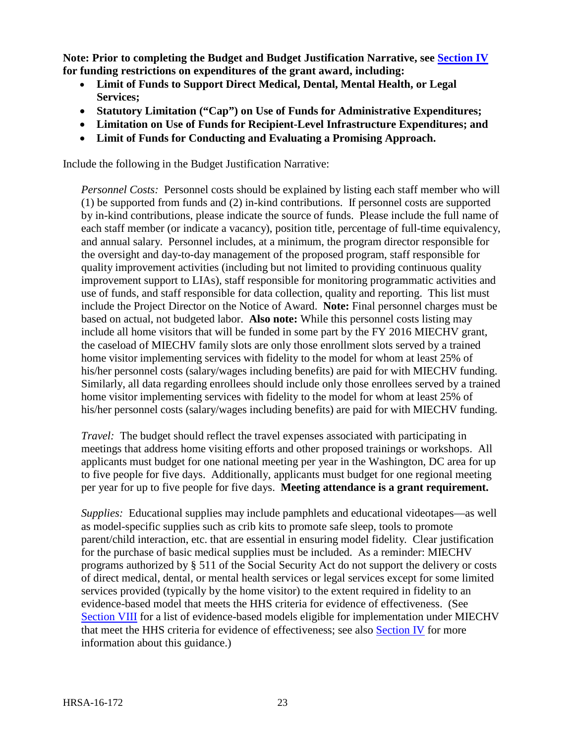**Note: Prior to completing the Budget and Budget Justification Narrative, see Section IV for funding restrictions on expenditures of the grant award, including:**

- **Limit of Funds to Support Direct Medical, Dental, Mental Health, or Legal Services;**
- **Statutory Limitation ("Cap") on Use of Funds for Administrative Expenditures;**
- **Limitation on Use of Funds for Recipient-Level Infrastructure Expenditures; and**
- **Limit of Funds for Conducting and Evaluating a Promising Approach.**

Include the following in the Budget Justification Narrative:

*Personnel Costs:* Personnel costs should be explained by listing each staff member who will (1) be supported from funds and (2) in-kind contributions. If personnel costs are supported by in-kind contributions, please indicate the source of funds. Please include the full name of each staff member (or indicate a vacancy), position title, percentage of full-time equivalency, and annual salary. Personnel includes, at a minimum, the program director responsible for the oversight and day-to-day management of the proposed program, staff responsible for quality improvement activities (including but not limited to providing continuous quality improvement support to LIAs), staff responsible for monitoring programmatic activities and use of funds, and staff responsible for data collection, quality and reporting. This list must include the Project Director on the Notice of Award. **Note:** Final personnel charges must be based on actual, not budgeted labor. **Also note:** While this personnel costs listing may include all home visitors that will be funded in some part by the FY 2016 MIECHV grant, the caseload of MIECHV family slots are only those enrollment slots served by a trained home visitor implementing services with fidelity to the model for whom at least 25% of his/her personnel costs (salary/wages including benefits) are paid for with MIECHV funding. Similarly, all data regarding enrollees should include only those enrollees served by a trained home visitor implementing services with fidelity to the model for whom at least 25% of his/her personnel costs (salary/wages including benefits) are paid for with MIECHV funding.

*Travel:* The budget should reflect the travel expenses associated with participating in meetings that address home visiting efforts and other proposed trainings or workshops. All applicants must budget for one national meeting per year in the Washington, DC area for up to five people for five days. Additionally, applicants must budget for one regional meeting per year for up to five people for five days. **Meeting attendance is a grant requirement.**

*Supplies:* Educational supplies may include pamphlets and educational videotapes—as well as model-specific supplies such as crib kits to promote safe sleep, tools to promote parent/child interaction, etc. that are essential in ensuring model fidelity. Clear justification for the purchase of basic medical supplies must be included. As a reminder: MIECHV programs authorized by § 511 of the Social Security Act do not support the delivery or costs of direct medical, dental, or mental health services or legal services except for some limited services provided (typically by the home visitor) to the extent required in fidelity to an evidence-based model that meets the HHS criteria for evidence of effectiveness. (See Section VIII for a list of evidence-based models eligible for implementation under MIECHV that meet the HHS criteria for evidence of effectiveness; see also Section IV for more information about this guidance.)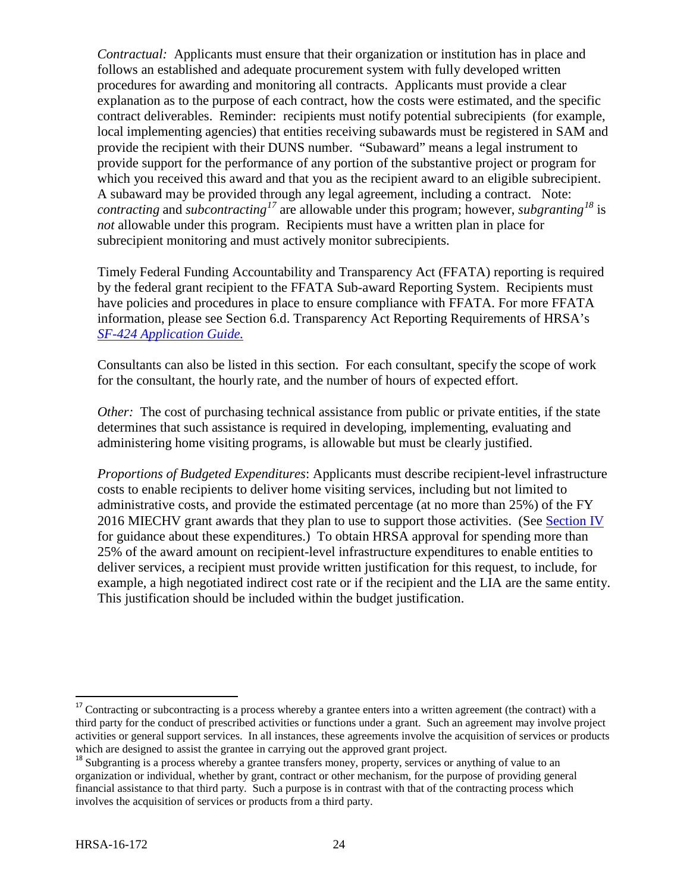*Contractual:* Applicants must ensure that their organization or institution has in place and follows an established and adequate procurement system with fully developed written procedures for awarding and monitoring all contracts. Applicants must provide a clear explanation as to the purpose of each contract, how the costs were estimated, and the specific contract deliverables. Reminder: recipients must notify potential subrecipients (for example, local implementing agencies) that entities receiving subawards must be registered in SAM and provide the recipient with their DUNS number. "Subaward" means a legal instrument to provide support for the performance of any portion of the substantive project or program for which you received this award and that you as the recipient award to an eligible subrecipient. A subaward may be provided through any legal agreement, including a contract. Note: *contracting* and *subcontracting*[17] are allowable under this program; however, *subgranting*[18] is *not* allowable under this program. Recipients must have a written plan in place for subrecipient monitoring and must actively monitor subrecipients.

Timely Federal Funding Accountability and Transparency Act (FFATA) reporting is required by the federal grant recipient to the FFATA Sub-award Reporting System. Recipients must have policies and procedures in place to ensure compliance with FFATA. For more FFATA information, please see Section 6.d. Transparency Act Reporting Requirements of HRSA's *SF-424 Application Guide.*

Consultants can also be listed in this section. For each consultant, specify the scope of work for the consultant, the hourly rate, and the number of hours of expected effort.

*Other:* The cost of purchasing technical assistance from public or private entities, if the state determines that such assistance is required in developing, implementing, evaluating and administering home visiting programs, is allowable but must be clearly justified.

*Proportions of Budgeted Expenditures*: Applicants must describe recipient-level infrastructure costs to enable recipients to deliver home visiting services, including but not limited to administrative costs, and provide the estimated percentage (at no more than 25%) of the FY 2016 MIECHV grant awards that they plan to use to support those activities. (See Section IV for guidance about these expenditures.) To obtain HRSA approval for spending more than 25% of the award amount on recipient-level infrastructure expenditures to enable entities to deliver services, a recipient must provide written justification for this request, to include, for example, a high negotiated indirect cost rate or if the recipient and the LIA are the same entity. This justification should be included within the budget justification.

---

[17] Contracting or subcontracting is a process whereby a grantee enters into a written agreement (the contract) with a third party for the conduct of prescribed activities or functions under a grant. Such an agreement may involve project activities or general support services. In all instances, these agreements involve the acquisition of services or products which are designed to assist the grantee in carrying out the approved grant project.

[18] Subgranting is a process whereby a grantee transfers money, property, services or anything of value to an organization or individual, whether by grant, contract or other mechanism, for the purpose of providing general financial assistance to that third party. Such a purpose is in contrast with that of the contracting process which involves the acquisition of services or products from a third party.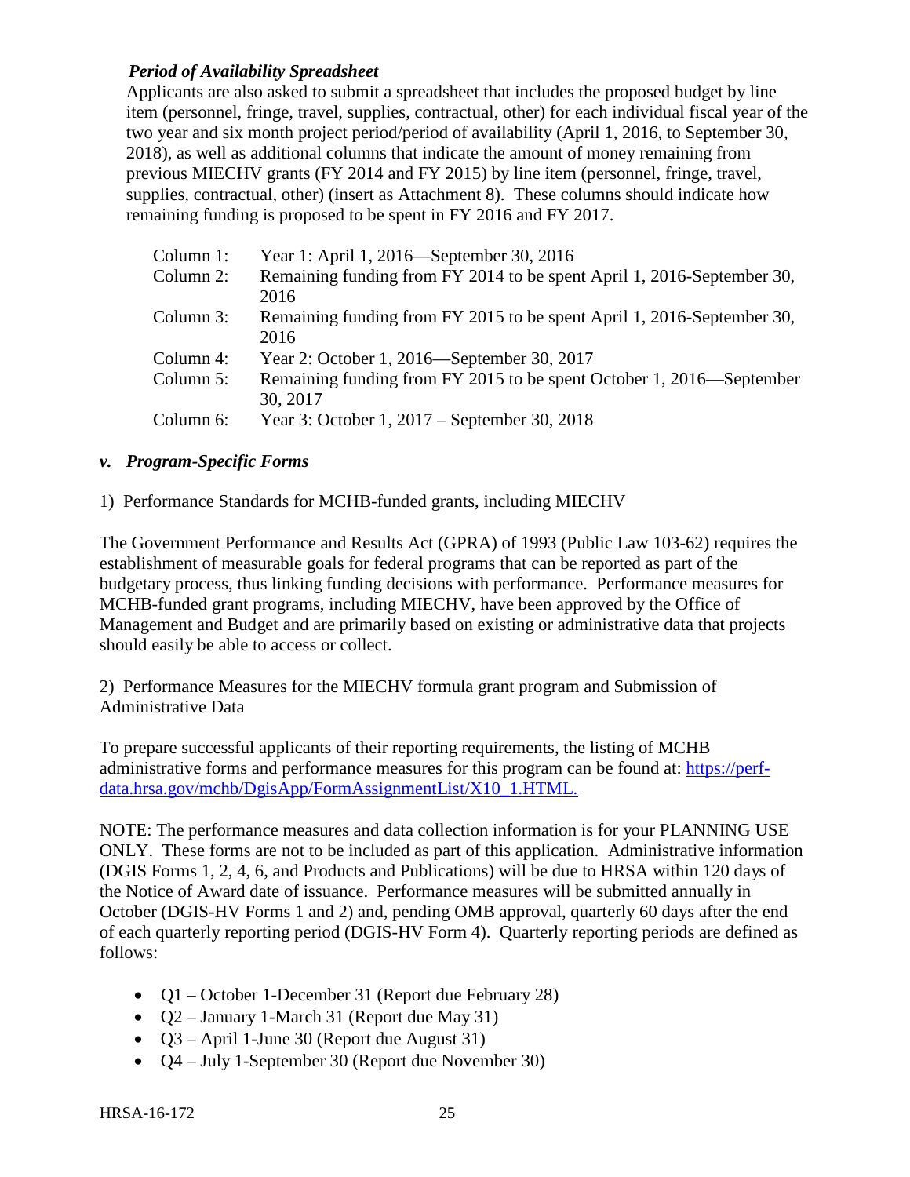***Period of Availability Spreadsheet***

Applicants are also asked to submit a spreadsheet that includes the proposed budget by line item (personnel, fringe, travel, supplies, contractual, other) for each individual fiscal year of the two year and six month project period/period of availability (April 1, 2016, to September 30, 2018), as well as additional columns that indicate the amount of money remaining from previous MIECHV grants (FY 2014 and FY 2015) by line item (personnel, fringe, travel, supplies, contractual, other) (insert as Attachment 8). These columns should indicate how remaining funding is proposed to be spent in FY 2016 and FY 2017.

| | |
|---|---|
| Column 1: | Year 1: April 1, 2016—September 30, 2016 |
| Column 2: | Remaining funding from FY 2014 to be spent April 1, 2016-September 30, 2016 |
| Column 3: | Remaining funding from FY 2015 to be spent April 1, 2016-September 30, 2016 |
| Column 4: | Year 2: October 1, 2016—September 30, 2017 |
| Column 5: | Remaining funding from FY 2015 to be spent October 1, 2016—September 30, 2017 |
| Column 6: | Year 3: October 1, 2017 – September 30, 2018 |

### *v. Program-Specific Forms*

1) Performance Standards for MCHB-funded grants, including MIECHV

The Government Performance and Results Act (GPRA) of 1993 (Public Law 103-62) requires the establishment of measurable goals for federal programs that can be reported as part of the budgetary process, thus linking funding decisions with performance. Performance measures for MCHB-funded grant programs, including MIECHV, have been approved by the Office of Management and Budget and are primarily based on existing or administrative data that projects should easily be able to access or collect.

2) Performance Measures for the MIECHV formula grant program and Submission of Administrative Data

To prepare successful applicants of their reporting requirements, the listing of MCHB administrative forms and performance measures for this program can be found at: [https://perf-data.hrsa.gov/mchb/DgisApp/FormAssignmentList/X10_1.HTML.](https://perf-data.hrsa.gov/mchb/DgisApp/FormAssignmentList/X10_1.HTML)

NOTE: The performance measures and data collection information is for your PLANNING USE ONLY. These forms are not to be included as part of this application. Administrative information (DGIS Forms 1, 2, 4, 6, and Products and Publications) will be due to HRSA within 120 days of the Notice of Award date of issuance. Performance measures will be submitted annually in October (DGIS-HV Forms 1 and 2) and, pending OMB approval, quarterly 60 days after the end of each quarterly reporting period (DGIS-HV Form 4). Quarterly reporting periods are defined as follows:

- Q1 – October 1-December 31 (Report due February 28)
- Q2 – January 1-March 31 (Report due May 31)
- Q3 – April 1-June 30 (Report due August 31)
- Q4 – July 1-September 30 (Report due November 30)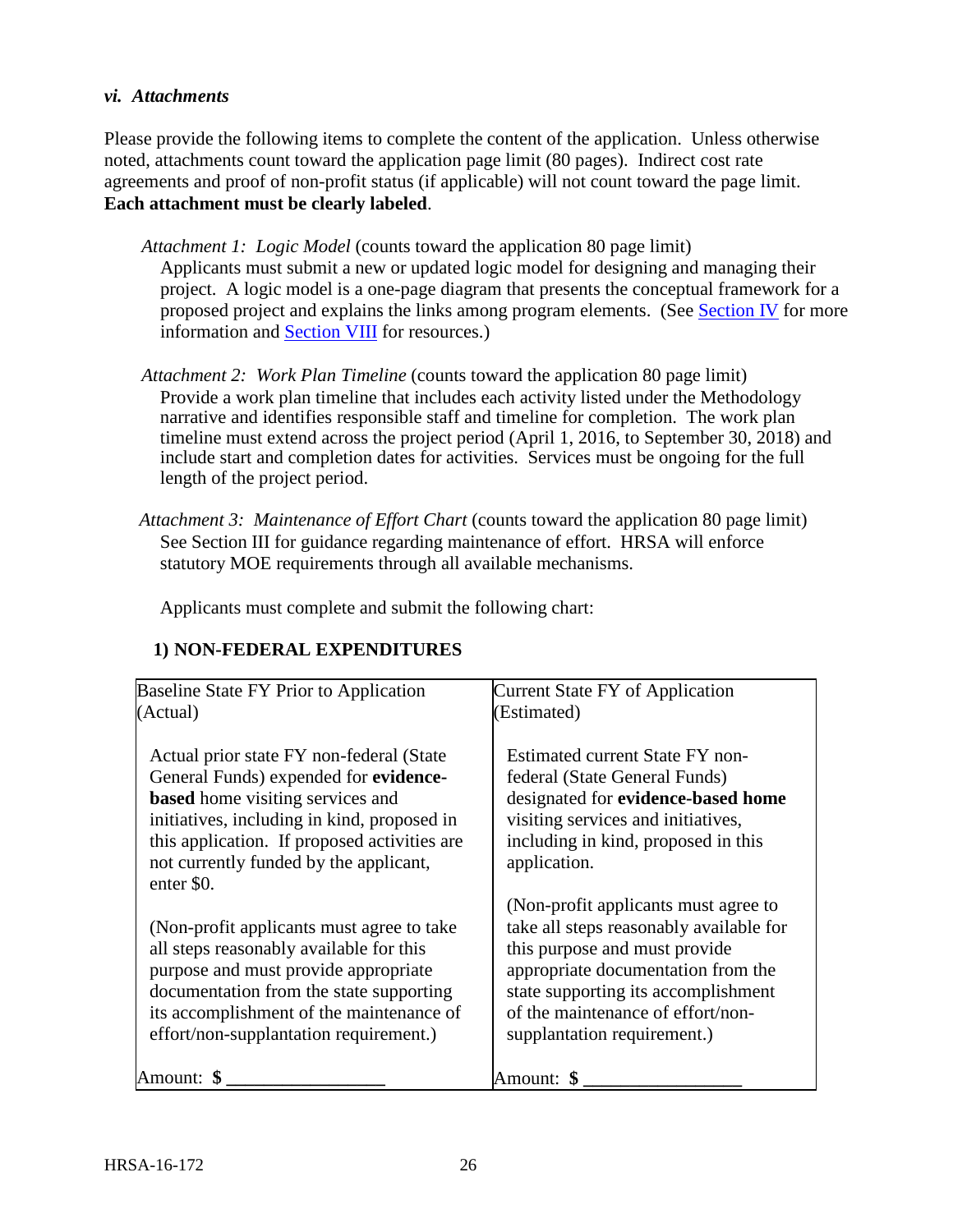### *vi. Attachments*

Please provide the following items to complete the content of the application. Unless otherwise noted, attachments count toward the application page limit (80 pages). Indirect cost rate agreements and proof of non-profit status (if applicable) will not count toward the page limit. **Each attachment must be clearly labeled**.

*Attachment 1: Logic Model* (counts toward the application 80 page limit)
Applicants must submit a new or updated logic model for designing and managing their project. A logic model is a one-page diagram that presents the conceptual framework for a proposed project and explains the links among program elements. (See Section IV for more information and Section VIII for resources.)

*Attachment 2: Work Plan Timeline* (counts toward the application 80 page limit)
Provide a work plan timeline that includes each activity listed under the Methodology narrative and identifies responsible staff and timeline for completion. The work plan timeline must extend across the project period (April 1, 2016, to September 30, 2018) and include start and completion dates for activities. Services must be ongoing for the full length of the project period.

*Attachment 3: Maintenance of Effort Chart* (counts toward the application 80 page limit)
See Section III for guidance regarding maintenance of effort. HRSA will enforce statutory MOE requirements through all available mechanisms.

Applicants must complete and submit the following chart:

**1) NON-FEDERAL EXPENDITURES**

| Baseline State FY Prior to Application (Actual) | Current State FY of Application (Estimated) |
|---|---|
| Actual prior state FY non-federal (State General Funds) expended for **evidence-based** home visiting services and initiatives, including in kind, proposed in this application. If proposed activities are not currently funded by the applicant, enter $0.<br><br>(Non-profit applicants must agree to take all steps reasonably available for this purpose and must provide appropriate documentation from the state supporting its accomplishment of the maintenance of effort/non-supplantation requirement.) | Estimated current State FY non-federal (State General Funds) designated for **evidence-based home** visiting services and initiatives, including in kind, proposed in this application.<br><br>(Non-profit applicants must agree to take all steps reasonably available for this purpose and must provide appropriate documentation from the state supporting its accomplishment of the maintenance of effort/non-supplantation requirement.) |
| Amount: **$ ________________** | Amount: **$ ________________** |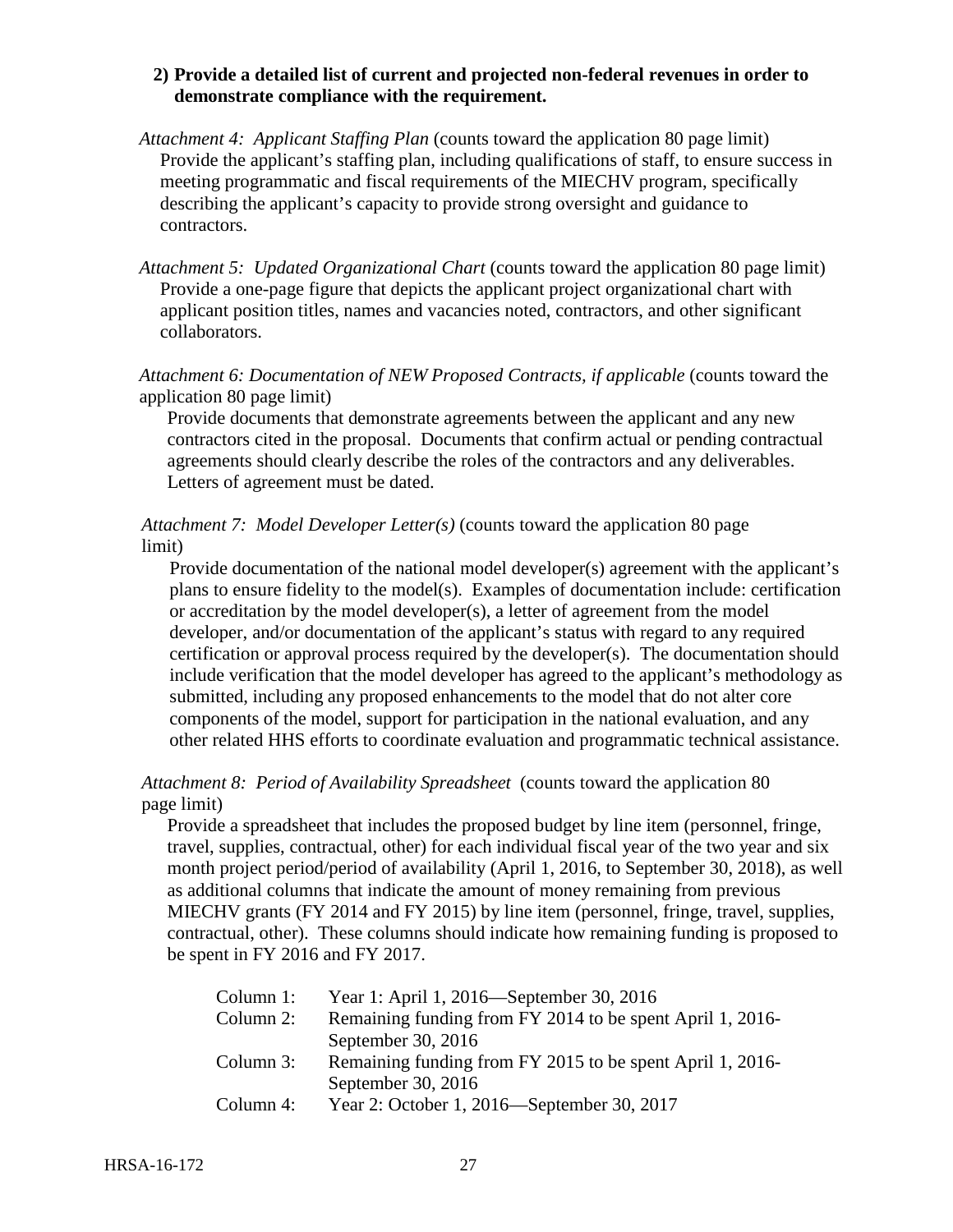**2) Provide a detailed list of current and projected non-federal revenues in order to demonstrate compliance with the requirement.**

*Attachment 4: Applicant Staffing Plan* (counts toward the application 80 page limit)
Provide the applicant's staffing plan, including qualifications of staff, to ensure success in meeting programmatic and fiscal requirements of the MIECHV program, specifically describing the applicant's capacity to provide strong oversight and guidance to contractors.

*Attachment 5: Updated Organizational Chart* (counts toward the application 80 page limit)
Provide a one-page figure that depicts the applicant project organizational chart with applicant position titles, names and vacancies noted, contractors, and other significant collaborators.

*Attachment 6: Documentation of NEW Proposed Contracts, if applicable* (counts toward the application 80 page limit)
Provide documents that demonstrate agreements between the applicant and any new contractors cited in the proposal. Documents that confirm actual or pending contractual agreements should clearly describe the roles of the contractors and any deliverables. Letters of agreement must be dated.

*Attachment 7: Model Developer Letter(s)* (counts toward the application 80 page limit)
Provide documentation of the national model developer(s) agreement with the applicant's plans to ensure fidelity to the model(s). Examples of documentation include: certification or accreditation by the model developer(s), a letter of agreement from the model developer, and/or documentation of the applicant's status with regard to any required certification or approval process required by the developer(s). The documentation should include verification that the model developer has agreed to the applicant's methodology as submitted, including any proposed enhancements to the model that do not alter core components of the model, support for participation in the national evaluation, and any other related HHS efforts to coordinate evaluation and programmatic technical assistance.

*Attachment 8: Period of Availability Spreadsheet* (counts toward the application 80 page limit)
Provide a spreadsheet that includes the proposed budget by line item (personnel, fringe, travel, supplies, contractual, other) for each individual fiscal year of the two year and six month project period/period of availability (April 1, 2016, to September 30, 2018), as well as additional columns that indicate the amount of money remaining from previous MIECHV grants (FY 2014 and FY 2015) by line item (personnel, fringe, travel, supplies, contractual, other). These columns should indicate how remaining funding is proposed to be spent in FY 2016 and FY 2017.

Column 1: Year 1: April 1, 2016—September 30, 2016
Column 2: Remaining funding from FY 2014 to be spent April 1, 2016-September 30, 2016
Column 3: Remaining funding from FY 2015 to be spent April 1, 2016-September 30, 2016
Column 4: Year 2: October 1, 2016—September 30, 2017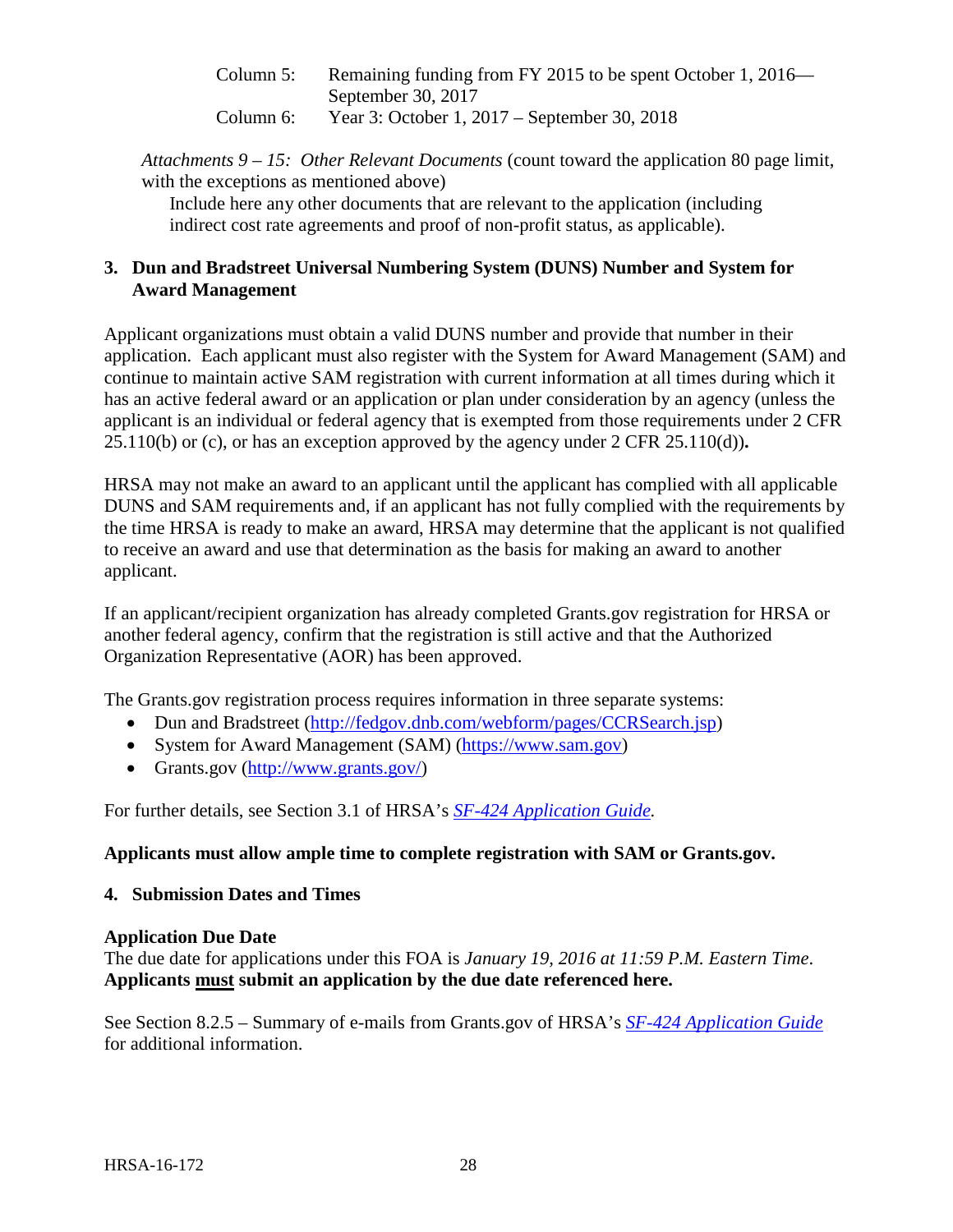Column 5: Remaining funding from FY 2015 to be spent October 1, 2016—September 30, 2017

Column 6: Year 3: October 1, 2017 – September 30, 2018

*Attachments 9 – 15: Other Relevant Documents* (count toward the application 80 page limit, with the exceptions as mentioned above)

Include here any other documents that are relevant to the application (including indirect cost rate agreements and proof of non-profit status, as applicable).

### 3. Dun and Bradstreet Universal Numbering System (DUNS) Number and System for Award Management

Applicant organizations must obtain a valid DUNS number and provide that number in their application. Each applicant must also register with the System for Award Management (SAM) and continue to maintain active SAM registration with current information at all times during which it has an active federal award or an application or plan under consideration by an agency (unless the applicant is an individual or federal agency that is exempted from those requirements under 2 CFR 25.110(b) or (c), or has an exception approved by the agency under 2 CFR 25.110(d))**.**

HRSA may not make an award to an applicant until the applicant has complied with all applicable DUNS and SAM requirements and, if an applicant has not fully complied with the requirements by the time HRSA is ready to make an award, HRSA may determine that the applicant is not qualified to receive an award and use that determination as the basis for making an award to another applicant.

If an applicant/recipient organization has already completed Grants.gov registration for HRSA or another federal agency, confirm that the registration is still active and that the Authorized Organization Representative (AOR) has been approved.

The Grants.gov registration process requires information in three separate systems:

- Dun and Bradstreet (http://fedgov.dnb.com/webform/pages/CCRSearch.jsp)
- System for Award Management (SAM) (https://www.sam.gov)
- Grants.gov (http://www.grants.gov/)

For further details, see Section 3.1 of HRSA's *SF-424 Application Guide.*

**Applicants must allow ample time to complete registration with SAM or Grants.gov.**

### 4. Submission Dates and Times

**Application Due Date**

The due date for applications under this FOA is *January 19, 2016 at 11:59 P.M. Eastern Time*. **Applicants must submit an application by the due date referenced here.**

See Section 8.2.5 – Summary of e-mails from Grants.gov of HRSA's *SF-424 Application Guide* for additional information.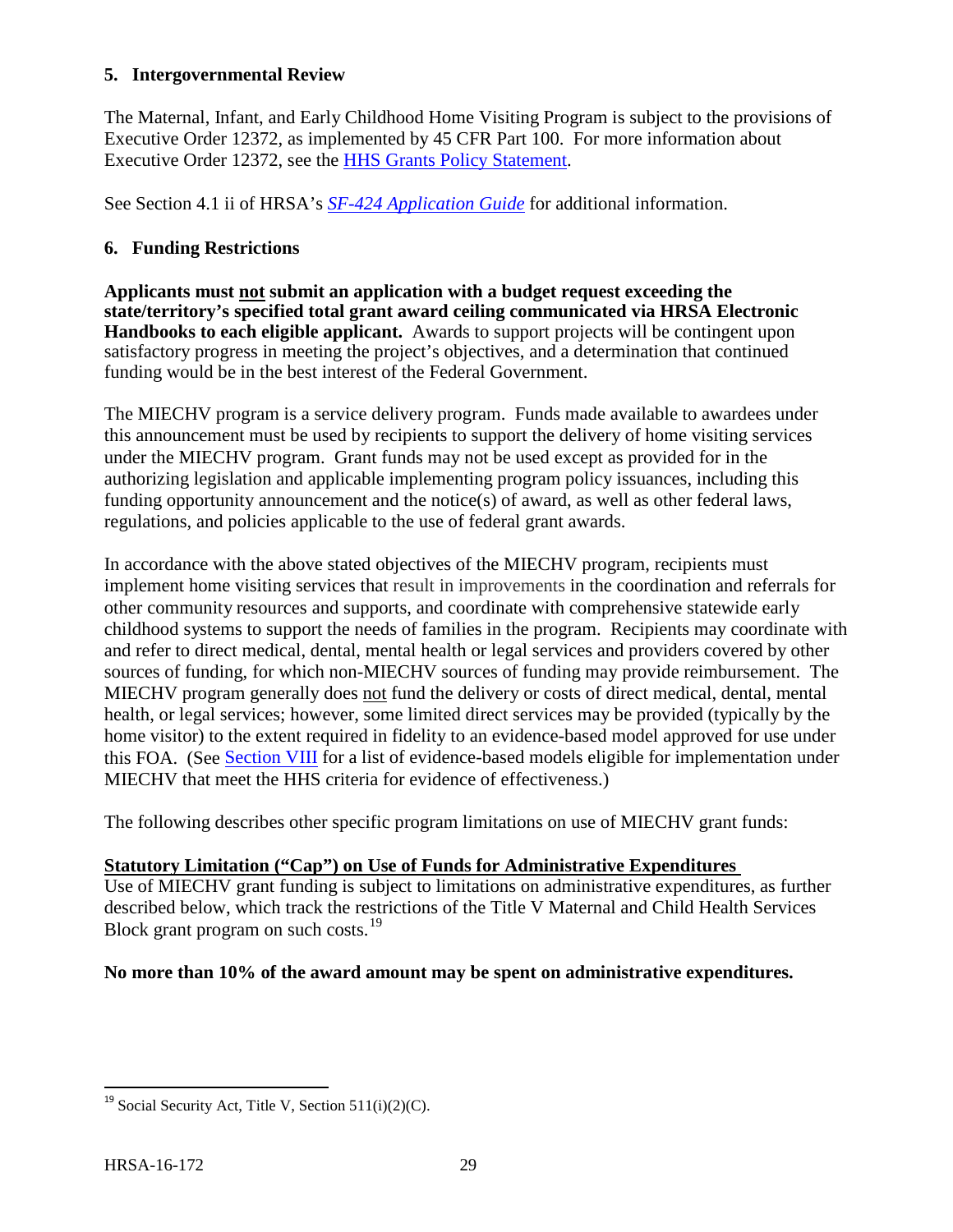### 5. Intergovernmental Review

The Maternal, Infant, and Early Childhood Home Visiting Program is subject to the provisions of Executive Order 12372, as implemented by 45 CFR Part 100. For more information about Executive Order 12372, see the [HHS Grants Policy Statement](#).

See Section 4.1 ii of HRSA's [*SF-424 Application Guide*](#) for additional information.

### 6. Funding Restrictions

**Applicants must not submit an application with a budget request exceeding the state/territory's specified total grant award ceiling communicated via HRSA Electronic Handbooks to each eligible applicant.** Awards to support projects will be contingent upon satisfactory progress in meeting the project's objectives, and a determination that continued funding would be in the best interest of the Federal Government.

The MIECHV program is a service delivery program. Funds made available to awardees under this announcement must be used by recipients to support the delivery of home visiting services under the MIECHV program. Grant funds may not be used except as provided for in the authorizing legislation and applicable implementing program policy issuances, including this funding opportunity announcement and the notice(s) of award, as well as other federal laws, regulations, and policies applicable to the use of federal grant awards.

In accordance with the above stated objectives of the MIECHV program, recipients must implement home visiting services that result in improvements in the coordination and referrals for other community resources and supports, and coordinate with comprehensive statewide early childhood systems to support the needs of families in the program. Recipients may coordinate with and refer to direct medical, dental, mental health or legal services and providers covered by other sources of funding, for which non-MIECHV sources of funding may provide reimbursement. The MIECHV program generally does not fund the delivery or costs of direct medical, dental, mental health, or legal services; however, some limited direct services may be provided (typically by the home visitor) to the extent required in fidelity to an evidence-based model approved for use under this FOA. (See [Section VIII](#) for a list of evidence-based models eligible for implementation under MIECHV that meet the HHS criteria for evidence of effectiveness.)

The following describes other specific program limitations on use of MIECHV grant funds:

**Statutory Limitation ("Cap") on Use of Funds for Administrative Expenditures**

Use of MIECHV grant funding is subject to limitations on administrative expenditures, as further described below, which track the restrictions of the Title V Maternal and Child Health Services Block grant program on such costs.[19]

**No more than 10% of the award amount may be spent on administrative expenditures.**

---

[19] Social Security Act, Title V, Section 511(i)(2)(C).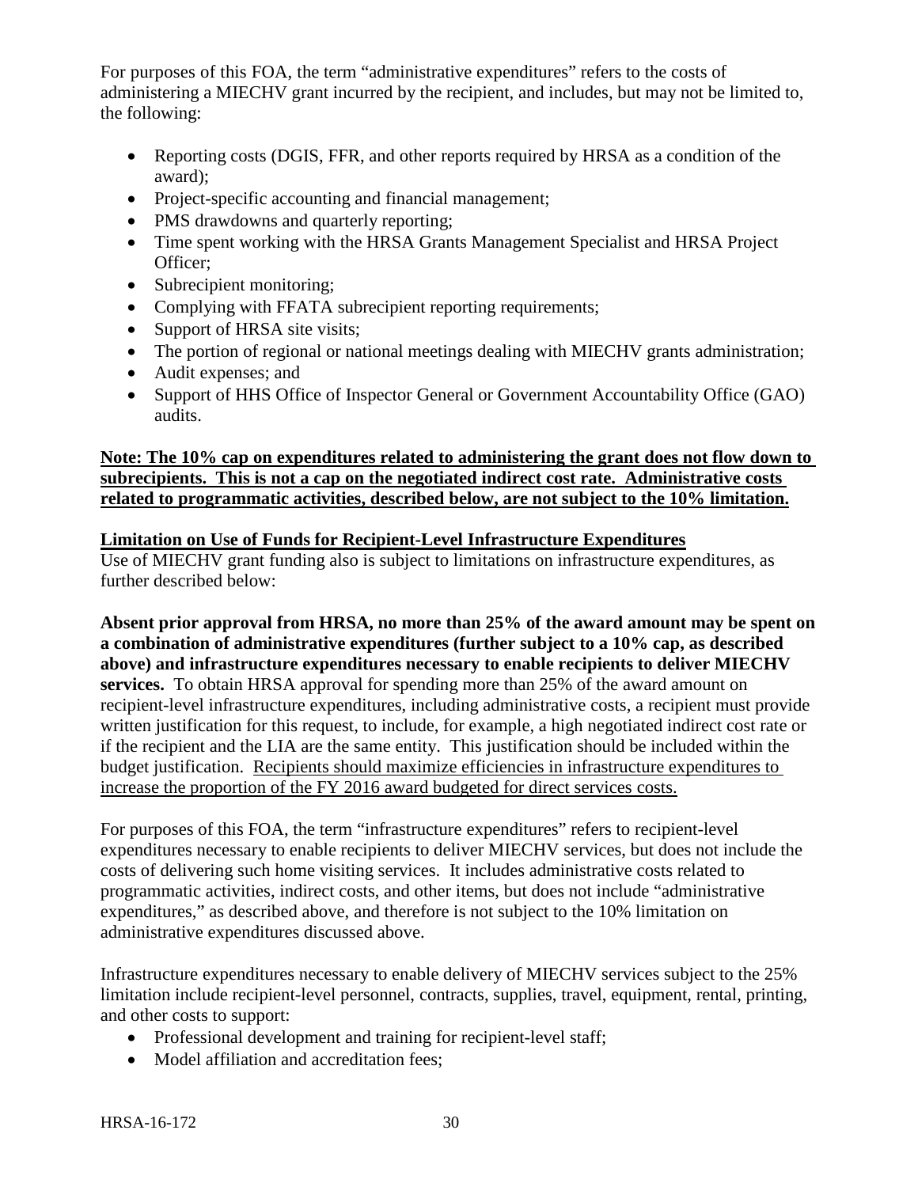For purposes of this FOA, the term "administrative expenditures" refers to the costs of administering a MIECHV grant incurred by the recipient, and includes, but may not be limited to, the following:

- Reporting costs (DGIS, FFR, and other reports required by HRSA as a condition of the award);
- Project-specific accounting and financial management;
- PMS drawdowns and quarterly reporting;
- Time spent working with the HRSA Grants Management Specialist and HRSA Project Officer;
- Subrecipient monitoring;
- Complying with FFATA subrecipient reporting requirements;
- Support of HRSA site visits;
- The portion of regional or national meetings dealing with MIECHV grants administration;
- Audit expenses; and
- Support of HHS Office of Inspector General or Government Accountability Office (GAO) audits.

**Note: The 10% cap on expenditures related to administering the grant does not flow down to subrecipients. This is not a cap on the negotiated indirect cost rate. Administrative costs related to programmatic activities, described below, are not subject to the 10% limitation.**

**Limitation on Use of Funds for Recipient-Level Infrastructure Expenditures**

Use of MIECHV grant funding also is subject to limitations on infrastructure expenditures, as further described below:

**Absent prior approval from HRSA, no more than 25% of the award amount may be spent on a combination of administrative expenditures (further subject to a 10% cap, as described above) and infrastructure expenditures necessary to enable recipients to deliver MIECHV services.** To obtain HRSA approval for spending more than 25% of the award amount on recipient-level infrastructure expenditures, including administrative costs, a recipient must provide written justification for this request, to include, for example, a high negotiated indirect cost rate or if the recipient and the LIA are the same entity. This justification should be included within the budget justification. Recipients should maximize efficiencies in infrastructure expenditures to increase the proportion of the FY 2016 award budgeted for direct services costs.

For purposes of this FOA, the term "infrastructure expenditures" refers to recipient-level expenditures necessary to enable recipients to deliver MIECHV services, but does not include the costs of delivering such home visiting services. It includes administrative costs related to programmatic activities, indirect costs, and other items, but does not include "administrative expenditures," as described above, and therefore is not subject to the 10% limitation on administrative expenditures discussed above.

Infrastructure expenditures necessary to enable delivery of MIECHV services subject to the 25% limitation include recipient-level personnel, contracts, supplies, travel, equipment, rental, printing, and other costs to support:

- Professional development and training for recipient-level staff;
- Model affiliation and accreditation fees;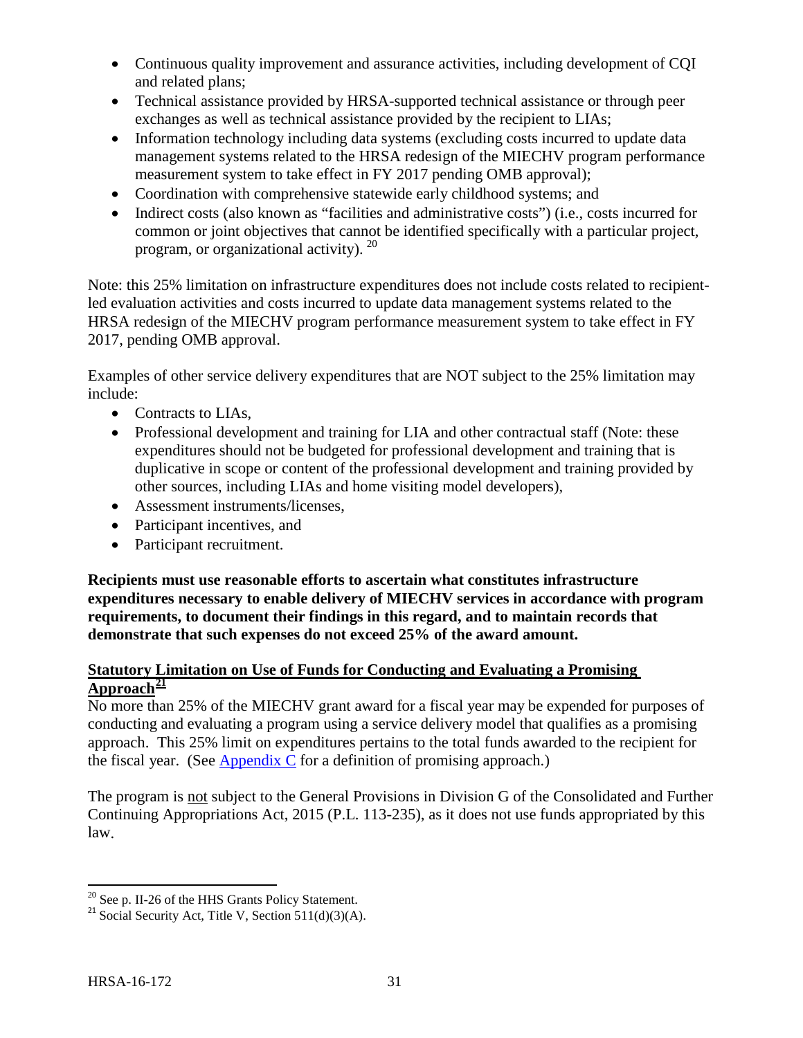- Continuous quality improvement and assurance activities, including development of CQI and related plans;
- Technical assistance provided by HRSA-supported technical assistance or through peer exchanges as well as technical assistance provided by the recipient to LIAs;
- Information technology including data systems (excluding costs incurred to update data management systems related to the HRSA redesign of the MIECHV program performance measurement system to take effect in FY 2017 pending OMB approval);
- Coordination with comprehensive statewide early childhood systems; and
- Indirect costs (also known as "facilities and administrative costs") (i.e., costs incurred for common or joint objectives that cannot be identified specifically with a particular project, program, or organizational activity). [20]

Note: this 25% limitation on infrastructure expenditures does not include costs related to recipient-led evaluation activities and costs incurred to update data management systems related to the HRSA redesign of the MIECHV program performance measurement system to take effect in FY 2017, pending OMB approval.

Examples of other service delivery expenditures that are NOT subject to the 25% limitation may include:

- Contracts to LIAs,
- Professional development and training for LIA and other contractual staff (Note: these expenditures should not be budgeted for professional development and training that is duplicative in scope or content of the professional development and training provided by other sources, including LIAs and home visiting model developers),
- Assessment instruments/licenses,
- Participant incentives, and
- Participant recruitment.

**Recipients must use reasonable efforts to ascertain what constitutes infrastructure expenditures necessary to enable delivery of MIECHV services in accordance with program requirements, to document their findings in this regard, and to maintain records that demonstrate that such expenses do not exceed 25% of the award amount.**

**Statutory Limitation on Use of Funds for Conducting and Evaluating a Promising Approach[21]**

No more than 25% of the MIECHV grant award for a fiscal year may be expended for purposes of conducting and evaluating a program using a service delivery model that qualifies as a promising approach. This 25% limit on expenditures pertains to the total funds awarded to the recipient for the fiscal year. (See Appendix C for a definition of promising approach.)

The program is not subject to the General Provisions in Division G of the Consolidated and Further Continuing Appropriations Act, 2015 (P.L. 113-235), as it does not use funds appropriated by this law.

---

[20] See p. II-26 of the HHS Grants Policy Statement.

[21] Social Security Act, Title V, Section 511(d)(3)(A).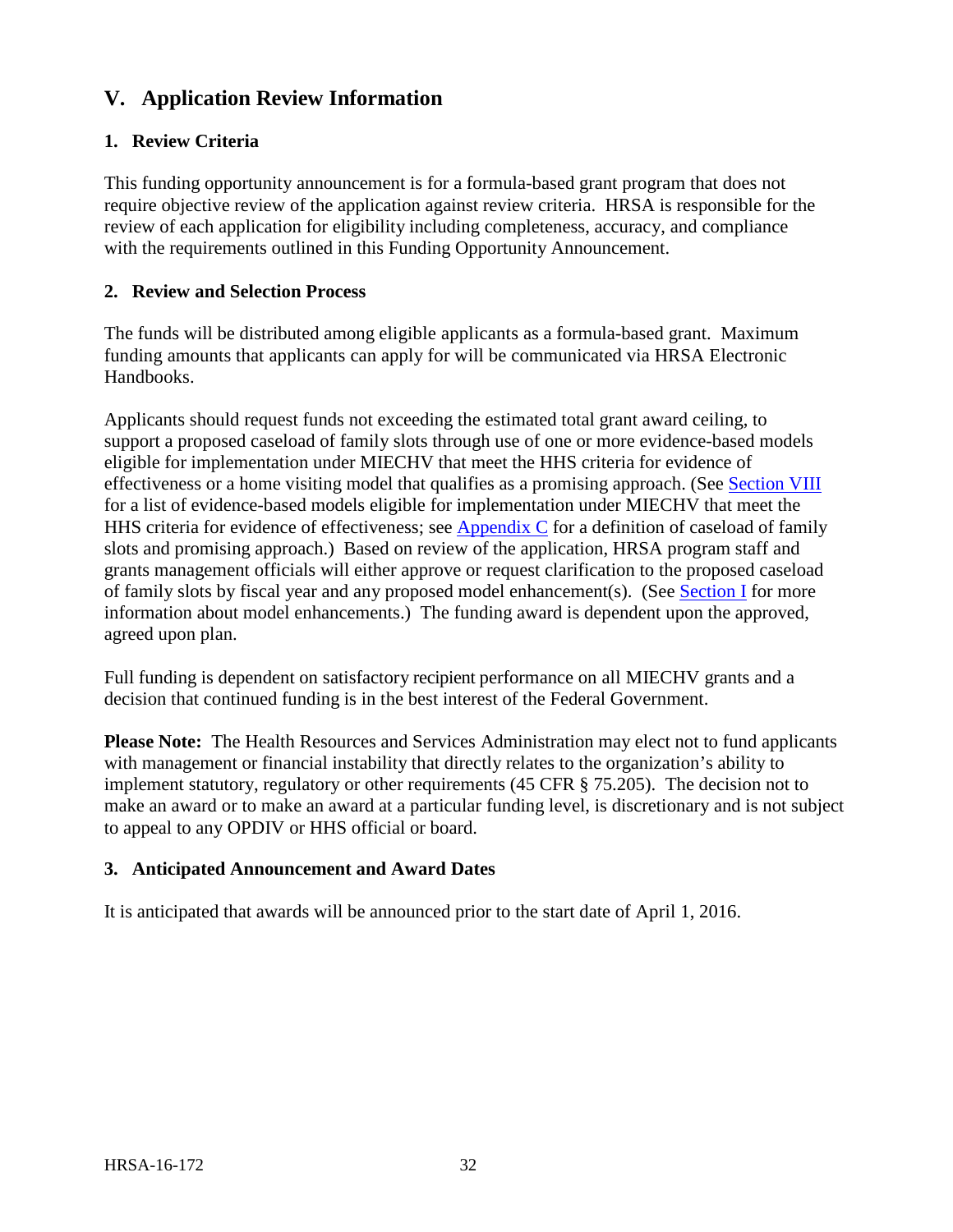## V. Application Review Information

### 1. Review Criteria

This funding opportunity announcement is for a formula-based grant program that does not require objective review of the application against review criteria. HRSA is responsible for the review of each application for eligibility including completeness, accuracy, and compliance with the requirements outlined in this Funding Opportunity Announcement.

### 2. Review and Selection Process

The funds will be distributed among eligible applicants as a formula-based grant. Maximum funding amounts that applicants can apply for will be communicated via HRSA Electronic Handbooks.

Applicants should request funds not exceeding the estimated total grant award ceiling, to support a proposed caseload of family slots through use of one or more evidence-based models eligible for implementation under MIECHV that meet the HHS criteria for evidence of effectiveness or a home visiting model that qualifies as a promising approach. (See Section VIII for a list of evidence-based models eligible for implementation under MIECHV that meet the HHS criteria for evidence of effectiveness; see Appendix C for a definition of caseload of family slots and promising approach.) Based on review of the application, HRSA program staff and grants management officials will either approve or request clarification to the proposed caseload of family slots by fiscal year and any proposed model enhancement(s). (See Section I for more information about model enhancements.) The funding award is dependent upon the approved, agreed upon plan.

Full funding is dependent on satisfactory recipient performance on all MIECHV grants and a decision that continued funding is in the best interest of the Federal Government.

**Please Note:** The Health Resources and Services Administration may elect not to fund applicants with management or financial instability that directly relates to the organization's ability to implement statutory, regulatory or other requirements (45 CFR § 75.205). The decision not to make an award or to make an award at a particular funding level, is discretionary and is not subject to appeal to any OPDIV or HHS official or board.

### 3. Anticipated Announcement and Award Dates

It is anticipated that awards will be announced prior to the start date of April 1, 2016.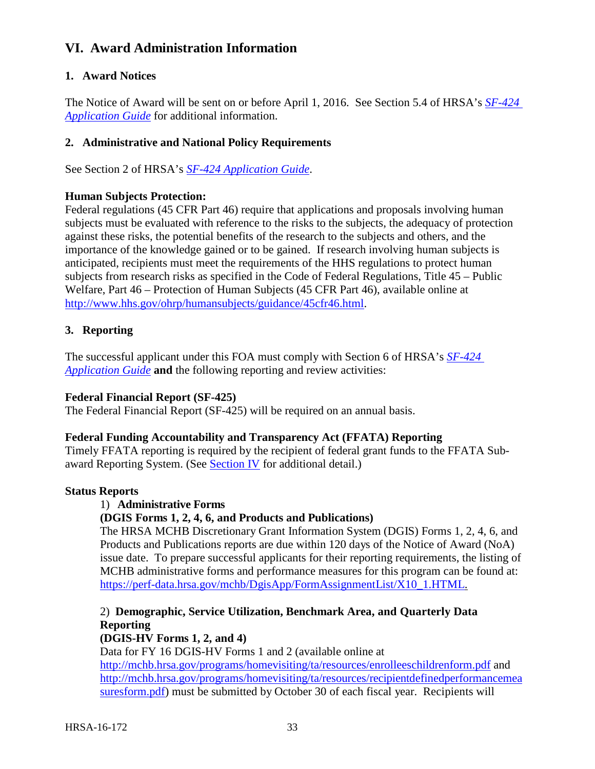## VI. Award Administration Information

### 1. Award Notices

The Notice of Award will be sent on or before April 1, 2016. See Section 5.4 of HRSA's *SF-424 Application Guide* for additional information.

### 2. Administrative and National Policy Requirements

See Section 2 of HRSA's *SF-424 Application Guide*.

**Human Subjects Protection:**
Federal regulations (45 CFR Part 46) require that applications and proposals involving human subjects must be evaluated with reference to the risks to the subjects, the adequacy of protection against these risks, the potential benefits of the research to the subjects and others, and the importance of the knowledge gained or to be gained. If research involving human subjects is anticipated, recipients must meet the requirements of the HHS regulations to protect human subjects from research risks as specified in the Code of Federal Regulations, Title 45 – Public Welfare, Part 46 – Protection of Human Subjects (45 CFR Part 46), available online at http://www.hhs.gov/ohrp/humansubjects/guidance/45cfr46.html.

### 3. Reporting

The successful applicant under this FOA must comply with Section 6 of HRSA's *SF-424 Application Guide* **and** the following reporting and review activities:

**Federal Financial Report (SF-425)**
The Federal Financial Report (SF-425) will be required on an annual basis.

**Federal Funding Accountability and Transparency Act (FFATA) Reporting**
Timely FFATA reporting is required by the recipient of federal grant funds to the FFATA Sub-award Reporting System. (See Section IV for additional detail.)

**Status Reports**

1) **Administrative Forms**
**(DGIS Forms 1, 2, 4, 6, and Products and Publications)**
The HRSA MCHB Discretionary Grant Information System (DGIS) Forms 1, 2, 4, 6, and Products and Publications reports are due within 120 days of the Notice of Award (NoA) issue date. To prepare successful applicants for their reporting requirements, the listing of MCHB administrative forms and performance measures for this program can be found at: https://perf-data.hrsa.gov/mchb/DgisApp/FormAssignmentList/X10_1.HTML.

2) **Demographic, Service Utilization, Benchmark Area, and Quarterly Data Reporting**
**(DGIS-HV Forms 1, 2, and 4)**
Data for FY 16 DGIS-HV Forms 1 and 2 (available online at http://mchb.hrsa.gov/programs/homevisiting/ta/resources/enrolleeschildrenform.pdf and http://mchb.hrsa.gov/programs/homevisiting/ta/resources/recipientdefinedperformancemeasuresform.pdf) must be submitted by October 30 of each fiscal year. Recipients will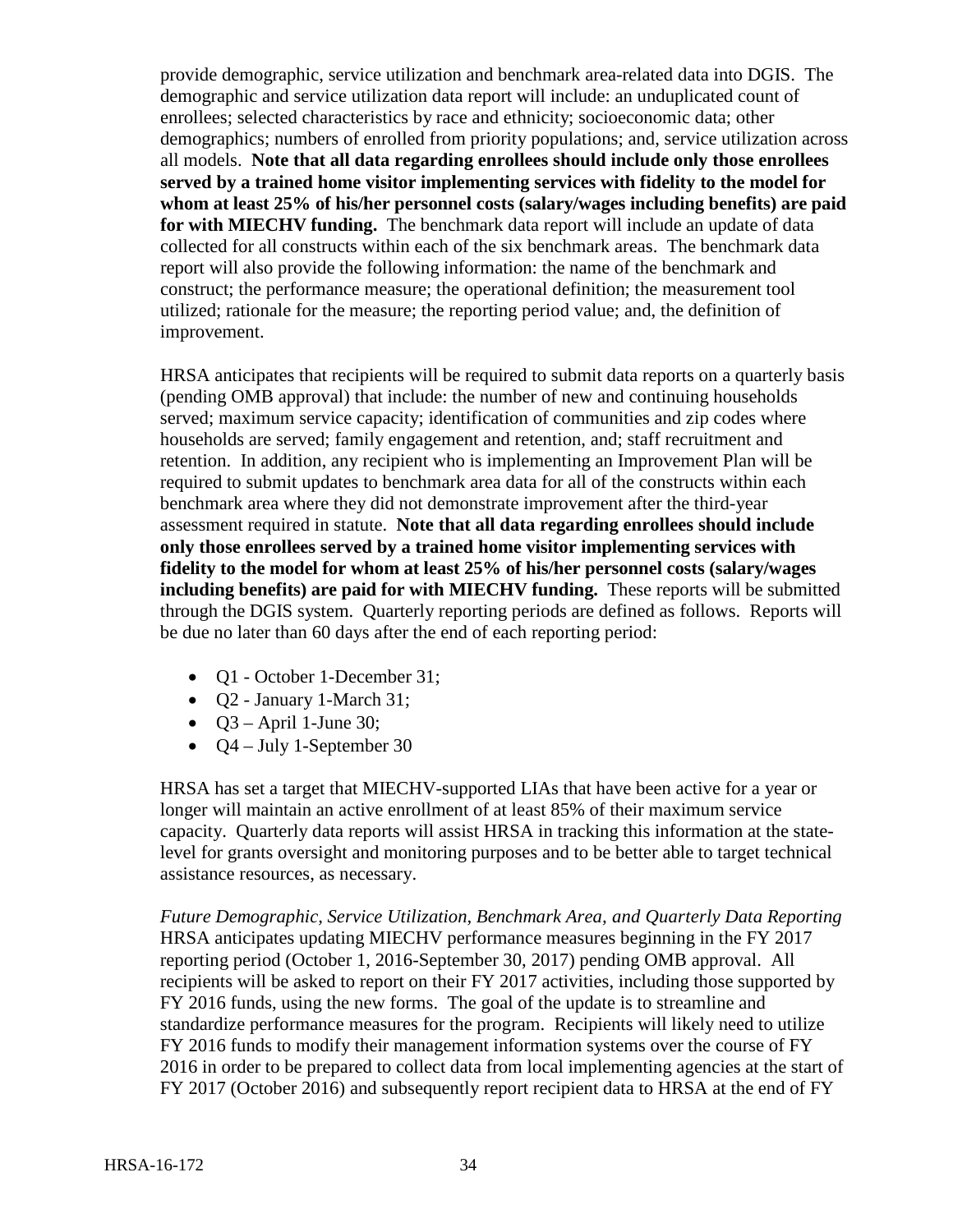provide demographic, service utilization and benchmark area-related data into DGIS. The demographic and service utilization data report will include: an unduplicated count of enrollees; selected characteristics by race and ethnicity; socioeconomic data; other demographics; numbers of enrolled from priority populations; and, service utilization across all models. **Note that all data regarding enrollees should include only those enrollees served by a trained home visitor implementing services with fidelity to the model for whom at least 25% of his/her personnel costs (salary/wages including benefits) are paid for with MIECHV funding.** The benchmark data report will include an update of data collected for all constructs within each of the six benchmark areas. The benchmark data report will also provide the following information: the name of the benchmark and construct; the performance measure; the operational definition; the measurement tool utilized; rationale for the measure; the reporting period value; and, the definition of improvement.

HRSA anticipates that recipients will be required to submit data reports on a quarterly basis (pending OMB approval) that include: the number of new and continuing households served; maximum service capacity; identification of communities and zip codes where households are served; family engagement and retention, and; staff recruitment and retention. In addition, any recipient who is implementing an Improvement Plan will be required to submit updates to benchmark area data for all of the constructs within each benchmark area where they did not demonstrate improvement after the third-year assessment required in statute. **Note that all data regarding enrollees should include only those enrollees served by a trained home visitor implementing services with fidelity to the model for whom at least 25% of his/her personnel costs (salary/wages including benefits) are paid for with MIECHV funding.** These reports will be submitted through the DGIS system. Quarterly reporting periods are defined as follows. Reports will be due no later than 60 days after the end of each reporting period:

- Q1 - October 1-December 31;
- Q2 - January 1-March 31;
- Q3 – April 1-June 30;
- Q4 – July 1-September 30

HRSA has set a target that MIECHV-supported LIAs that have been active for a year or longer will maintain an active enrollment of at least 85% of their maximum service capacity. Quarterly data reports will assist HRSA in tracking this information at the state-level for grants oversight and monitoring purposes and to be better able to target technical assistance resources, as necessary.

*Future Demographic, Service Utilization, Benchmark Area, and Quarterly Data Reporting*
HRSA anticipates updating MIECHV performance measures beginning in the FY 2017 reporting period (October 1, 2016-September 30, 2017) pending OMB approval. All recipients will be asked to report on their FY 2017 activities, including those supported by FY 2016 funds, using the new forms. The goal of the update is to streamline and standardize performance measures for the program. Recipients will likely need to utilize FY 2016 funds to modify their management information systems over the course of FY 2016 in order to be prepared to collect data from local implementing agencies at the start of FY 2017 (October 2016) and subsequently report recipient data to HRSA at the end of FY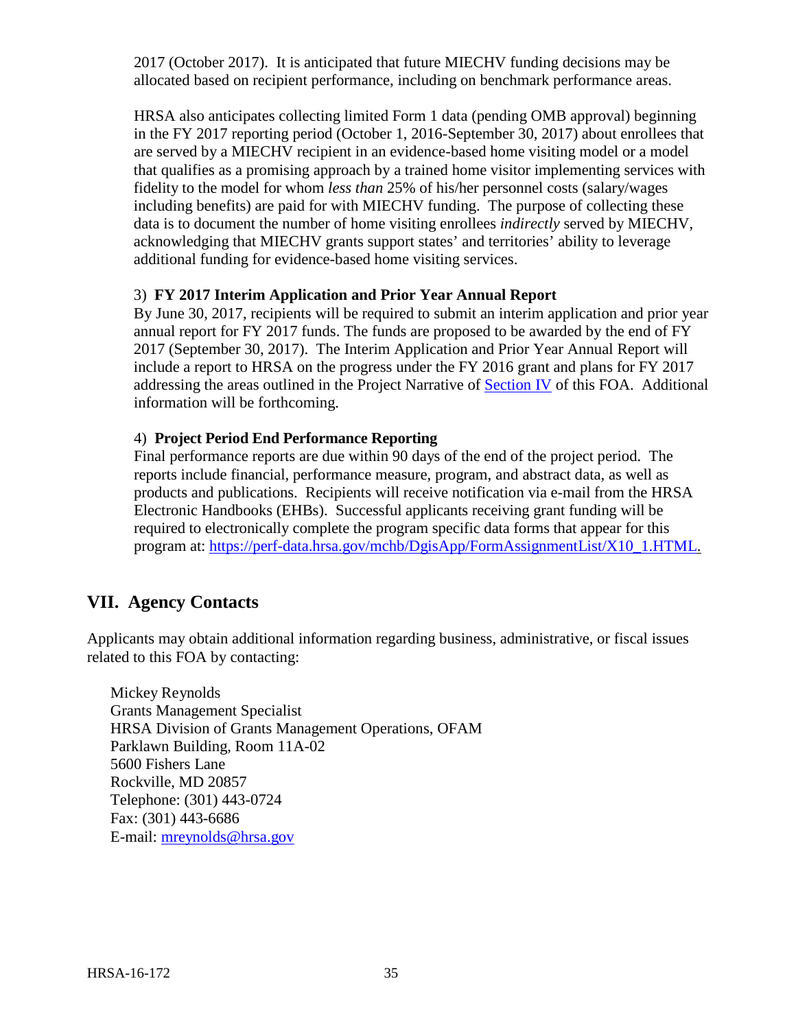2017 (October 2017). It is anticipated that future MIECHV funding decisions may be allocated based on recipient performance, including on benchmark performance areas.

HRSA also anticipates collecting limited Form 1 data (pending OMB approval) beginning in the FY 2017 reporting period (October 1, 2016-September 30, 2017) about enrollees that are served by a MIECHV recipient in an evidence-based home visiting model or a model that qualifies as a promising approach by a trained home visitor implementing services with fidelity to the model for whom *less than* 25% of his/her personnel costs (salary/wages including benefits) are paid for with MIECHV funding. The purpose of collecting these data is to document the number of home visiting enrollees *indirectly* served by MIECHV, acknowledging that MIECHV grants support states' and territories' ability to leverage additional funding for evidence-based home visiting services.

3) **FY 2017 Interim Application and Prior Year Annual Report**
By June 30, 2017, recipients will be required to submit an interim application and prior year annual report for FY 2017 funds. The funds are proposed to be awarded by the end of FY 2017 (September 30, 2017). The Interim Application and Prior Year Annual Report will include a report to HRSA on the progress under the FY 2016 grant and plans for FY 2017 addressing the areas outlined in the Project Narrative of Section IV of this FOA. Additional information will be forthcoming.

4) **Project Period End Performance Reporting**
Final performance reports are due within 90 days of the end of the project period. The reports include financial, performance measure, program, and abstract data, as well as products and publications. Recipients will receive notification via e-mail from the HRSA Electronic Handbooks (EHBs). Successful applicants receiving grant funding will be required to electronically complete the program specific data forms that appear for this program at: https://perf-data.hrsa.gov/mchb/DgisApp/FormAssignmentList/X10_1.HTML.

## VII. Agency Contacts

Applicants may obtain additional information regarding business, administrative, or fiscal issues related to this FOA by contacting:

Mickey Reynolds
Grants Management Specialist
HRSA Division of Grants Management Operations, OFAM
Parklawn Building, Room 11A-02
5600 Fishers Lane
Rockville, MD 20857
Telephone: (301) 443-0724
Fax: (301) 443-6686
E-mail: mreynolds@hrsa.gov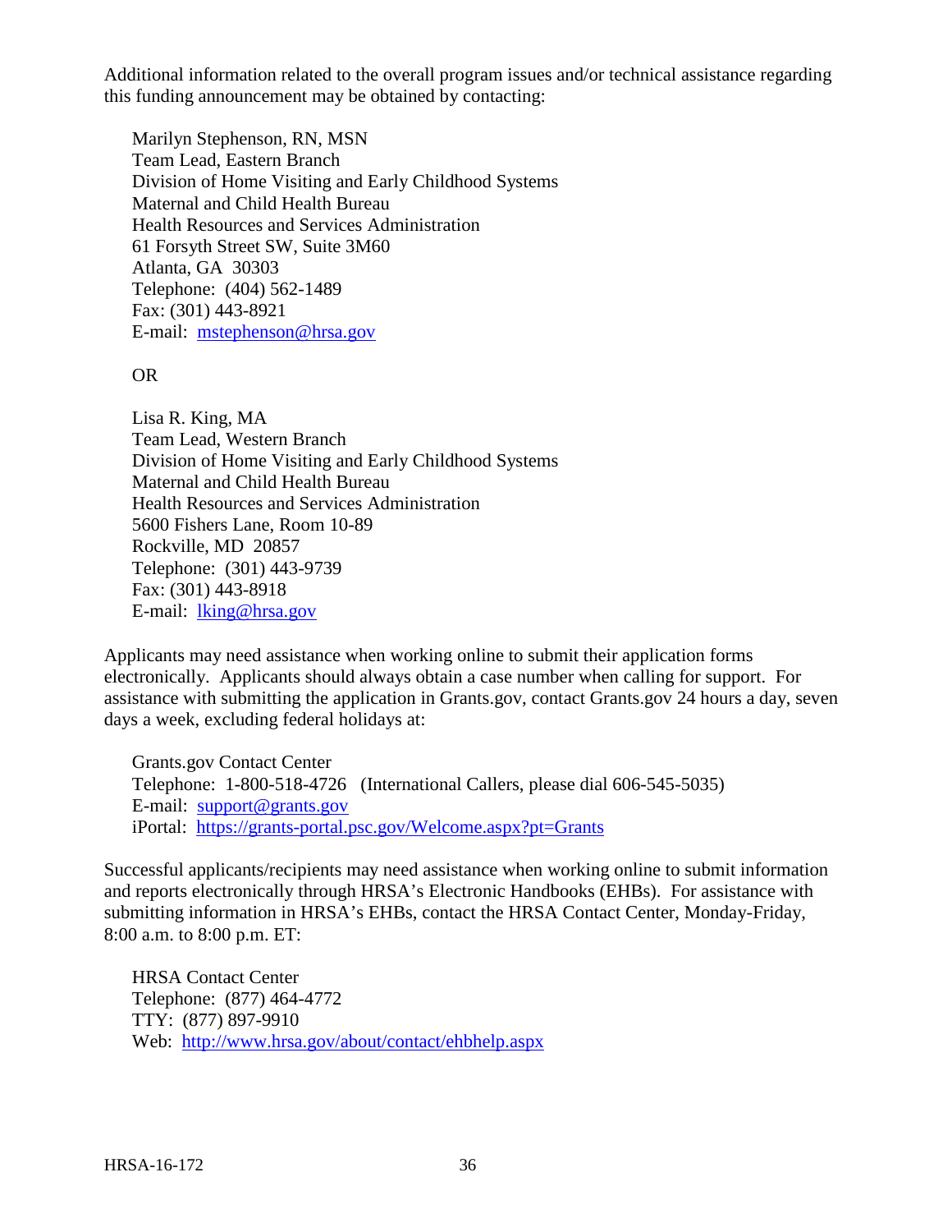Additional information related to the overall program issues and/or technical assistance regarding this funding announcement may be obtained by contacting:

Marilyn Stephenson, RN, MSN  
Team Lead, Eastern Branch  
Division of Home Visiting and Early Childhood Systems  
Maternal and Child Health Bureau  
Health Resources and Services Administration  
61 Forsyth Street SW, Suite 3M60  
Atlanta, GA 30303  
Telephone: (404) 562-1489  
Fax: (301) 443-8921  
E-mail: mstephenson@hrsa.gov

OR

Lisa R. King, MA  
Team Lead, Western Branch  
Division of Home Visiting and Early Childhood Systems  
Maternal and Child Health Bureau  
Health Resources and Services Administration  
5600 Fishers Lane, Room 10-89  
Rockville, MD 20857  
Telephone: (301) 443-9739  
Fax: (301) 443-8918  
E-mail: lking@hrsa.gov

Applicants may need assistance when working online to submit their application forms electronically. Applicants should always obtain a case number when calling for support. For assistance with submitting the application in Grants.gov, contact Grants.gov 24 hours a day, seven days a week, excluding federal holidays at:

Grants.gov Contact Center  
Telephone: 1-800-518-4726 (International Callers, please dial 606-545-5035)  
E-mail: support@grants.gov  
iPortal: https://grants-portal.psc.gov/Welcome.aspx?pt=Grants

Successful applicants/recipients may need assistance when working online to submit information and reports electronically through HRSA's Electronic Handbooks (EHBs). For assistance with submitting information in HRSA's EHBs, contact the HRSA Contact Center, Monday-Friday, 8:00 a.m. to 8:00 p.m. ET:

HRSA Contact Center  
Telephone: (877) 464-4772  
TTY: (877) 897-9910  
Web: http://www.hrsa.gov/about/contact/ehbhelp.aspx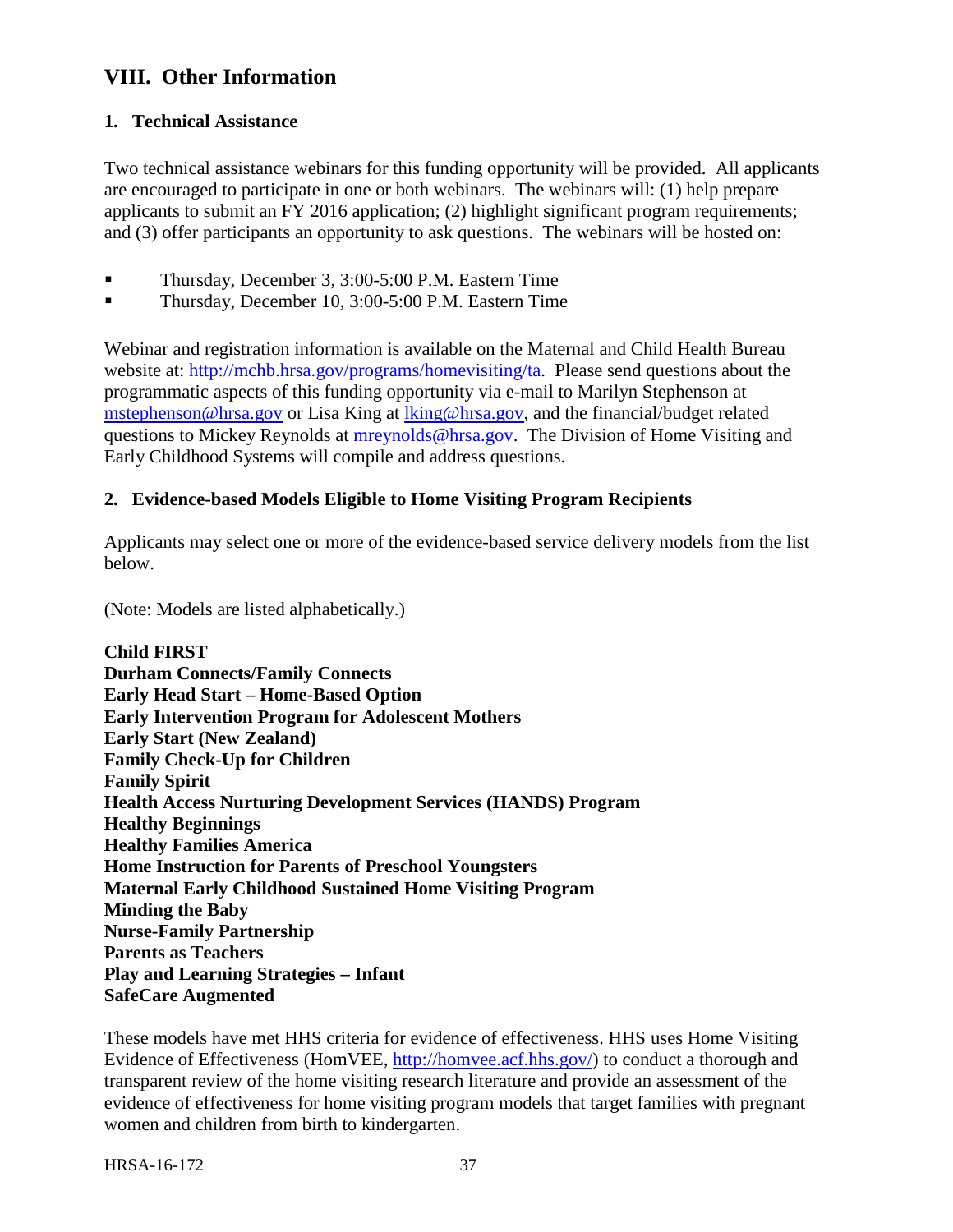## VIII. Other Information

### 1. Technical Assistance

Two technical assistance webinars for this funding opportunity will be provided. All applicants are encouraged to participate in one or both webinars. The webinars will: (1) help prepare applicants to submit an FY 2016 application; (2) highlight significant program requirements; and (3) offer participants an opportunity to ask questions. The webinars will be hosted on:

- Thursday, December 3, 3:00-5:00 P.M. Eastern Time
- Thursday, December 10, 3:00-5:00 P.M. Eastern Time

Webinar and registration information is available on the Maternal and Child Health Bureau website at: http://mchb.hrsa.gov/programs/homevisiting/ta. Please send questions about the programmatic aspects of this funding opportunity via e-mail to Marilyn Stephenson at mstephenson@hrsa.gov or Lisa King at lking@hrsa.gov, and the financial/budget related questions to Mickey Reynolds at mreynolds@hrsa.gov. The Division of Home Visiting and Early Childhood Systems will compile and address questions.

### 2. Evidence-based Models Eligible to Home Visiting Program Recipients

Applicants may select one or more of the evidence-based service delivery models from the list below.

(Note: Models are listed alphabetically.)

**Child FIRST**
**Durham Connects/Family Connects**
**Early Head Start – Home-Based Option**
**Early Intervention Program for Adolescent Mothers**
**Early Start (New Zealand)**
**Family Check-Up for Children**
**Family Spirit**
**Health Access Nurturing Development Services (HANDS) Program**
**Healthy Beginnings**
**Healthy Families America**
**Home Instruction for Parents of Preschool Youngsters**
**Maternal Early Childhood Sustained Home Visiting Program**
**Minding the Baby**
**Nurse-Family Partnership**
**Parents as Teachers**
**Play and Learning Strategies – Infant**
**SafeCare Augmented**

These models have met HHS criteria for evidence of effectiveness. HHS uses Home Visiting Evidence of Effectiveness (HomVEE, http://homvee.acf.hhs.gov/) to conduct a thorough and transparent review of the home visiting research literature and provide an assessment of the evidence of effectiveness for home visiting program models that target families with pregnant women and children from birth to kindergarten.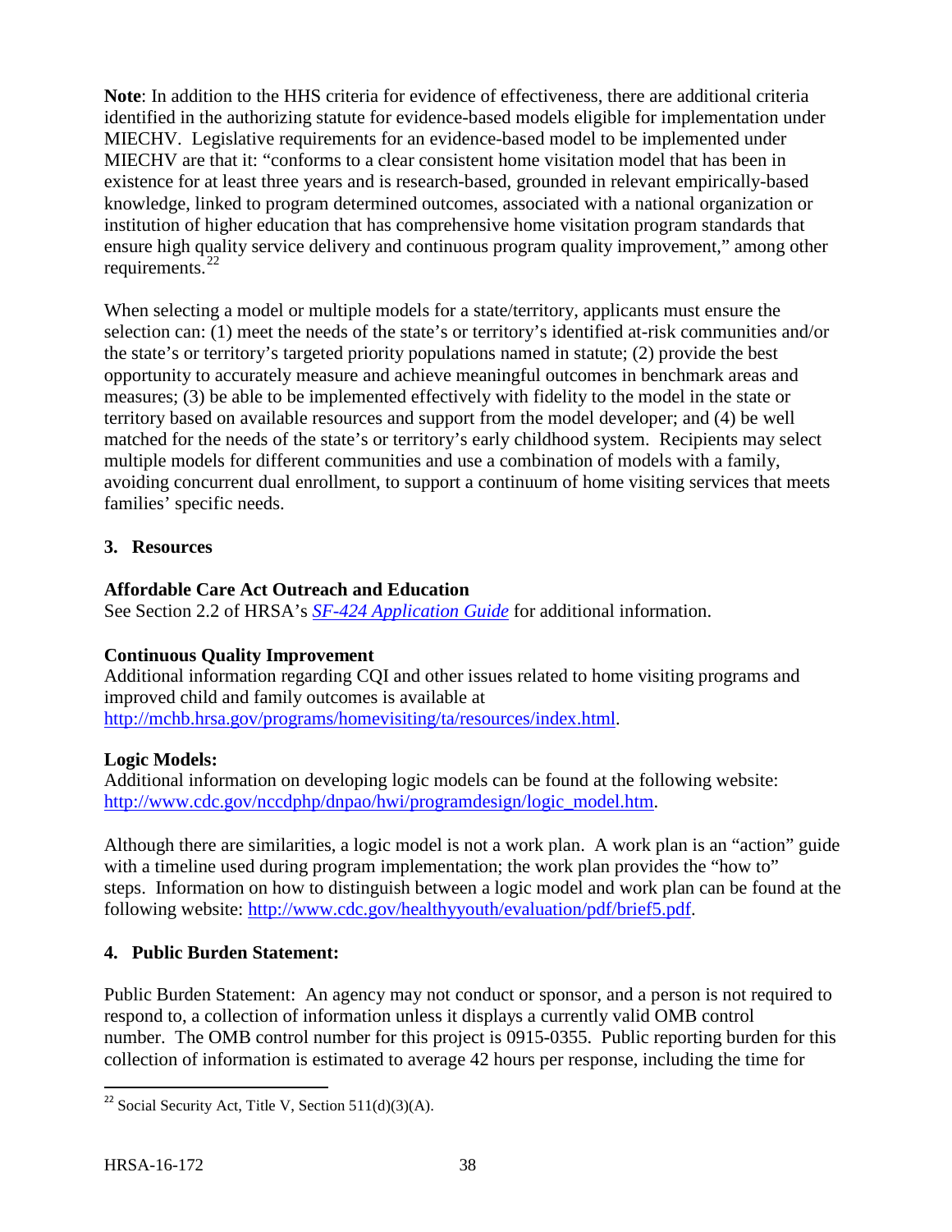**Note**: In addition to the HHS criteria for evidence of effectiveness, there are additional criteria identified in the authorizing statute for evidence-based models eligible for implementation under MIECHV. Legislative requirements for an evidence-based model to be implemented under MIECHV are that it: "conforms to a clear consistent home visitation model that has been in existence for at least three years and is research-based, grounded in relevant empirically-based knowledge, linked to program determined outcomes, associated with a national organization or institution of higher education that has comprehensive home visitation program standards that ensure high quality service delivery and continuous program quality improvement," among other requirements.[22]

When selecting a model or multiple models for a state/territory, applicants must ensure the selection can: (1) meet the needs of the state's or territory's identified at-risk communities and/or the state's or territory's targeted priority populations named in statute; (2) provide the best opportunity to accurately measure and achieve meaningful outcomes in benchmark areas and measures; (3) be able to be implemented effectively with fidelity to the model in the state or territory based on available resources and support from the model developer; and (4) be well matched for the needs of the state's or territory's early childhood system. Recipients may select multiple models for different communities and use a combination of models with a family, avoiding concurrent dual enrollment, to support a continuum of home visiting services that meets families' specific needs.

### 3. Resources

**Affordable Care Act Outreach and Education**
See Section 2.2 of HRSA's *SF-424 Application Guide* for additional information.

**Continuous Quality Improvement**
Additional information regarding CQI and other issues related to home visiting programs and improved child and family outcomes is available at http://mchb.hrsa.gov/programs/homevisiting/ta/resources/index.html.

**Logic Models:**
Additional information on developing logic models can be found at the following website: http://www.cdc.gov/nccdphp/dnpao/hwi/programdesign/logic_model.htm.

Although there are similarities, a logic model is not a work plan. A work plan is an "action" guide with a timeline used during program implementation; the work plan provides the "how to" steps. Information on how to distinguish between a logic model and work plan can be found at the following website: http://www.cdc.gov/healthyyouth/evaluation/pdf/brief5.pdf.

### 4. Public Burden Statement:

Public Burden Statement: An agency may not conduct or sponsor, and a person is not required to respond to, a collection of information unless it displays a currently valid OMB control number. The OMB control number for this project is 0915-0355. Public reporting burden for this collection of information is estimated to average 42 hours per response, including the time for

[22] Social Security Act, Title V, Section 511(d)(3)(A).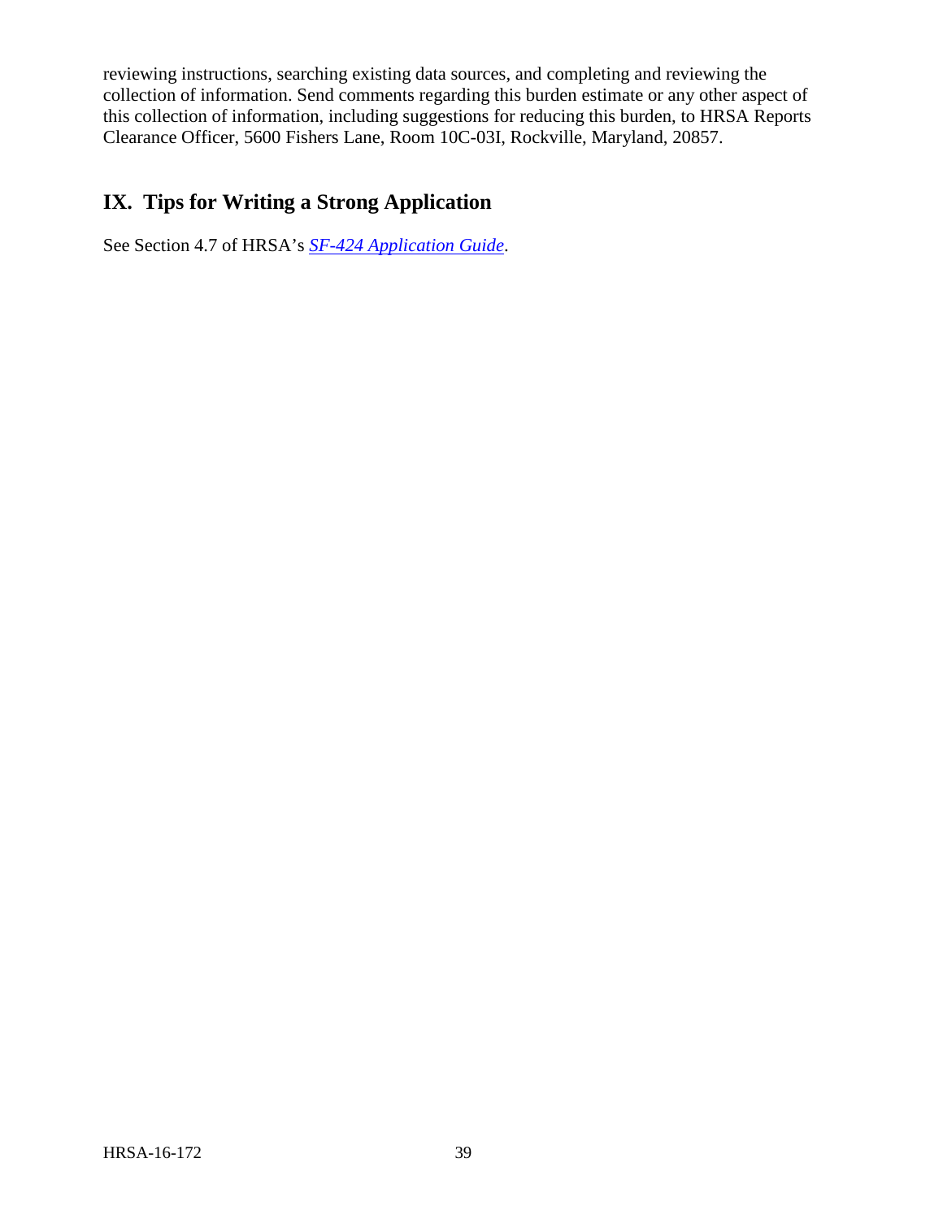reviewing instructions, searching existing data sources, and completing and reviewing the collection of information. Send comments regarding this burden estimate or any other aspect of this collection of information, including suggestions for reducing this burden, to HRSA Reports Clearance Officer, 5600 Fishers Lane, Room 10C-03I, Rockville, Maryland, 20857.

## IX. Tips for Writing a Strong Application

See Section 4.7 of HRSA's *SF-424 Application Guide*.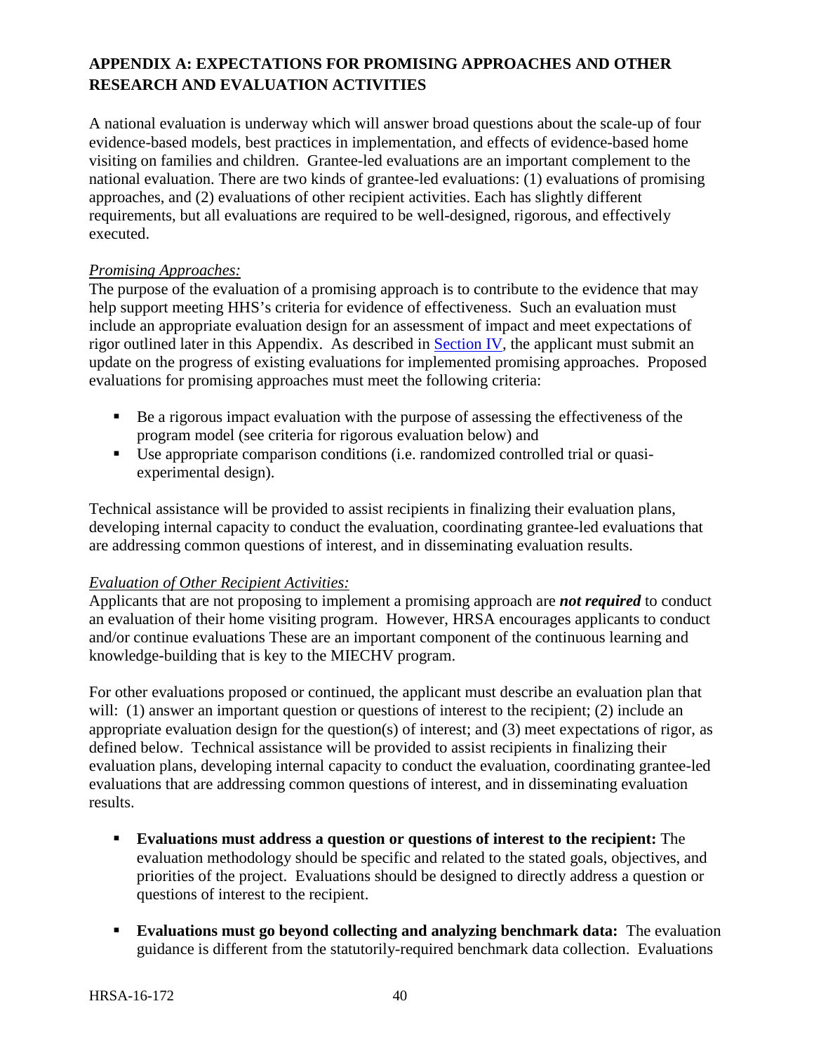## APPENDIX A: EXPECTATIONS FOR PROMISING APPROACHES AND OTHER RESEARCH AND EVALUATION ACTIVITIES

A national evaluation is underway which will answer broad questions about the scale-up of four evidence-based models, best practices in implementation, and effects of evidence-based home visiting on families and children. Grantee-led evaluations are an important complement to the national evaluation. There are two kinds of grantee-led evaluations: (1) evaluations of promising approaches, and (2) evaluations of other recipient activities. Each has slightly different requirements, but all evaluations are required to be well-designed, rigorous, and effectively executed.

*Promising Approaches:*

The purpose of the evaluation of a promising approach is to contribute to the evidence that may help support meeting HHS's criteria for evidence of effectiveness. Such an evaluation must include an appropriate evaluation design for an assessment of impact and meet expectations of rigor outlined later in this Appendix. As described in Section IV, the applicant must submit an update on the progress of existing evaluations for implemented promising approaches. Proposed evaluations for promising approaches must meet the following criteria:

- Be a rigorous impact evaluation with the purpose of assessing the effectiveness of the program model (see criteria for rigorous evaluation below) and
- Use appropriate comparison conditions (i.e. randomized controlled trial or quasi-experimental design).

Technical assistance will be provided to assist recipients in finalizing their evaluation plans, developing internal capacity to conduct the evaluation, coordinating grantee-led evaluations that are addressing common questions of interest, and in disseminating evaluation results.

*Evaluation of Other Recipient Activities:*

Applicants that are not proposing to implement a promising approach are ***not required*** to conduct an evaluation of their home visiting program. However, HRSA encourages applicants to conduct and/or continue evaluations These are an important component of the continuous learning and knowledge-building that is key to the MIECHV program.

For other evaluations proposed or continued, the applicant must describe an evaluation plan that will: (1) answer an important question or questions of interest to the recipient; (2) include an appropriate evaluation design for the question(s) of interest; and (3) meet expectations of rigor, as defined below. Technical assistance will be provided to assist recipients in finalizing their evaluation plans, developing internal capacity to conduct the evaluation, coordinating grantee-led evaluations that are addressing common questions of interest, and in disseminating evaluation results.

- **Evaluations must address a question or questions of interest to the recipient:** The evaluation methodology should be specific and related to the stated goals, objectives, and priorities of the project. Evaluations should be designed to directly address a question or questions of interest to the recipient.

- **Evaluations must go beyond collecting and analyzing benchmark data:** The evaluation guidance is different from the statutorily-required benchmark data collection. Evaluations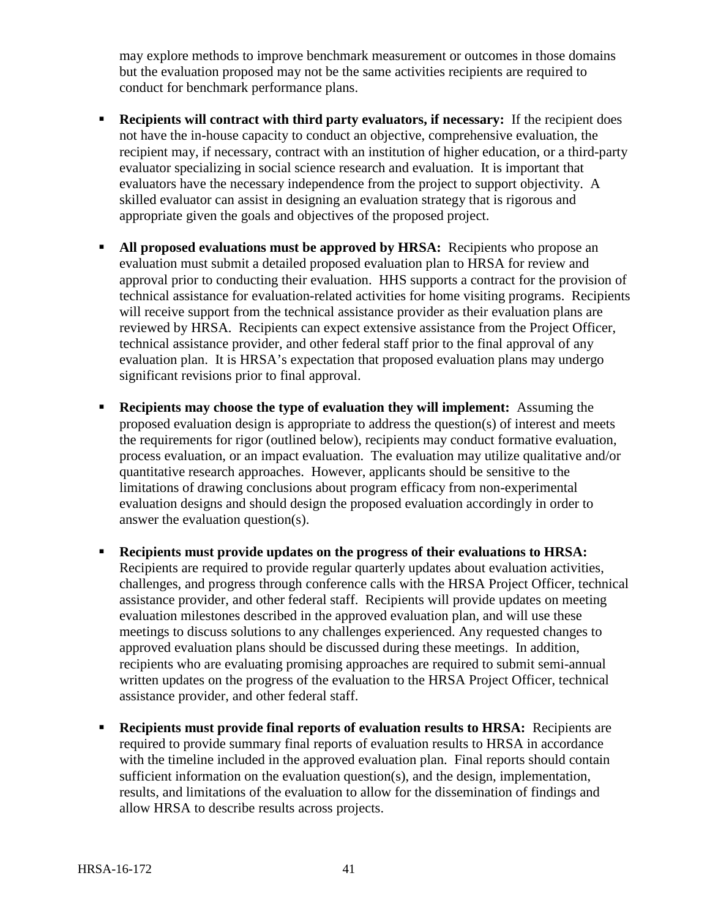may explore methods to improve benchmark measurement or outcomes in those domains but the evaluation proposed may not be the same activities recipients are required to conduct for benchmark performance plans.

- **Recipients will contract with third party evaluators, if necessary:** If the recipient does not have the in-house capacity to conduct an objective, comprehensive evaluation, the recipient may, if necessary, contract with an institution of higher education, or a third-party evaluator specializing in social science research and evaluation. It is important that evaluators have the necessary independence from the project to support objectivity. A skilled evaluator can assist in designing an evaluation strategy that is rigorous and appropriate given the goals and objectives of the proposed project.

- **All proposed evaluations must be approved by HRSA:** Recipients who propose an evaluation must submit a detailed proposed evaluation plan to HRSA for review and approval prior to conducting their evaluation. HHS supports a contract for the provision of technical assistance for evaluation-related activities for home visiting programs. Recipients will receive support from the technical assistance provider as their evaluation plans are reviewed by HRSA. Recipients can expect extensive assistance from the Project Officer, technical assistance provider, and other federal staff prior to the final approval of any evaluation plan. It is HRSA's expectation that proposed evaluation plans may undergo significant revisions prior to final approval.

- **Recipients may choose the type of evaluation they will implement:** Assuming the proposed evaluation design is appropriate to address the question(s) of interest and meets the requirements for rigor (outlined below), recipients may conduct formative evaluation, process evaluation, or an impact evaluation. The evaluation may utilize qualitative and/or quantitative research approaches. However, applicants should be sensitive to the limitations of drawing conclusions about program efficacy from non-experimental evaluation designs and should design the proposed evaluation accordingly in order to answer the evaluation question(s).

- **Recipients must provide updates on the progress of their evaluations to HRSA:** Recipients are required to provide regular quarterly updates about evaluation activities, challenges, and progress through conference calls with the HRSA Project Officer, technical assistance provider, and other federal staff. Recipients will provide updates on meeting evaluation milestones described in the approved evaluation plan, and will use these meetings to discuss solutions to any challenges experienced. Any requested changes to approved evaluation plans should be discussed during these meetings. In addition, recipients who are evaluating promising approaches are required to submit semi-annual written updates on the progress of the evaluation to the HRSA Project Officer, technical assistance provider, and other federal staff.

- **Recipients must provide final reports of evaluation results to HRSA:** Recipients are required to provide summary final reports of evaluation results to HRSA in accordance with the timeline included in the approved evaluation plan. Final reports should contain sufficient information on the evaluation question(s), and the design, implementation, results, and limitations of the evaluation to allow for the dissemination of findings and allow HRSA to describe results across projects.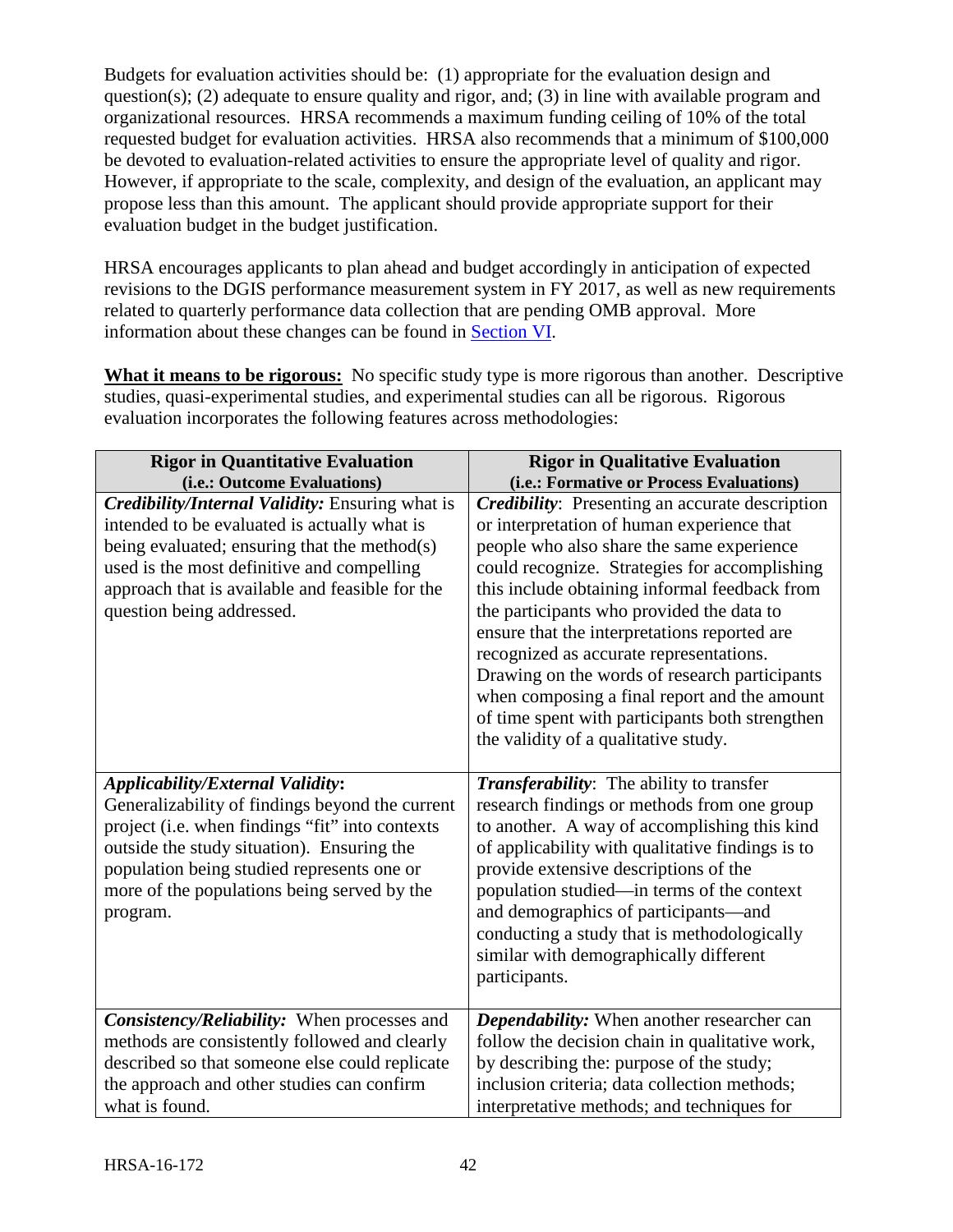Budgets for evaluation activities should be: (1) appropriate for the evaluation design and question(s); (2) adequate to ensure quality and rigor, and; (3) in line with available program and organizational resources. HRSA recommends a maximum funding ceiling of 10% of the total requested budget for evaluation activities. HRSA also recommends that a minimum of $100,000 be devoted to evaluation-related activities to ensure the appropriate level of quality and rigor. However, if appropriate to the scale, complexity, and design of the evaluation, an applicant may propose less than this amount. The applicant should provide appropriate support for their evaluation budget in the budget justification.

HRSA encourages applicants to plan ahead and budget accordingly in anticipation of expected revisions to the DGIS performance measurement system in FY 2017, as well as new requirements related to quarterly performance data collection that are pending OMB approval. More information about these changes can be found in Section VI.

**What it means to be rigorous:** No specific study type is more rigorous than another. Descriptive studies, quasi-experimental studies, and experimental studies can all be rigorous. Rigorous evaluation incorporates the following features across methodologies:

| **Rigor in Quantitative Evaluation (i.e.: Outcome Evaluations)** | **Rigor in Qualitative Evaluation (i.e.: Formative or Process Evaluations)** |
|---|---|
| ***Credibility/Internal Validity:*** Ensuring what is intended to be evaluated is actually what is being evaluated; ensuring that the method(s) used is the most definitive and compelling approach that is available and feasible for the question being addressed. | ***Credibility***: Presenting an accurate description or interpretation of human experience that people who also share the same experience could recognize. Strategies for accomplishing this include obtaining informal feedback from the participants who provided the data to ensure that the interpretations reported are recognized as accurate representations. Drawing on the words of research participants when composing a final report and the amount of time spent with participants both strengthen the validity of a qualitative study. |
| ***Applicability/External Validity*:** Generalizability of findings beyond the current project (i.e. when findings "fit" into contexts outside the study situation). Ensuring the population being studied represents one or more of the populations being served by the program. | ***Transferability***: The ability to transfer research findings or methods from one group to another. A way of accomplishing this kind of applicability with qualitative findings is to provide extensive descriptions of the population studied—in terms of the context and demographics of participants—and conducting a study that is methodologically similar with demographically different participants. |
| ***Consistency/Reliability:*** When processes and methods are consistently followed and clearly described so that someone else could replicate the approach and other studies can confirm what is found. | ***Dependability:*** When another researcher can follow the decision chain in qualitative work, by describing the: purpose of the study; inclusion criteria; data collection methods; interpretative methods; and techniques for |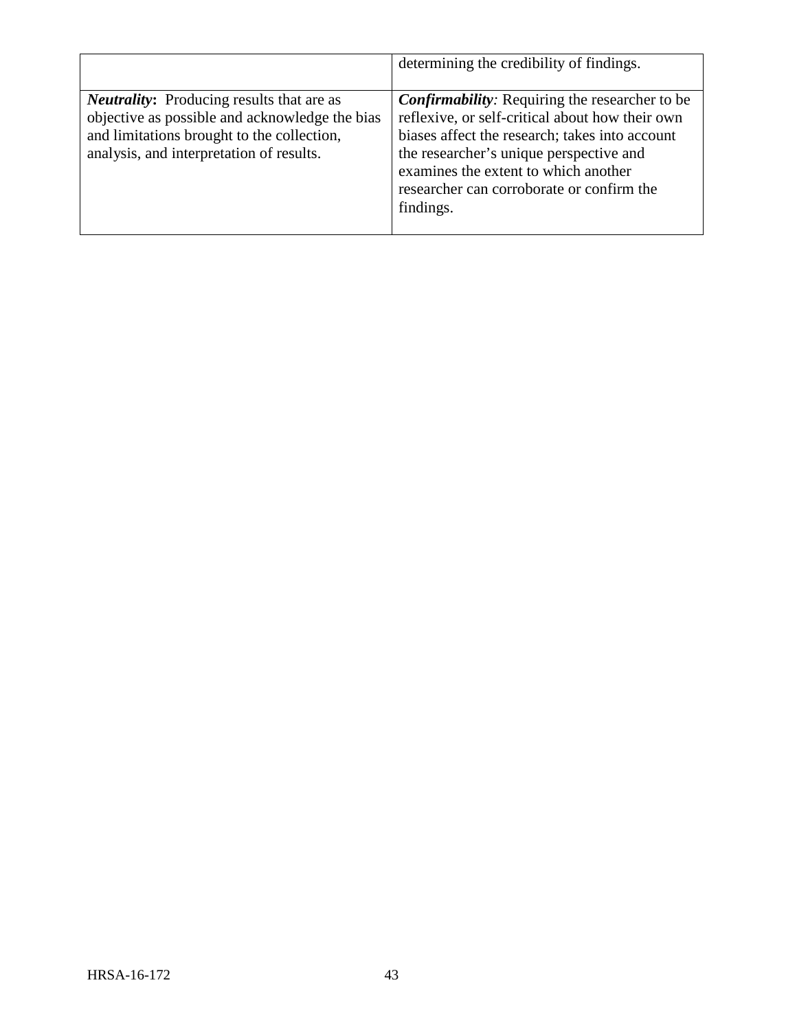| | |
|---|---|
| | determining the credibility of findings. |
| ***Neutrality*****:** Producing results that are as objective as possible and acknowledge the bias and limitations brought to the collection, analysis, and interpretation of results. | ***Confirmability****:* Requiring the researcher to be reflexive, or self-critical about how their own biases affect the research; takes into account the researcher's unique perspective and examines the extent to which another researcher can corroborate or confirm the findings. |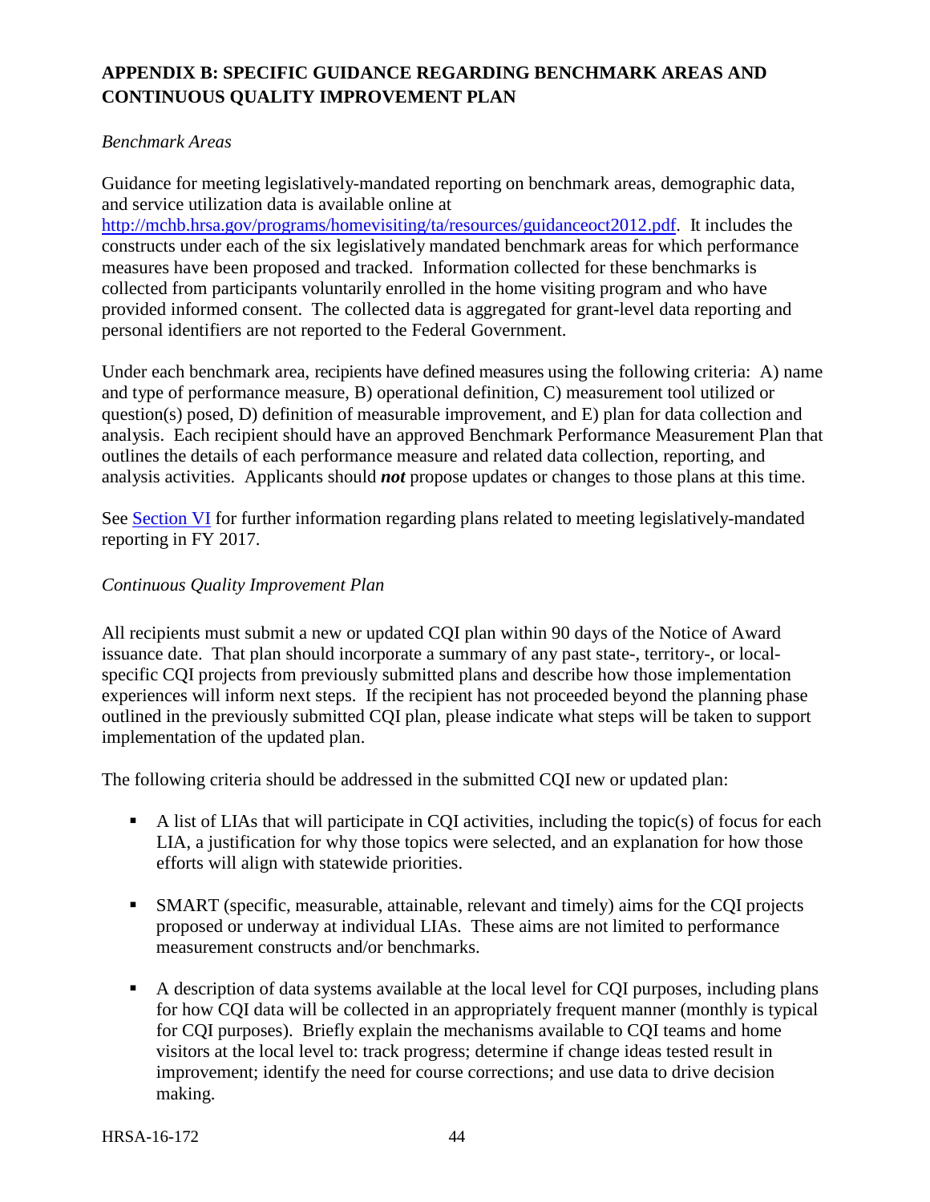## APPENDIX B: SPECIFIC GUIDANCE REGARDING BENCHMARK AREAS AND CONTINUOUS QUALITY IMPROVEMENT PLAN

*Benchmark Areas*

Guidance for meeting legislatively-mandated reporting on benchmark areas, demographic data, and service utilization data is available online at [http://mchb.hrsa.gov/programs/homevisiting/ta/resources/guidanceoct2012.pdf](http://mchb.hrsa.gov/programs/homevisiting/ta/resources/guidanceoct2012.pdf). It includes the constructs under each of the six legislatively mandated benchmark areas for which performance measures have been proposed and tracked. Information collected for these benchmarks is collected from participants voluntarily enrolled in the home visiting program and who have provided informed consent. The collected data is aggregated for grant-level data reporting and personal identifiers are not reported to the Federal Government.

Under each benchmark area, recipients have defined measures using the following criteria: A) name and type of performance measure, B) operational definition, C) measurement tool utilized or question(s) posed, D) definition of measurable improvement, and E) plan for data collection and analysis. Each recipient should have an approved Benchmark Performance Measurement Plan that outlines the details of each performance measure and related data collection, reporting, and analysis activities. Applicants should ***not*** propose updates or changes to those plans at this time.

See Section VI for further information regarding plans related to meeting legislatively-mandated reporting in FY 2017.

*Continuous Quality Improvement Plan*

All recipients must submit a new or updated CQI plan within 90 days of the Notice of Award issuance date. That plan should incorporate a summary of any past state-, territory-, or local-specific CQI projects from previously submitted plans and describe how those implementation experiences will inform next steps. If the recipient has not proceeded beyond the planning phase outlined in the previously submitted CQI plan, please indicate what steps will be taken to support implementation of the updated plan.

The following criteria should be addressed in the submitted CQI new or updated plan:

- A list of LIAs that will participate in CQI activities, including the topic(s) of focus for each LIA, a justification for why those topics were selected, and an explanation for how those efforts will align with statewide priorities.
- SMART (specific, measurable, attainable, relevant and timely) aims for the CQI projects proposed or underway at individual LIAs. These aims are not limited to performance measurement constructs and/or benchmarks.
- A description of data systems available at the local level for CQI purposes, including plans for how CQI data will be collected in an appropriately frequent manner (monthly is typical for CQI purposes). Briefly explain the mechanisms available to CQI teams and home visitors at the local level to: track progress; determine if change ideas tested result in improvement; identify the need for course corrections; and use data to drive decision making.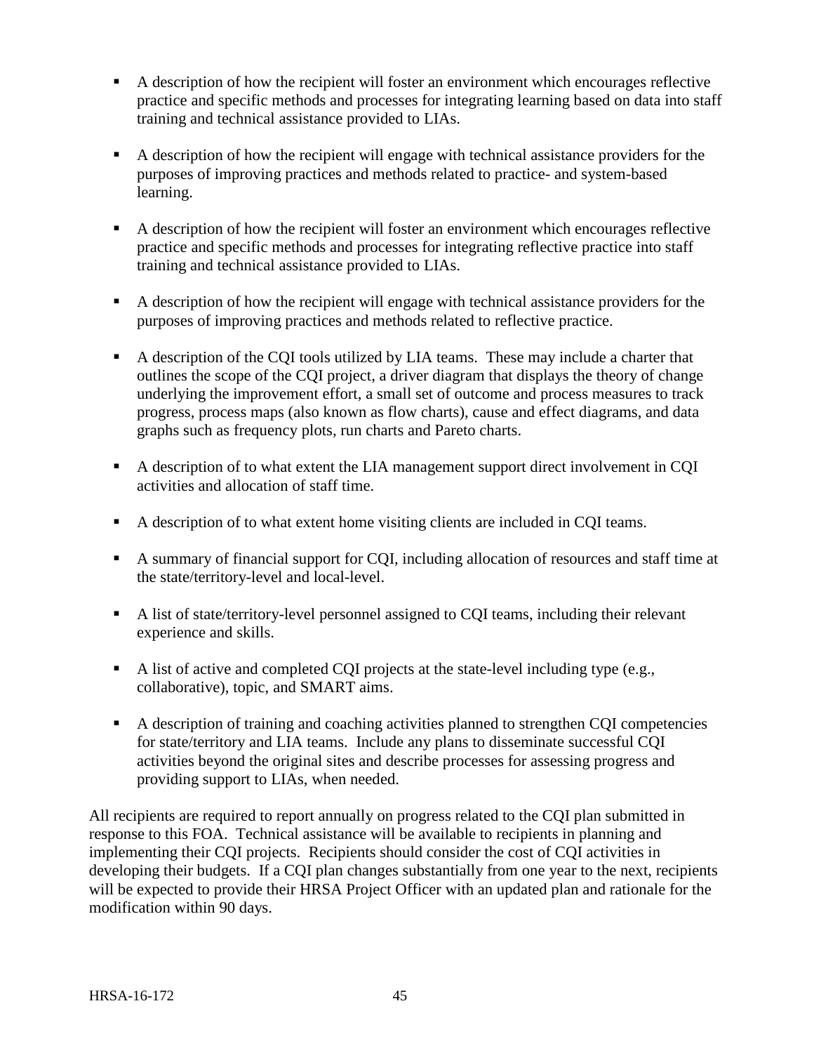- A description of how the recipient will foster an environment which encourages reflective practice and specific methods and processes for integrating learning based on data into staff training and technical assistance provided to LIAs.
- A description of how the recipient will engage with technical assistance providers for the purposes of improving practices and methods related to practice- and system-based learning.
- A description of how the recipient will foster an environment which encourages reflective practice and specific methods and processes for integrating reflective practice into staff training and technical assistance provided to LIAs.
- A description of how the recipient will engage with technical assistance providers for the purposes of improving practices and methods related to reflective practice.
- A description of the CQI tools utilized by LIA teams. These may include a charter that outlines the scope of the CQI project, a driver diagram that displays the theory of change underlying the improvement effort, a small set of outcome and process measures to track progress, process maps (also known as flow charts), cause and effect diagrams, and data graphs such as frequency plots, run charts and Pareto charts.
- A description of to what extent the LIA management support direct involvement in CQI activities and allocation of staff time.
- A description of to what extent home visiting clients are included in CQI teams.
- A summary of financial support for CQI, including allocation of resources and staff time at the state/territory-level and local-level.
- A list of state/territory-level personnel assigned to CQI teams, including their relevant experience and skills.
- A list of active and completed CQI projects at the state-level including type (e.g., collaborative), topic, and SMART aims.
- A description of training and coaching activities planned to strengthen CQI competencies for state/territory and LIA teams. Include any plans to disseminate successful CQI activities beyond the original sites and describe processes for assessing progress and providing support to LIAs, when needed.

All recipients are required to report annually on progress related to the CQI plan submitted in response to this FOA. Technical assistance will be available to recipients in planning and implementing their CQI projects. Recipients should consider the cost of CQI activities in developing their budgets. If a CQI plan changes substantially from one year to the next, recipients will be expected to provide their HRSA Project Officer with an updated plan and rationale for the modification within 90 days.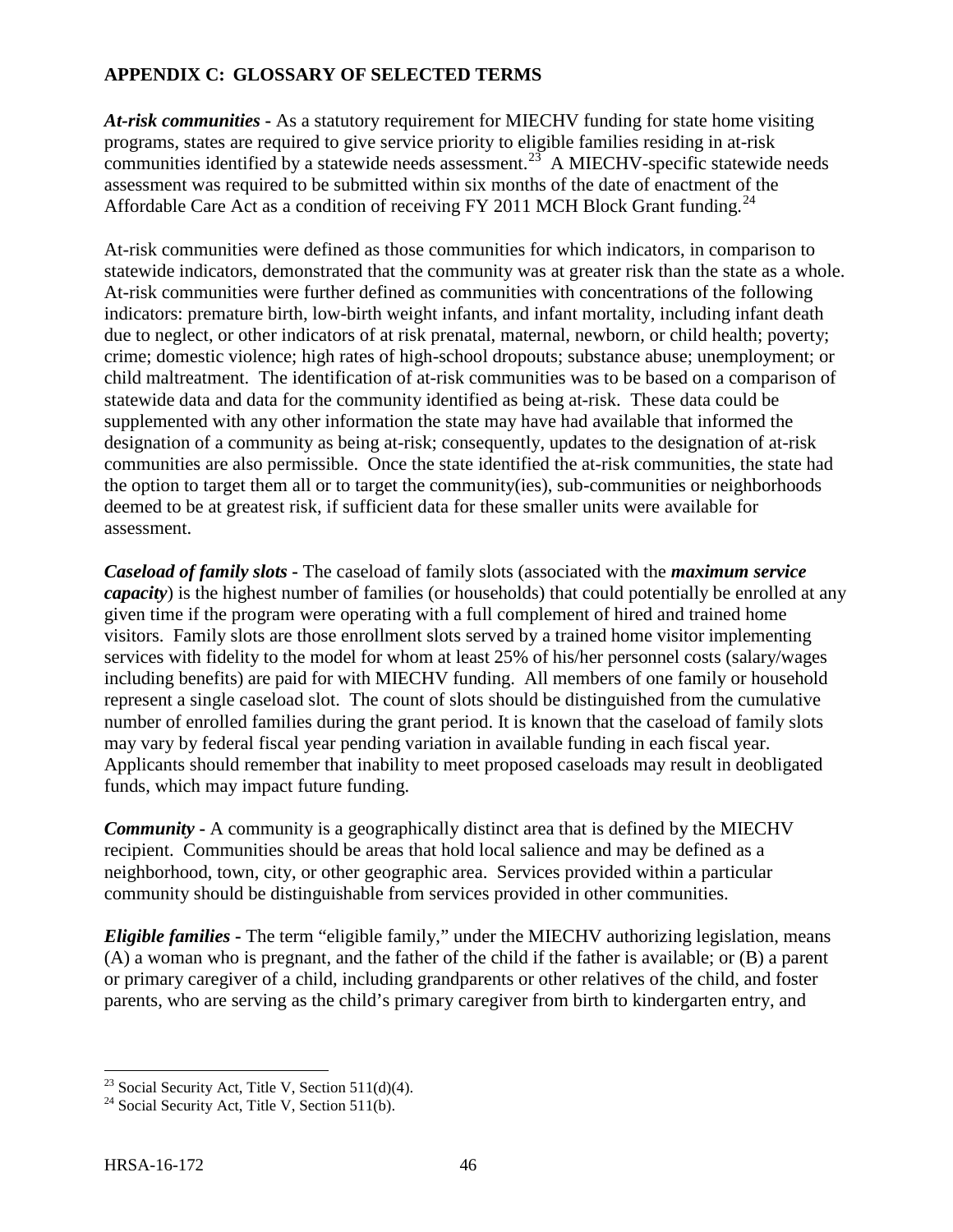## APPENDIX C: GLOSSARY OF SELECTED TERMS

***At-risk communities*** **-** As a statutory requirement for MIECHV funding for state home visiting programs, states are required to give service priority to eligible families residing in at-risk communities identified by a statewide needs assessment.[23] A MIECHV-specific statewide needs assessment was required to be submitted within six months of the date of enactment of the Affordable Care Act as a condition of receiving FY 2011 MCH Block Grant funding.[24]

At-risk communities were defined as those communities for which indicators, in comparison to statewide indicators, demonstrated that the community was at greater risk than the state as a whole. At-risk communities were further defined as communities with concentrations of the following indicators: premature birth, low-birth weight infants, and infant mortality, including infant death due to neglect, or other indicators of at risk prenatal, maternal, newborn, or child health; poverty; crime; domestic violence; high rates of high-school dropouts; substance abuse; unemployment; or child maltreatment. The identification of at-risk communities was to be based on a comparison of statewide data and data for the community identified as being at-risk. These data could be supplemented with any other information the state may have had available that informed the designation of a community as being at-risk; consequently, updates to the designation of at-risk communities are also permissible. Once the state identified the at-risk communities, the state had the option to target them all or to target the community(ies), sub-communities or neighborhoods deemed to be at greatest risk, if sufficient data for these smaller units were available for assessment.

***Caseload of family slots*** **-** The caseload of family slots (associated with the ***maximum service capacity***) is the highest number of families (or households) that could potentially be enrolled at any given time if the program were operating with a full complement of hired and trained home visitors. Family slots are those enrollment slots served by a trained home visitor implementing services with fidelity to the model for whom at least 25% of his/her personnel costs (salary/wages including benefits) are paid for with MIECHV funding. All members of one family or household represent a single caseload slot. The count of slots should be distinguished from the cumulative number of enrolled families during the grant period. It is known that the caseload of family slots may vary by federal fiscal year pending variation in available funding in each fiscal year. Applicants should remember that inability to meet proposed caseloads may result in deobligated funds, which may impact future funding.

***Community*** **-** A community is a geographically distinct area that is defined by the MIECHV recipient. Communities should be areas that hold local salience and may be defined as a neighborhood, town, city, or other geographic area. Services provided within a particular community should be distinguishable from services provided in other communities.

***Eligible families*** **-** The term "eligible family," under the MIECHV authorizing legislation, means (A) a woman who is pregnant, and the father of the child if the father is available; or (B) a parent or primary caregiver of a child, including grandparents or other relatives of the child, and foster parents, who are serving as the child's primary caregiver from birth to kindergarten entry, and

[23] Social Security Act, Title V, Section 511(d)(4).

[24] Social Security Act, Title V, Section 511(b).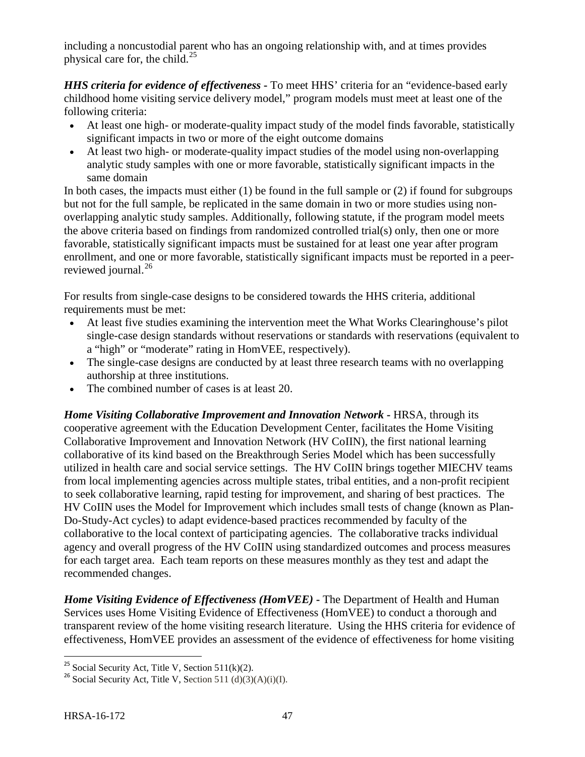including a noncustodial parent who has an ongoing relationship with, and at times provides physical care for, the child.[25]

***HHS criteria for evidence of effectiveness*** **-** To meet HHS' criteria for an "evidence-based early childhood home visiting service delivery model," program models must meet at least one of the following criteria:

- At least one high- or moderate-quality impact study of the model finds favorable, statistically significant impacts in two or more of the eight outcome domains
- At least two high- or moderate-quality impact studies of the model using non-overlapping analytic study samples with one or more favorable, statistically significant impacts in the same domain

In both cases, the impacts must either (1) be found in the full sample or (2) if found for subgroups but not for the full sample, be replicated in the same domain in two or more studies using non-overlapping analytic study samples. Additionally, following statute, if the program model meets the above criteria based on findings from randomized controlled trial(s) only, then one or more favorable, statistically significant impacts must be sustained for at least one year after program enrollment, and one or more favorable, statistically significant impacts must be reported in a peer-reviewed journal.[26]

For results from single-case designs to be considered towards the HHS criteria, additional requirements must be met:

- At least five studies examining the intervention meet the What Works Clearinghouse's pilot single-case design standards without reservations or standards with reservations (equivalent to a "high" or "moderate" rating in HomVEE, respectively).
- The single-case designs are conducted by at least three research teams with no overlapping authorship at three institutions.
- The combined number of cases is at least 20.

***Home Visiting Collaborative Improvement and Innovation Network*** **-** HRSA, through its cooperative agreement with the Education Development Center, facilitates the Home Visiting Collaborative Improvement and Innovation Network (HV CoIIN), the first national learning collaborative of its kind based on the Breakthrough Series Model which has been successfully utilized in health care and social service settings. The HV CoIIN brings together MIECHV teams from local implementing agencies across multiple states, tribal entities, and a non-profit recipient to seek collaborative learning, rapid testing for improvement, and sharing of best practices. The HV CoIIN uses the Model for Improvement which includes small tests of change (known as Plan-Do-Study-Act cycles) to adapt evidence-based practices recommended by faculty of the collaborative to the local context of participating agencies. The collaborative tracks individual agency and overall progress of the HV CoIIN using standardized outcomes and process measures for each target area. Each team reports on these measures monthly as they test and adapt the recommended changes.

***Home Visiting Evidence of Effectiveness (HomVEE)*** **-** The Department of Health and Human Services uses Home Visiting Evidence of Effectiveness (HomVEE) to conduct a thorough and transparent review of the home visiting research literature. Using the HHS criteria for evidence of effectiveness, HomVEE provides an assessment of the evidence of effectiveness for home visiting

---

[25] Social Security Act, Title V, Section 511(k)(2).

[26] Social Security Act, Title V, Section 511 (d)(3)(A)(i)(I).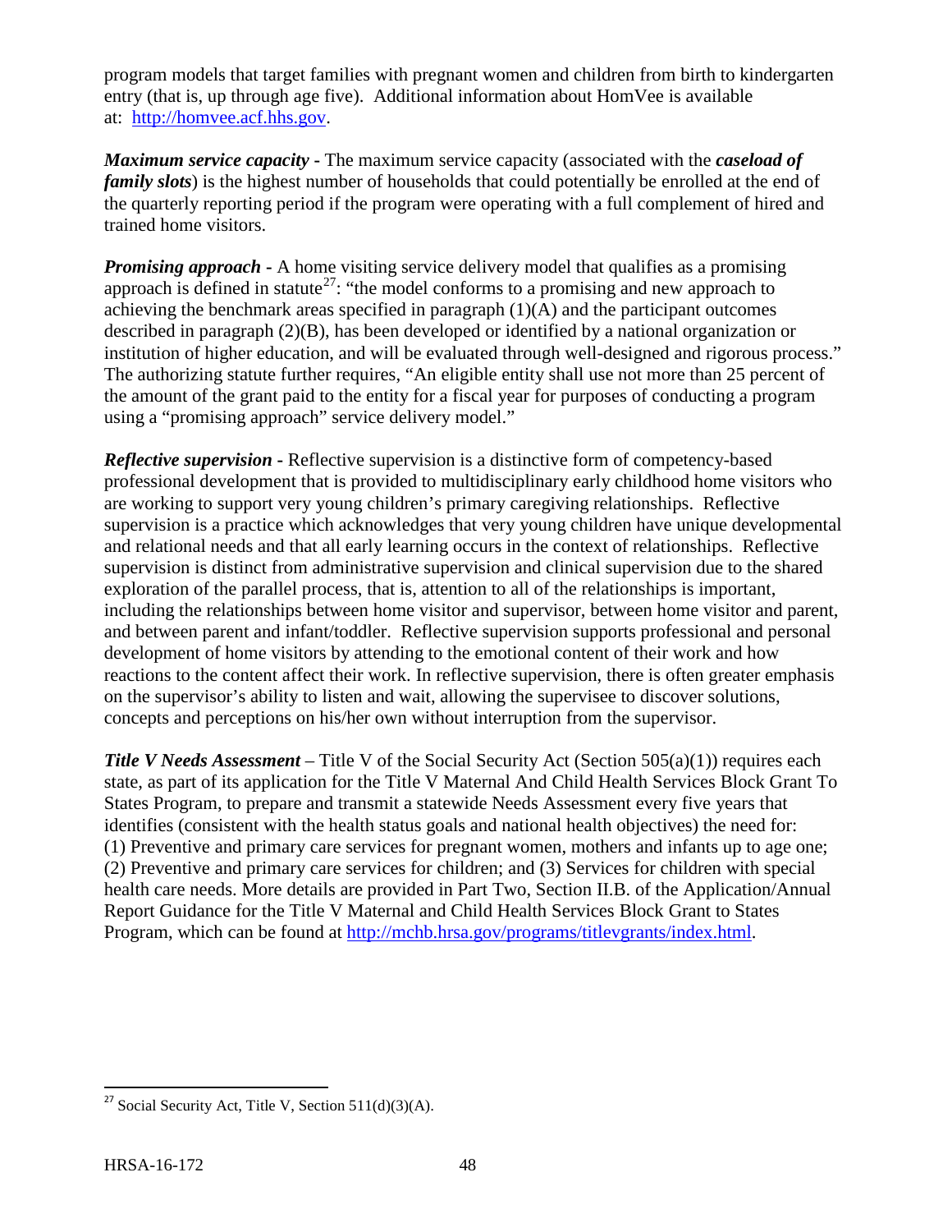program models that target families with pregnant women and children from birth to kindergarten entry (that is, up through age five). Additional information about HomVee is available at: http://homvee.acf.hhs.gov.

***Maximum service capacity*** **-** The maximum service capacity (associated with the ***caseload of family slots***) is the highest number of households that could potentially be enrolled at the end of the quarterly reporting period if the program were operating with a full complement of hired and trained home visitors.

***Promising approach*** **-** A home visiting service delivery model that qualifies as a promising approach is defined in statute[27]: "the model conforms to a promising and new approach to achieving the benchmark areas specified in paragraph (1)(A) and the participant outcomes described in paragraph (2)(B), has been developed or identified by a national organization or institution of higher education, and will be evaluated through well-designed and rigorous process." The authorizing statute further requires, "An eligible entity shall use not more than 25 percent of the amount of the grant paid to the entity for a fiscal year for purposes of conducting a program using a "promising approach" service delivery model."

***Reflective supervision*** **-** Reflective supervision is a distinctive form of competency-based professional development that is provided to multidisciplinary early childhood home visitors who are working to support very young children's primary caregiving relationships. Reflective supervision is a practice which acknowledges that very young children have unique developmental and relational needs and that all early learning occurs in the context of relationships. Reflective supervision is distinct from administrative supervision and clinical supervision due to the shared exploration of the parallel process, that is, attention to all of the relationships is important, including the relationships between home visitor and supervisor, between home visitor and parent, and between parent and infant/toddler. Reflective supervision supports professional and personal development of home visitors by attending to the emotional content of their work and how reactions to the content affect their work. In reflective supervision, there is often greater emphasis on the supervisor's ability to listen and wait, allowing the supervisee to discover solutions, concepts and perceptions on his/her own without interruption from the supervisor.

***Title V Needs Assessment*** – Title V of the Social Security Act (Section 505(a)(1)) requires each state, as part of its application for the Title V Maternal And Child Health Services Block Grant To States Program, to prepare and transmit a statewide Needs Assessment every five years that identifies (consistent with the health status goals and national health objectives) the need for: (1) Preventive and primary care services for pregnant women, mothers and infants up to age one; (2) Preventive and primary care services for children; and (3) Services for children with special health care needs. More details are provided in Part Two, Section II.B. of the Application/Annual Report Guidance for the Title V Maternal and Child Health Services Block Grant to States Program, which can be found at http://mchb.hrsa.gov/programs/titlevgrants/index.html.

[27] Social Security Act, Title V, Section 511(d)(3)(A).